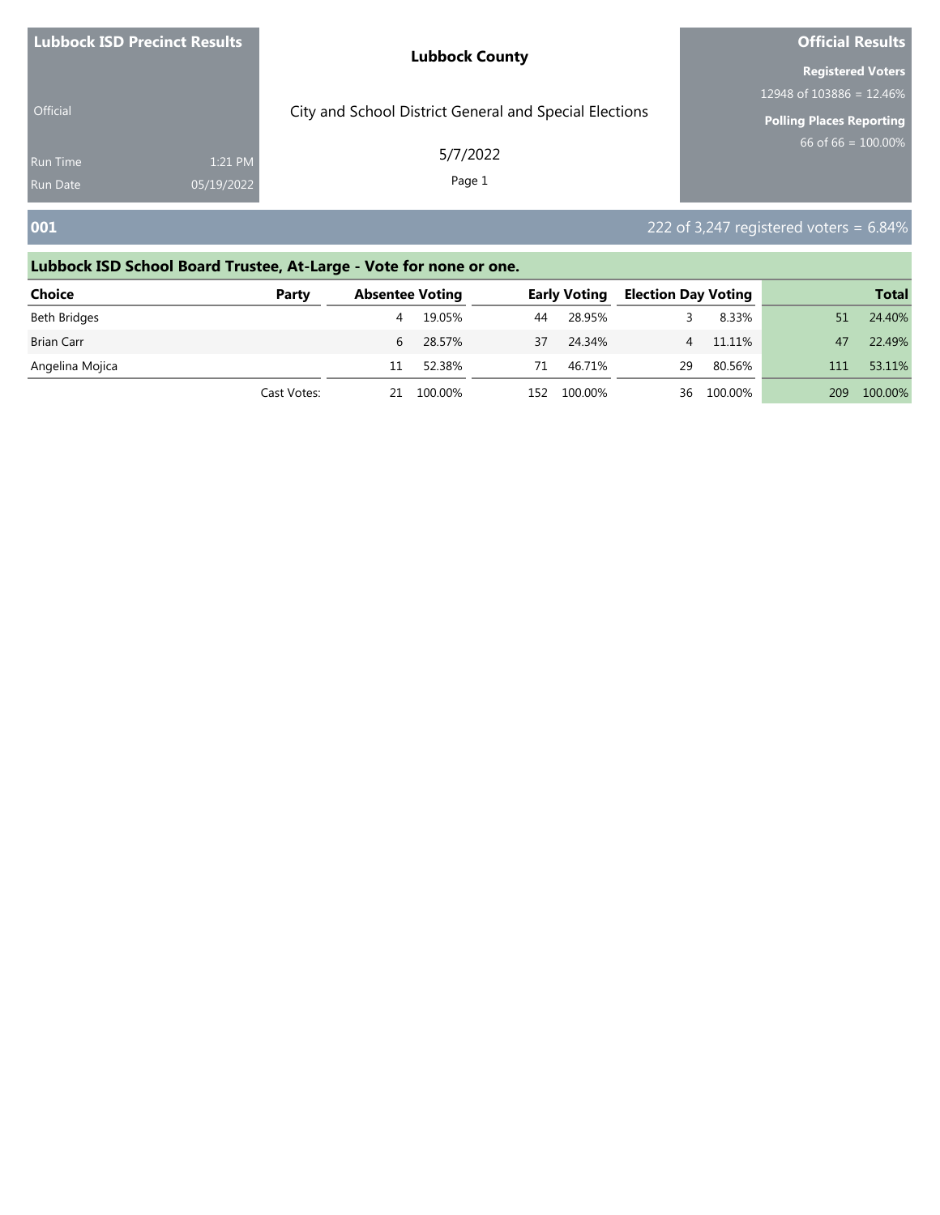**Lubbock ISD Precinct Results**

Official

Run Time 1:21 PM

Run Date 05/19/2022

**Lubbock County**

City and School District General and Special Elections

5/7/2022

**Official Results**

**Registered Voters**

12948 of 103886 = 12.46%

**Polling Places Reporting**

66 of 66 = 100.00%

## 001

222 of 3,247 registered voters = 6.84%

### Lubbock ISD School Board Trustee, At-Large - Vote for none or one.

| Choice | Party | Absentee Voting | | Early Voting | | Election Day Voting | | Total | |
|---|---|---|---|---|---|---|---|---|---|
| Beth Bridges | | 4 | 19.05% | 44 | 28.95% | 3 | 8.33% | 51 | 24.40% |
| Brian Carr | | 6 | 28.57% | 37 | 24.34% | 4 | 11.11% | 47 | 22.49% |
| Angelina Mojica | | 11 | 52.38% | 71 | 46.71% | 29 | 80.56% | 111 | 53.11% |
| | Cast Votes: | 21 | 100.00% | 152 | 100.00% | 36 | 100.00% | 209 | 100.00% |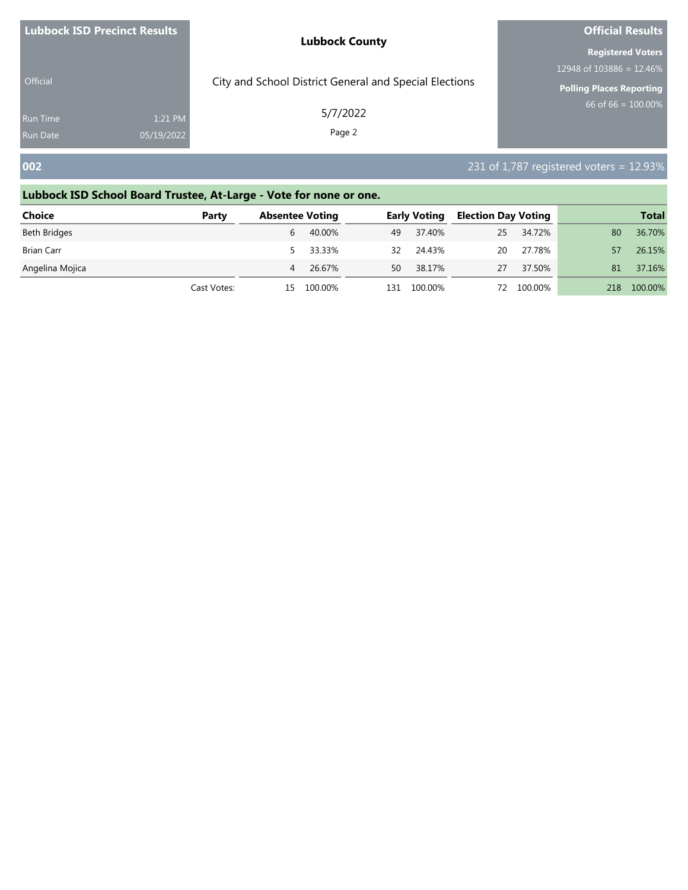**Lubbock ISD Precinct Results**

Official

Run Time 1:21 PM

Run Date 05/19/2022

**Lubbock County**

City and School District General and Special Elections

5/7/2022

**Official Results**

**Registered Voters**

12948 of 103886 = 12.46%

**Polling Places Reporting**

66 of 66 = 100.00%

## 002

231 of 1,787 registered voters = 12.93%

### Lubbock ISD School Board Trustee, At-Large - Vote for none or one.

| Choice | Party | Absentee Voting | | Early Voting | | Election Day Voting | | Total | |
|---|---|---|---|---|---|---|---|---|---|
| Beth Bridges | | 6 | 40.00% | 49 | 37.40% | 25 | 34.72% | 80 | 36.70% |
| Brian Carr | | 5 | 33.33% | 32 | 24.43% | 20 | 27.78% | 57 | 26.15% |
| Angelina Mojica | | 4 | 26.67% | 50 | 38.17% | 27 | 37.50% | 81 | 37.16% |
| | Cast Votes: | 15 | 100.00% | 131 | 100.00% | 72 | 100.00% | 218 | 100.00% |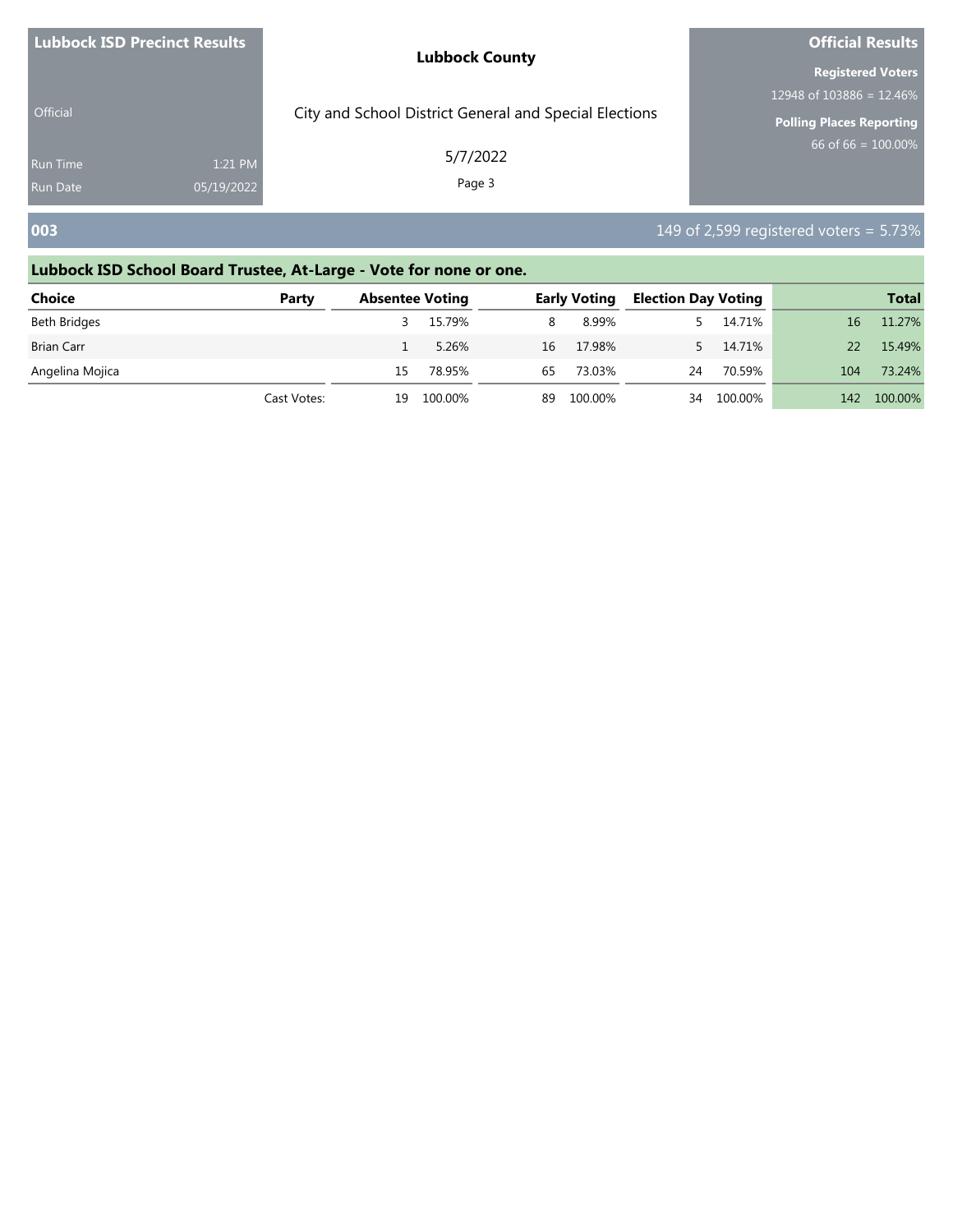**003** — 149 of 2,599 registered voters = 5.73%

### Lubbock ISD School Board Trustee, At-Large - Vote for none or one.

| Choice | Party | Absentee Voting | | Early Voting | | Election Day Voting | | Total | |
|---|---|---|---|---|---|---|---|---|---|
| Beth Bridges | | 3 | 15.79% | 8 | 8.99% | 5 | 14.71% | 16 | 11.27% |
| Brian Carr | | 1 | 5.26% | 16 | 17.98% | 5 | 14.71% | 22 | 15.49% |
| Angelina Mojica | | 15 | 78.95% | 65 | 73.03% | 24 | 70.59% | 104 | 73.24% |
| | Cast Votes: | 19 | 100.00% | 89 | 100.00% | 34 | 100.00% | 142 | 100.00% |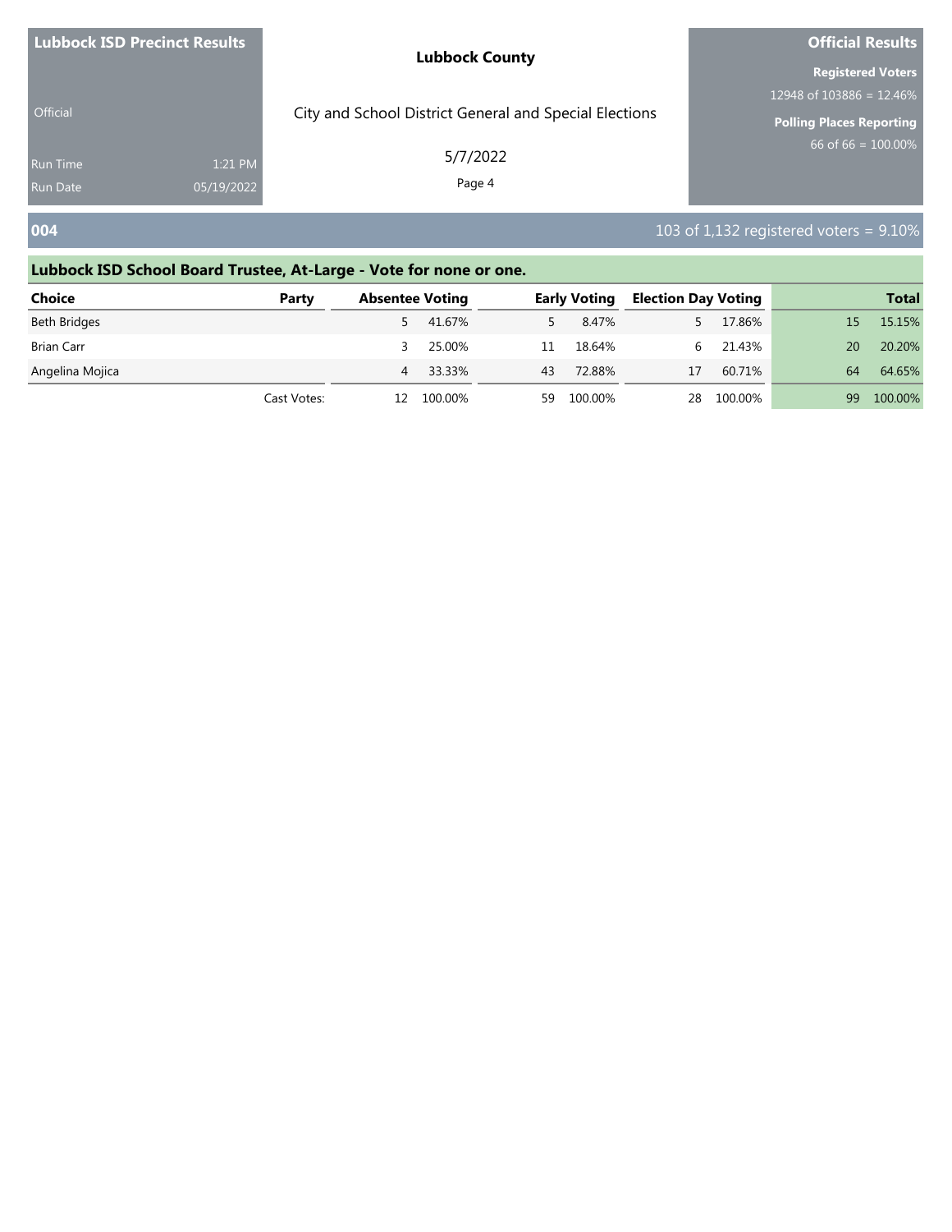## 004

103 of 1,132 registered voters = 9.10%

### Lubbock ISD School Board Trustee, At-Large - Vote for none or one.

| Choice | Party | Absentee Voting | | Early Voting | | Election Day Voting | | Total | |
|---|---|---|---|---|---|---|---|---|---|
| Beth Bridges | | 5 | 41.67% | 5 | 8.47% | 5 | 17.86% | 15 | 15.15% |
| Brian Carr | | 3 | 25.00% | 11 | 18.64% | 6 | 21.43% | 20 | 20.20% |
| Angelina Mojica | | 4 | 33.33% | 43 | 72.88% | 17 | 60.71% | 64 | 64.65% |
| | Cast Votes: | 12 | 100.00% | 59 | 100.00% | 28 | 100.00% | 99 | 100.00% |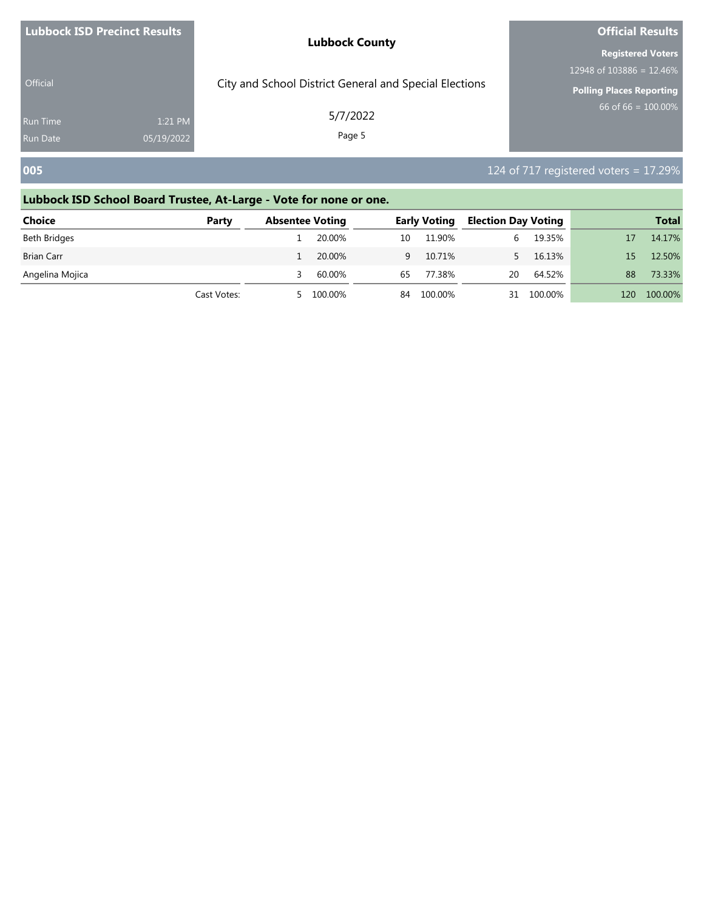## 005

124 of 717 registered voters = 17.29%

### Lubbock ISD School Board Trustee, At-Large - Vote for none or one.

| Choice | Party | Absentee Voting | | Early Voting | | Election Day Voting | | Total | |
|---|---|---|---|---|---|---|---|---|---|
| Beth Bridges | | 1 | 20.00% | 10 | 11.90% | 6 | 19.35% | 17 | 14.17% |
| Brian Carr | | 1 | 20.00% | 9 | 10.71% | 5 | 16.13% | 15 | 12.50% |
| Angelina Mojica | | 3 | 60.00% | 65 | 77.38% | 20 | 64.52% | 88 | 73.33% |
| | Cast Votes: | 5 | 100.00% | 84 | 100.00% | 31 | 100.00% | 120 | 100.00% |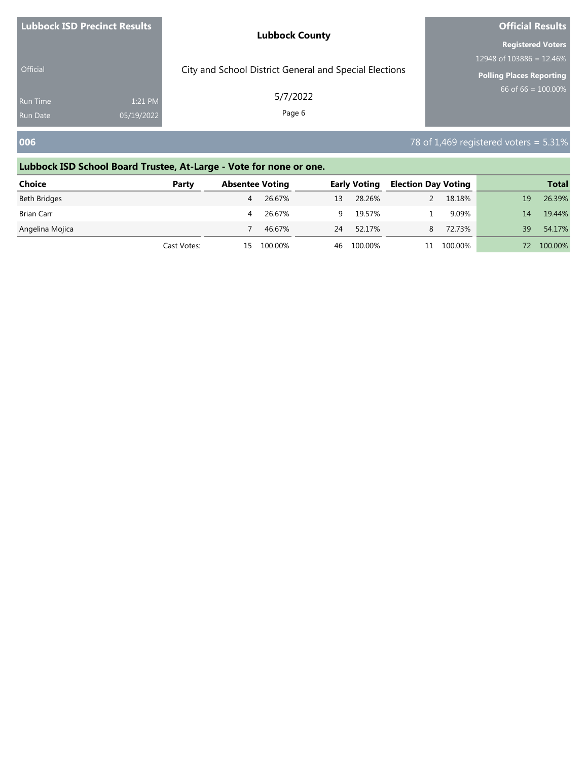## 006

78 of 1,469 registered voters = 5.31%

### Lubbock ISD School Board Trustee, At-Large - Vote for none or one.

| Choice | Party | Absentee Voting | | Early Voting | | Election Day Voting | | Total | |
|---|---|---|---|---|---|---|---|---|---|
| Beth Bridges | | 4 | 26.67% | 13 | 28.26% | 2 | 18.18% | 19 | 26.39% |
| Brian Carr | | 4 | 26.67% | 9 | 19.57% | 1 | 9.09% | 14 | 19.44% |
| Angelina Mojica | | 7 | 46.67% | 24 | 52.17% | 8 | 72.73% | 39 | 54.17% |
| | Cast Votes: | 15 | 100.00% | 46 | 100.00% | 11 | 100.00% | 72 | 100.00% |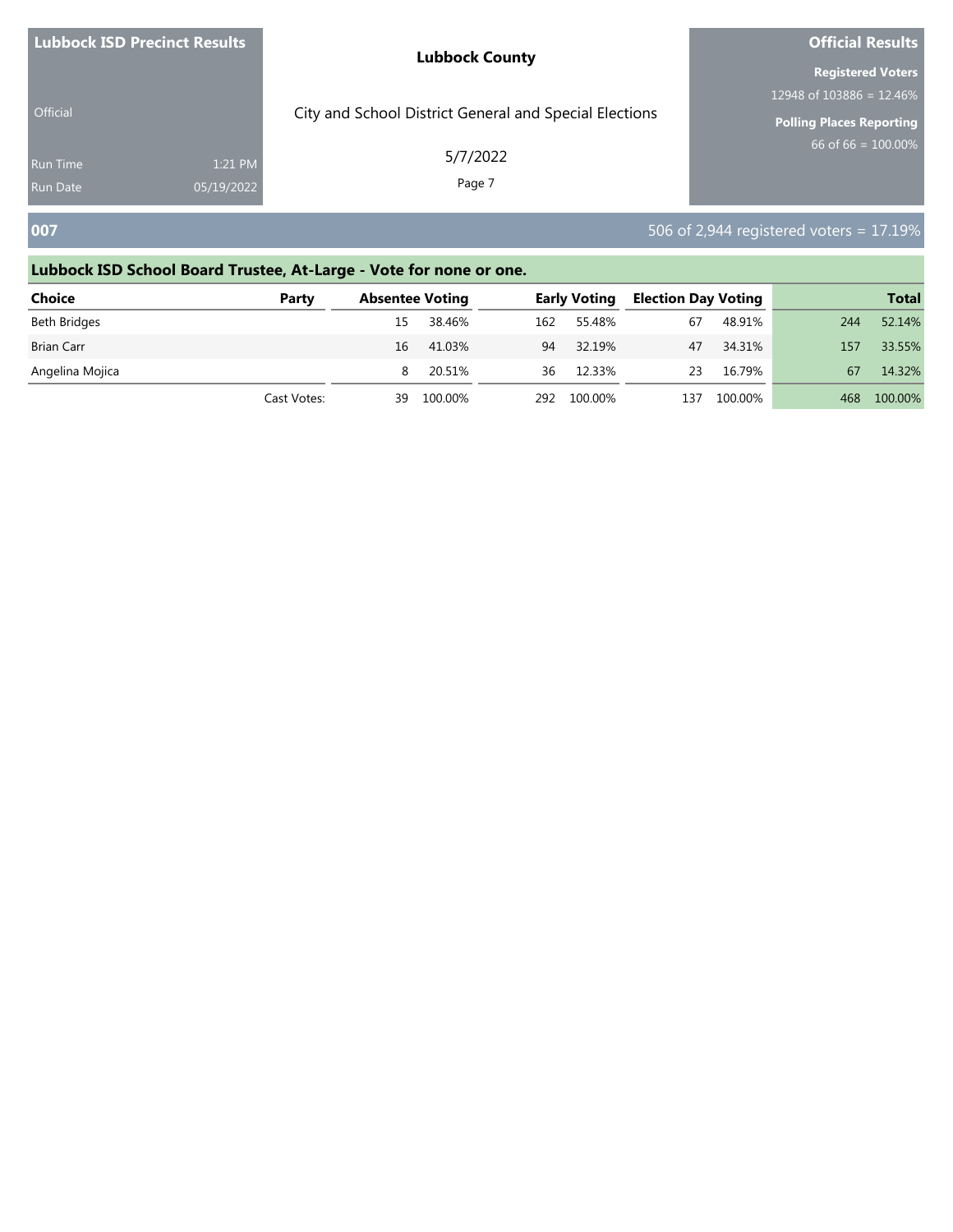| Lubbock ISD Precinct Results | | Lubbock County | Official Results |
|---|---|---|---|
| Official | | City and School District General and Special Elections | Registered Voters 12948 of 103886 = 12.46% |
| Run Time | 1:21 PM | 5/7/2022 | Polling Places Reporting 66 of 66 = 100.00% |
| Run Date | 05/19/2022 | | |

## 007

506 of 2,944 registered voters = 17.19%

### Lubbock ISD School Board Trustee, At-Large - Vote for none or one.

| Choice | Party | Absentee Voting | | Early Voting | | Election Day Voting | | Total | |
|---|---|---|---|---|---|---|---|---|---|
| Beth Bridges | | 15 | 38.46% | 162 | 55.48% | 67 | 48.91% | 244 | 52.14% |
| Brian Carr | | 16 | 41.03% | 94 | 32.19% | 47 | 34.31% | 157 | 33.55% |
| Angelina Mojica | | 8 | 20.51% | 36 | 12.33% | 23 | 16.79% | 67 | 14.32% |
| | Cast Votes: | 39 | 100.00% | 292 | 100.00% | 137 | 100.00% | 468 | 100.00% |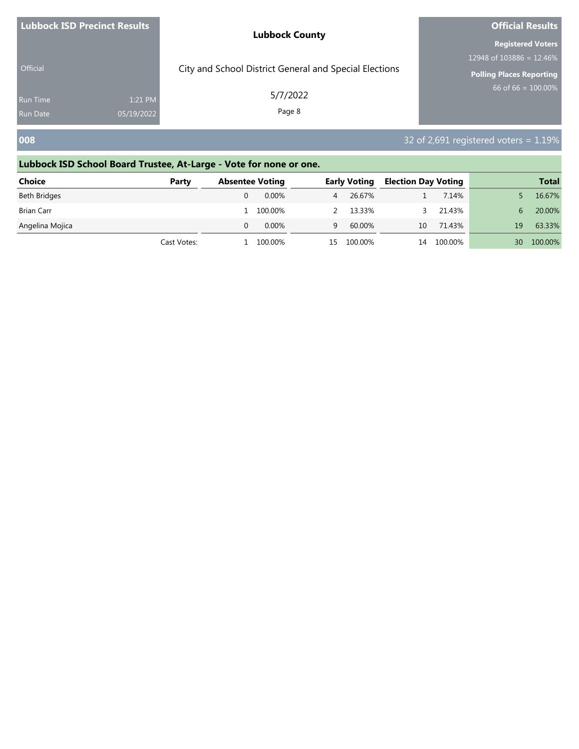## 008

32 of 2,691 registered voters = 1.19%

### Lubbock ISD School Board Trustee, At-Large - Vote for none or one.

| Choice | Party | Absentee Voting | | Early Voting | | Election Day Voting | | Total | |
|---|---|---|---|---|---|---|---|---|---|
| Beth Bridges | | 0 | 0.00% | 4 | 26.67% | 1 | 7.14% | 5 | 16.67% |
| Brian Carr | | 1 | 100.00% | 2 | 13.33% | 3 | 21.43% | 6 | 20.00% |
| Angelina Mojica | | 0 | 0.00% | 9 | 60.00% | 10 | 71.43% | 19 | 63.33% |
| | Cast Votes: | 1 | 100.00% | 15 | 100.00% | 14 | 100.00% | 30 | 100.00% |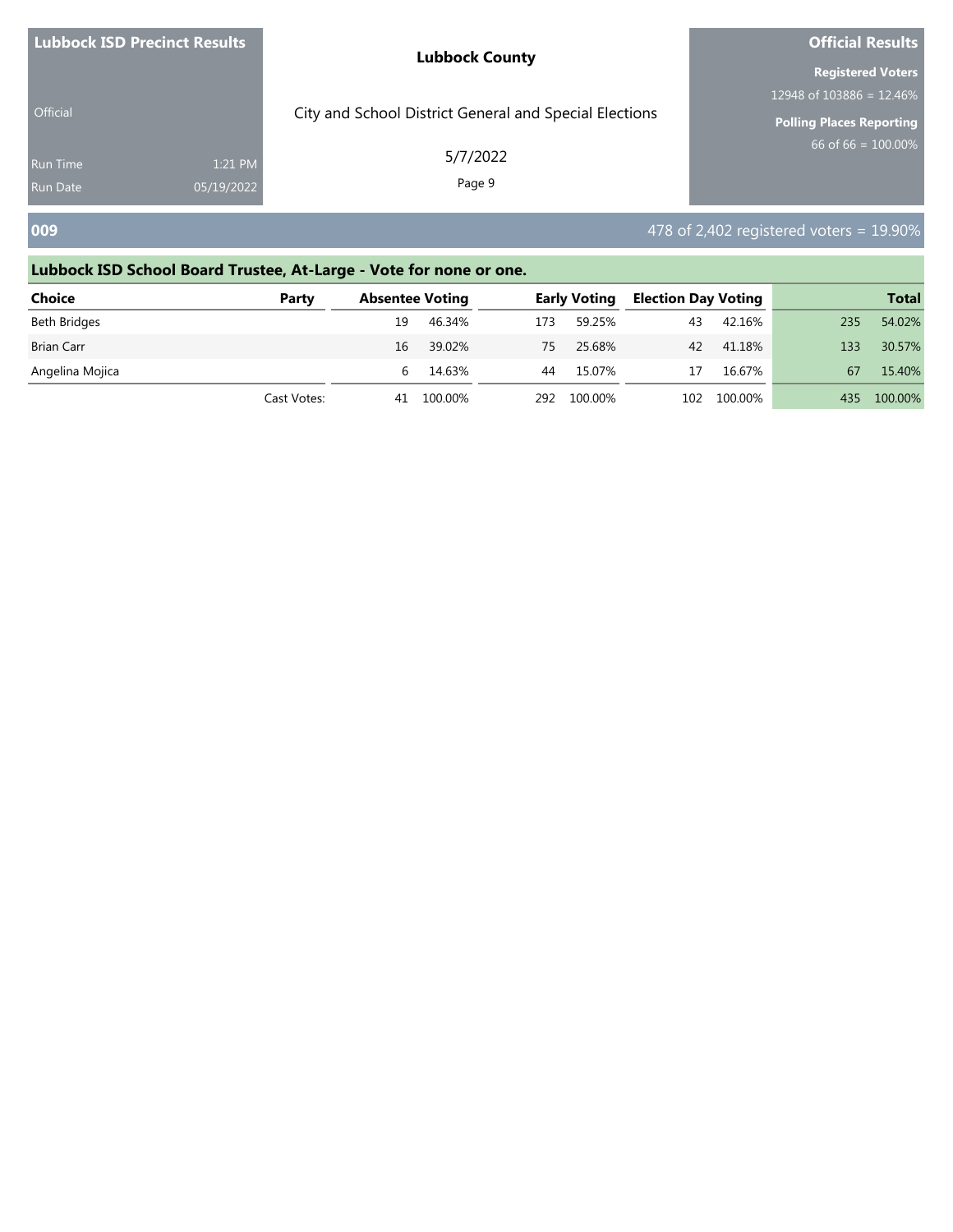**Lubbock ISD Precinct Results**

Official

Run Time 1:21 PM

Run Date 05/19/2022

**Lubbock County**

City and School District General and Special Elections

5/7/2022

**Official Results**

**Registered Voters**

12948 of 103886 = 12.46%

**Polling Places Reporting**

66 of 66 = 100.00%

## 009

478 of 2,402 registered voters = 19.90%

### Lubbock ISD School Board Trustee, At-Large - Vote for none or one.

| Choice | Party | Absentee Voting | | Early Voting | | Election Day Voting | | Total | |
|---|---|---|---|---|---|---|---|---|---|
| Beth Bridges | | 19 | 46.34% | 173 | 59.25% | 43 | 42.16% | 235 | 54.02% |
| Brian Carr | | 16 | 39.02% | 75 | 25.68% | 42 | 41.18% | 133 | 30.57% |
| Angelina Mojica | | 6 | 14.63% | 44 | 15.07% | 17 | 16.67% | 67 | 15.40% |
| | Cast Votes: | 41 | 100.00% | 292 | 100.00% | 102 | 100.00% | 435 | 100.00% |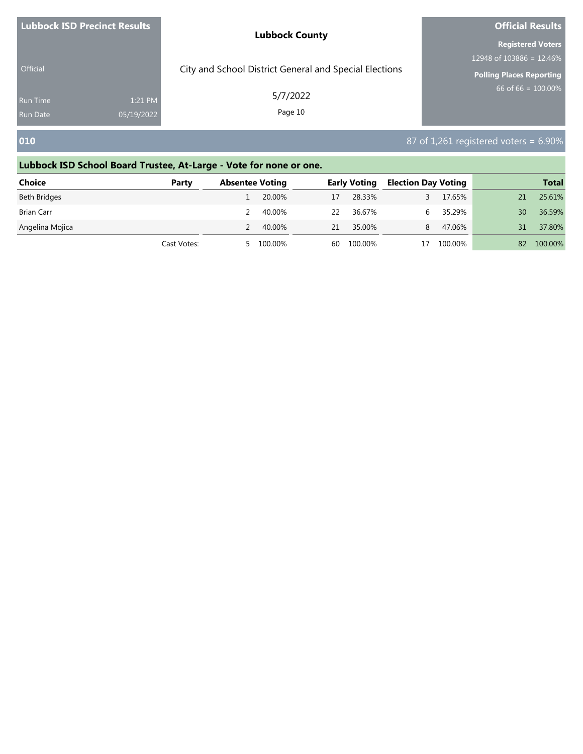**Lubbock ISD Precinct Results**

Official

Run Time 1:21 PM

Run Date 05/19/2022

**Lubbock County**

City and School District General and Special Elections

5/7/2022

**Official Results**

**Registered Voters**

12948 of 103886 = 12.46%

**Polling Places Reporting**

66 of 66 = 100.00%

## 010

87 of 1,261 registered voters = 6.90%

### Lubbock ISD School Board Trustee, At-Large - Vote for none or one.

| Choice | Party | Absentee Voting | | Early Voting | | Election Day Voting | | Total | |
|---|---|---|---|---|---|---|---|---|---|
| Beth Bridges | | 1 | 20.00% | 17 | 28.33% | 3 | 17.65% | 21 | 25.61% |
| Brian Carr | | 2 | 40.00% | 22 | 36.67% | 6 | 35.29% | 30 | 36.59% |
| Angelina Mojica | | 2 | 40.00% | 21 | 35.00% | 8 | 47.06% | 31 | 37.80% |
| | Cast Votes: | 5 | 100.00% | 60 | 100.00% | 17 | 100.00% | 82 | 100.00% |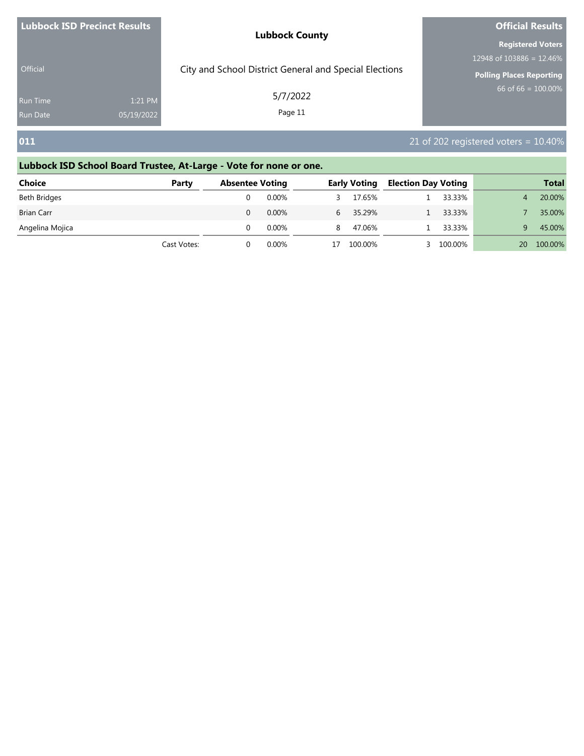| Lubbock ISD Precinct Results | | Lubbock County | Official Results |
|---|---|---|---|
| Official | | City and School District General and Special Elections | Registered Voters 12948 of 103886 = 12.46% |
| Run Time | 1:21 PM | 5/7/2022 | Polling Places Reporting 66 of 66 = 100.00% |
| Run Date | 05/19/2022 | | |

## 011

21 of 202 registered voters = 10.40%

### Lubbock ISD School Board Trustee, At-Large - Vote for none or one.

| Choice | Party | Absentee Voting | | Early Voting | | Election Day Voting | | Total | |
|---|---|---|---|---|---|---|---|---|---|
| Beth Bridges | | 0 | 0.00% | 3 | 17.65% | 1 | 33.33% | 4 | 20.00% |
| Brian Carr | | 0 | 0.00% | 6 | 35.29% | 1 | 33.33% | 7 | 35.00% |
| Angelina Mojica | | 0 | 0.00% | 8 | 47.06% | 1 | 33.33% | 9 | 45.00% |
| | Cast Votes: | 0 | 0.00% | 17 | 100.00% | 3 | 100.00% | 20 | 100.00% |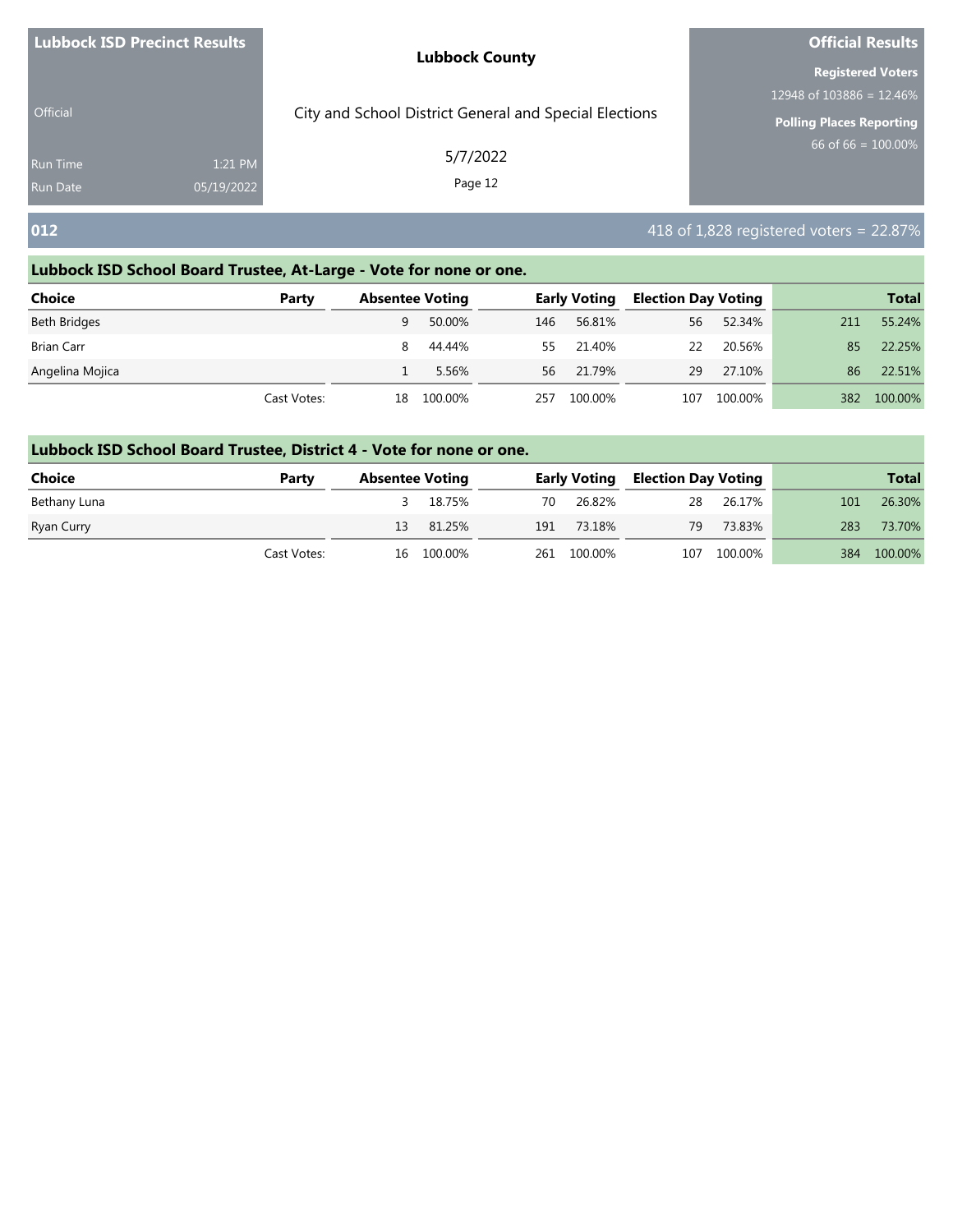**Lubbock ISD Precinct Results**

Official

Run Time 1:21 PM
Run Date 05/19/2022

**Lubbock County**

City and School District General and Special Elections

5/7/2022

**Official Results**

**Registered Voters**
12948 of 103886 = 12.46%

**Polling Places Reporting**
66 of 66 = 100.00%

## 012

418 of 1,828 registered voters = 22.87%

### Lubbock ISD School Board Trustee, At-Large - Vote for none or one.

| Choice | Party | Absentee Voting | | Early Voting | | Election Day Voting | | Total | |
|---|---|---|---|---|---|---|---|---|---|
| Beth Bridges | | 9 | 50.00% | 146 | 56.81% | 56 | 52.34% | 211 | 55.24% |
| Brian Carr | | 8 | 44.44% | 55 | 21.40% | 22 | 20.56% | 85 | 22.25% |
| Angelina Mojica | | 1 | 5.56% | 56 | 21.79% | 29 | 27.10% | 86 | 22.51% |
| | Cast Votes: | 18 | 100.00% | 257 | 100.00% | 107 | 100.00% | 382 | 100.00% |

### Lubbock ISD School Board Trustee, District 4 - Vote for none or one.

| Choice | Party | Absentee Voting | | Early Voting | | Election Day Voting | | Total | |
|---|---|---|---|---|---|---|---|---|---|
| Bethany Luna | | 3 | 18.75% | 70 | 26.82% | 28 | 26.17% | 101 | 26.30% |
| Ryan Curry | | 13 | 81.25% | 191 | 73.18% | 79 | 73.83% | 283 | 73.70% |
| | Cast Votes: | 16 | 100.00% | 261 | 100.00% | 107 | 100.00% | 384 | 100.00% |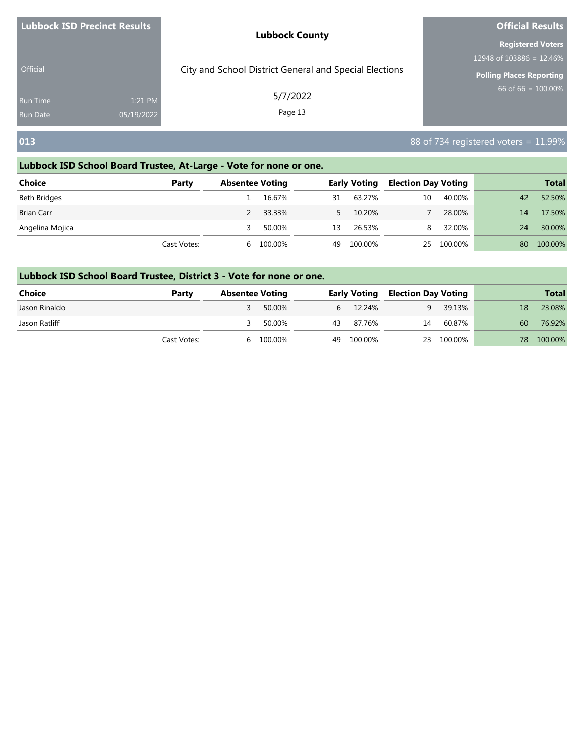**Lubbock ISD Precinct Results**

Official

Run Time 1:21 PM
Run Date 05/19/2022

**Lubbock County**

City and School District General and Special Elections

5/7/2022

**Official Results**

**Registered Voters**
12948 of 103886 = 12.46%

**Polling Places Reporting**
66 of 66 = 100.00%

## 013

88 of 734 registered voters = 11.99%

### Lubbock ISD School Board Trustee, At-Large - Vote for none or one.

| Choice | Party | Absentee Voting | | Early Voting | | Election Day Voting | | Total | |
|---|---|---|---|---|---|---|---|---|---|
| Beth Bridges | | 1 | 16.67% | 31 | 63.27% | 10 | 40.00% | 42 | 52.50% |
| Brian Carr | | 2 | 33.33% | 5 | 10.20% | 7 | 28.00% | 14 | 17.50% |
| Angelina Mojica | | 3 | 50.00% | 13 | 26.53% | 8 | 32.00% | 24 | 30.00% |
| | Cast Votes: | 6 | 100.00% | 49 | 100.00% | 25 | 100.00% | 80 | 100.00% |

### Lubbock ISD School Board Trustee, District 3 - Vote for none or one.

| Choice | Party | Absentee Voting | | Early Voting | | Election Day Voting | | Total | |
|---|---|---|---|---|---|---|---|---|---|
| Jason Rinaldo | | 3 | 50.00% | 6 | 12.24% | 9 | 39.13% | 18 | 23.08% |
| Jason Ratliff | | 3 | 50.00% | 43 | 87.76% | 14 | 60.87% | 60 | 76.92% |
| | Cast Votes: | 6 | 100.00% | 49 | 100.00% | 23 | 100.00% | 78 | 100.00% |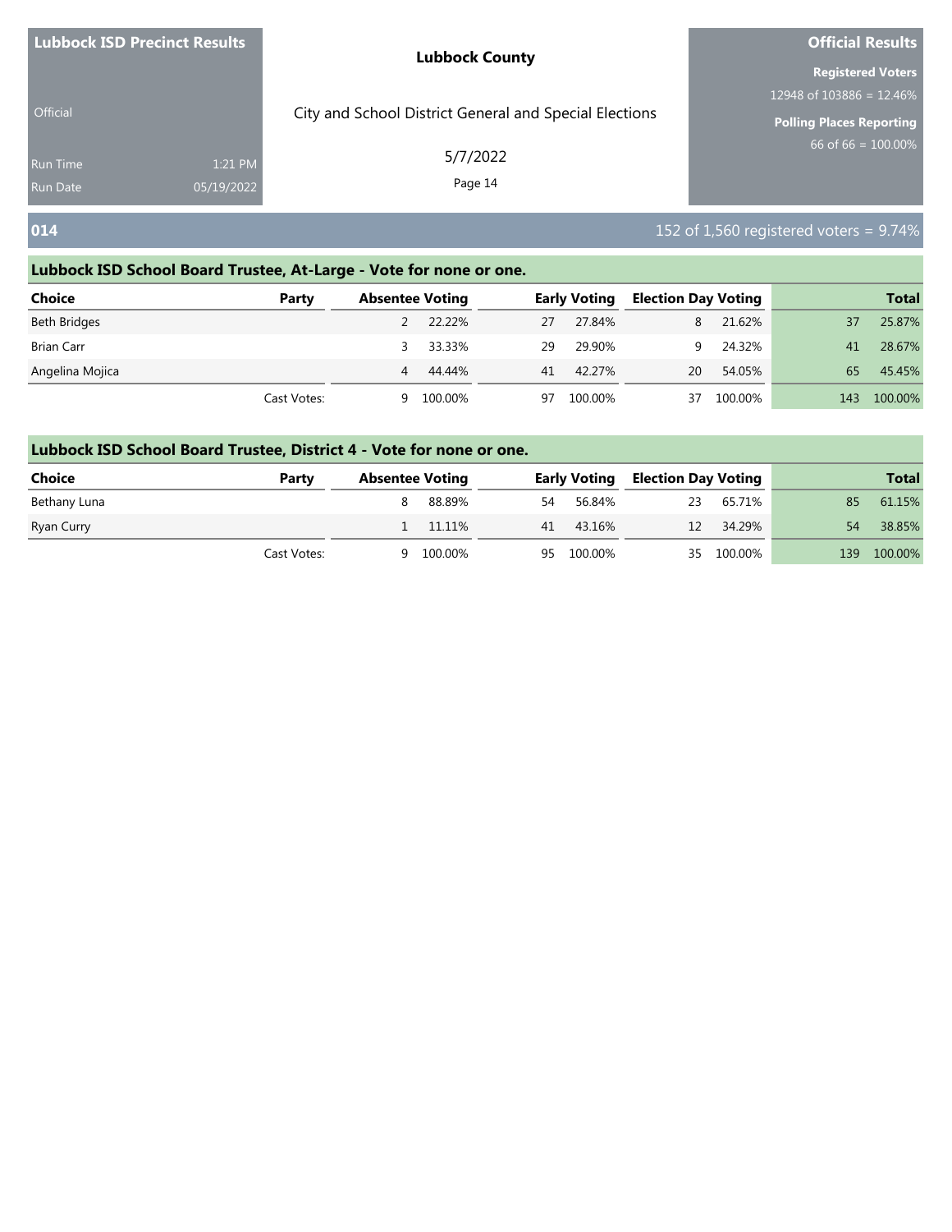| Lubbock ISD Precinct Results | | Lubbock County | Official Results |
|---|---|---|---|
| Official | | City and School District General and Special Elections | Registered Voters 12948 of 103886 = 12.46% |
| Run Time | 1:21 PM | 5/7/2022 | Polling Places Reporting 66 of 66 = 100.00% |
| Run Date | 05/19/2022 | | |

## 014

152 of 1,560 registered voters = 9.74%

### Lubbock ISD School Board Trustee, At-Large - Vote for none or one.

| Choice | Party | Absentee Voting | | Early Voting | | Election Day Voting | | Total | |
|---|---|---|---|---|---|---|---|---|---|
| Beth Bridges | | 2 | 22.22% | 27 | 27.84% | 8 | 21.62% | 37 | 25.87% |
| Brian Carr | | 3 | 33.33% | 29 | 29.90% | 9 | 24.32% | 41 | 28.67% |
| Angelina Mojica | | 4 | 44.44% | 41 | 42.27% | 20 | 54.05% | 65 | 45.45% |
| | Cast Votes: | 9 | 100.00% | 97 | 100.00% | 37 | 100.00% | 143 | 100.00% |

### Lubbock ISD School Board Trustee, District 4 - Vote for none or one.

| Choice | Party | Absentee Voting | | Early Voting | | Election Day Voting | | Total | |
|---|---|---|---|---|---|---|---|---|---|
| Bethany Luna | | 8 | 88.89% | 54 | 56.84% | 23 | 65.71% | 85 | 61.15% |
| Ryan Curry | | 1 | 11.11% | 41 | 43.16% | 12 | 34.29% | 54 | 38.85% |
| | Cast Votes: | 9 | 100.00% | 95 | 100.00% | 35 | 100.00% | 139 | 100.00% |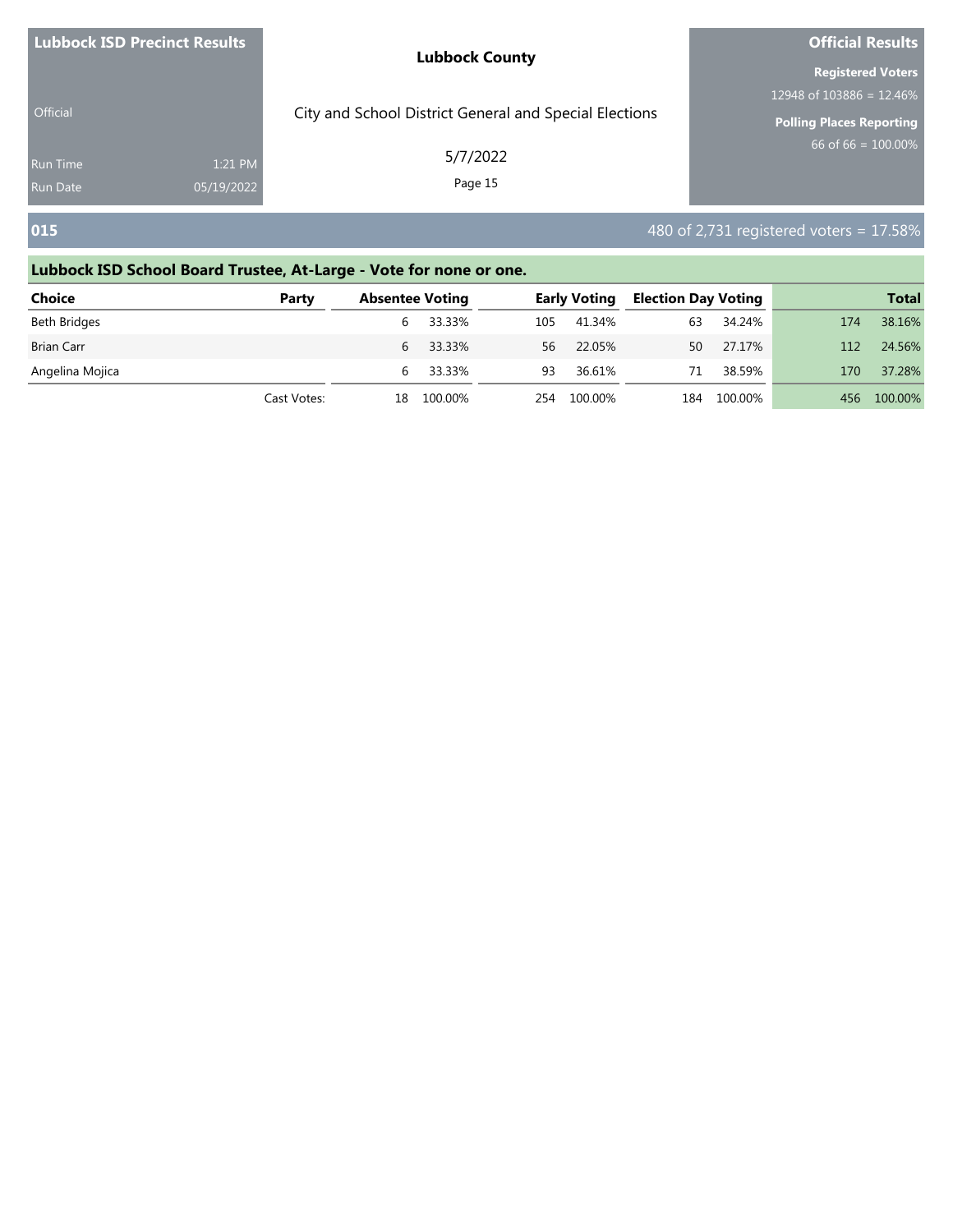| Lubbock ISD Precinct Results | | Lubbock County | Official Results |
|---|---|---|---|
| Official | | City and School District General and Special Elections | Registered Voters 12948 of 103886 = 12.46% |
| Run Time | 1:21 PM | 5/7/2022 | Polling Places Reporting 66 of 66 = 100.00% |
| Run Date | 05/19/2022 | | |

## 015

480 of 2,731 registered voters = 17.58%

### Lubbock ISD School Board Trustee, At-Large - Vote for none or one.

| Choice | Party | Absentee Voting | | Early Voting | | Election Day Voting | | Total | |
|---|---|---|---|---|---|---|---|---|---|
| Beth Bridges | | 6 | 33.33% | 105 | 41.34% | 63 | 34.24% | 174 | 38.16% |
| Brian Carr | | 6 | 33.33% | 56 | 22.05% | 50 | 27.17% | 112 | 24.56% |
| Angelina Mojica | | 6 | 33.33% | 93 | 36.61% | 71 | 38.59% | 170 | 37.28% |
| | Cast Votes: | 18 | 100.00% | 254 | 100.00% | 184 | 100.00% | 456 | 100.00% |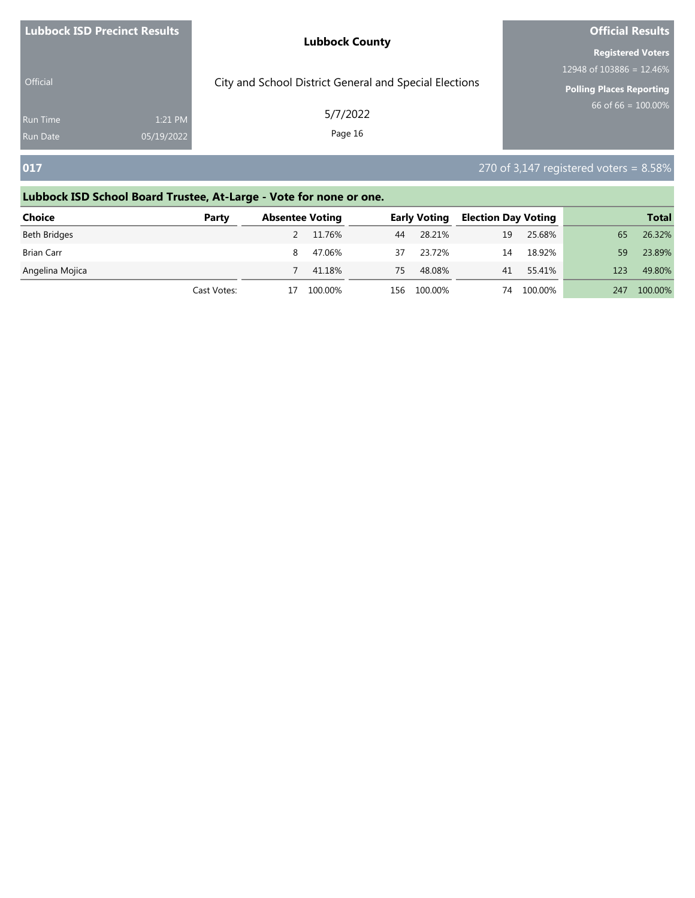**Lubbock ISD Precinct Results**

Official

Run Time 1:21 PM

Run Date 05/19/2022

**Lubbock County**

City and School District General and Special Elections

5/7/2022

**Official Results**

**Registered Voters**

12948 of 103886 = 12.46%

**Polling Places Reporting**

66 of 66 = 100.00%

## 017

270 of 3,147 registered voters = 8.58%

### Lubbock ISD School Board Trustee, At-Large - Vote for none or one.

| Choice | Party | Absentee Voting | | Early Voting | | Election Day Voting | | Total | |
|---|---|---|---|---|---|---|---|---|---|
| Beth Bridges | | 2 | 11.76% | 44 | 28.21% | 19 | 25.68% | 65 | 26.32% |
| Brian Carr | | 8 | 47.06% | 37 | 23.72% | 14 | 18.92% | 59 | 23.89% |
| Angelina Mojica | | 7 | 41.18% | 75 | 48.08% | 41 | 55.41% | 123 | 49.80% |
| | Cast Votes: | 17 | 100.00% | 156 | 100.00% | 74 | 100.00% | 247 | 100.00% |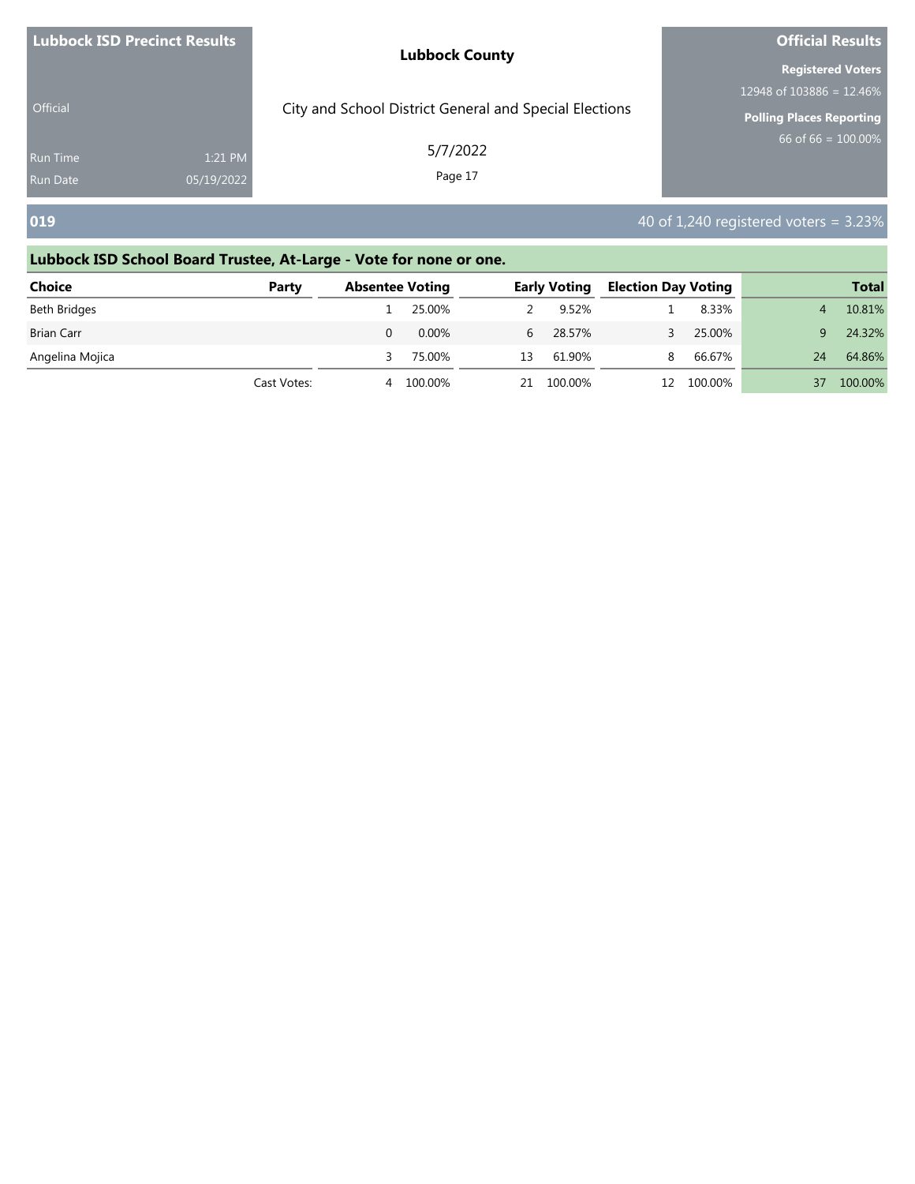**Lubbock ISD Precinct Results**

Official

Run Time 1:21 PM
Run Date 05/19/2022

**Lubbock County**

City and School District General and Special Elections

5/7/2022

**Official Results**

**Registered Voters**
12948 of 103886 = 12.46%

**Polling Places Reporting**
66 of 66 = 100.00%

## 019

40 of 1,240 registered voters = 3.23%

### Lubbock ISD School Board Trustee, At-Large - Vote for none or one.

| Choice | Party | Absentee Voting | | Early Voting | | Election Day Voting | | Total | |
|---|---|---|---|---|---|---|---|---|---|
| Beth Bridges | | 1 | 25.00% | 2 | 9.52% | 1 | 8.33% | 4 | 10.81% |
| Brian Carr | | 0 | 0.00% | 6 | 28.57% | 3 | 25.00% | 9 | 24.32% |
| Angelina Mojica | | 3 | 75.00% | 13 | 61.90% | 8 | 66.67% | 24 | 64.86% |
| | Cast Votes: | 4 | 100.00% | 21 | 100.00% | 12 | 100.00% | 37 | 100.00% |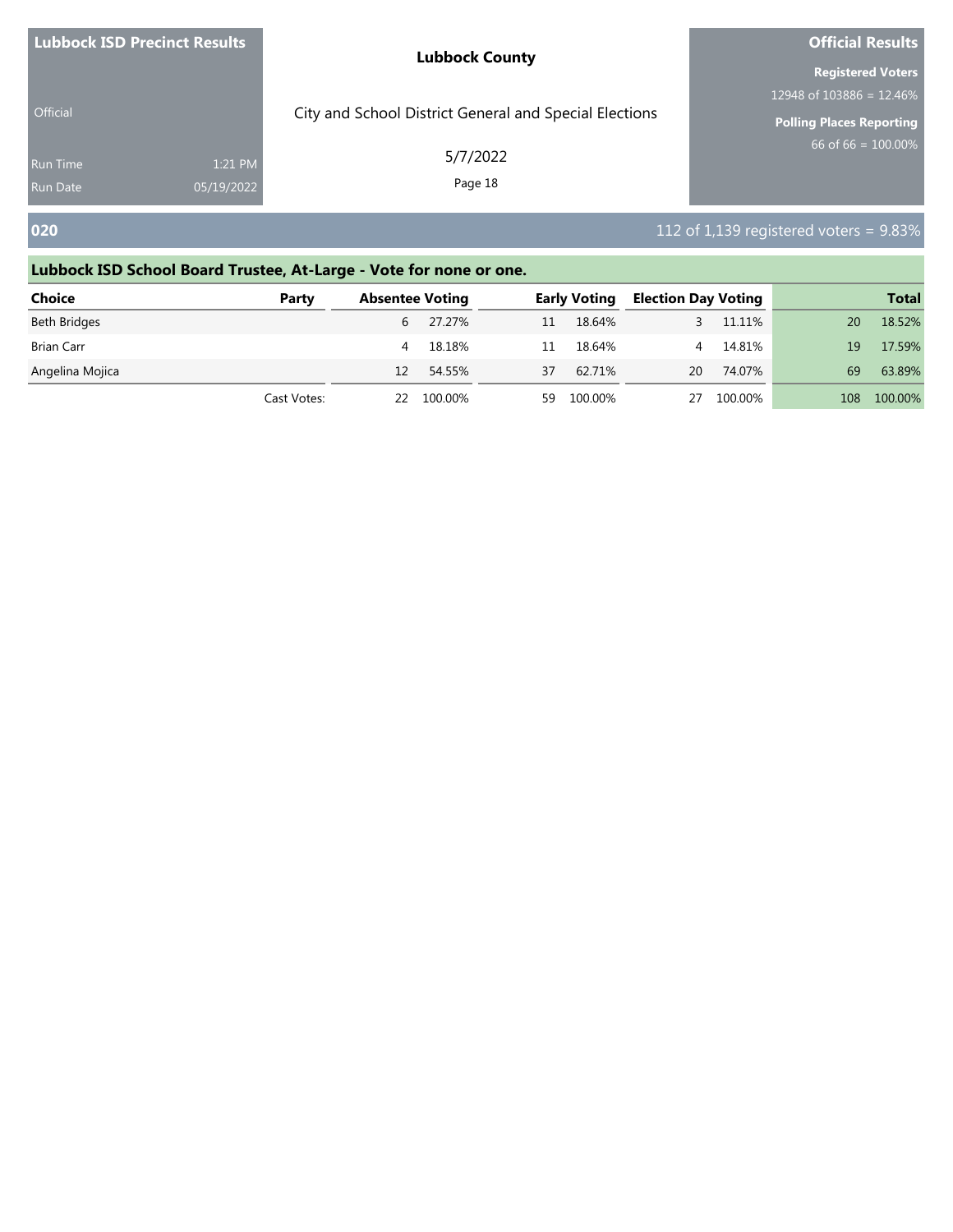**Lubbock ISD Precinct Results**

Official

Run Time 1:21 PM
Run Date 05/19/2022

**Lubbock County**

City and School District General and Special Elections

5/7/2022

**Official Results**

**Registered Voters**
12948 of 103886 = 12.46%

**Polling Places Reporting**
66 of 66 = 100.00%

## 020

112 of 1,139 registered voters = 9.83%

### Lubbock ISD School Board Trustee, At-Large - Vote for none or one.

| Choice | Party | Absentee Voting | | Early Voting | | Election Day Voting | | Total | |
|---|---|---|---|---|---|---|---|---|---|
| Beth Bridges | | 6 | 27.27% | 11 | 18.64% | 3 | 11.11% | 20 | 18.52% |
| Brian Carr | | 4 | 18.18% | 11 | 18.64% | 4 | 14.81% | 19 | 17.59% |
| Angelina Mojica | | 12 | 54.55% | 37 | 62.71% | 20 | 74.07% | 69 | 63.89% |
| | Cast Votes: | 22 | 100.00% | 59 | 100.00% | 27 | 100.00% | 108 | 100.00% |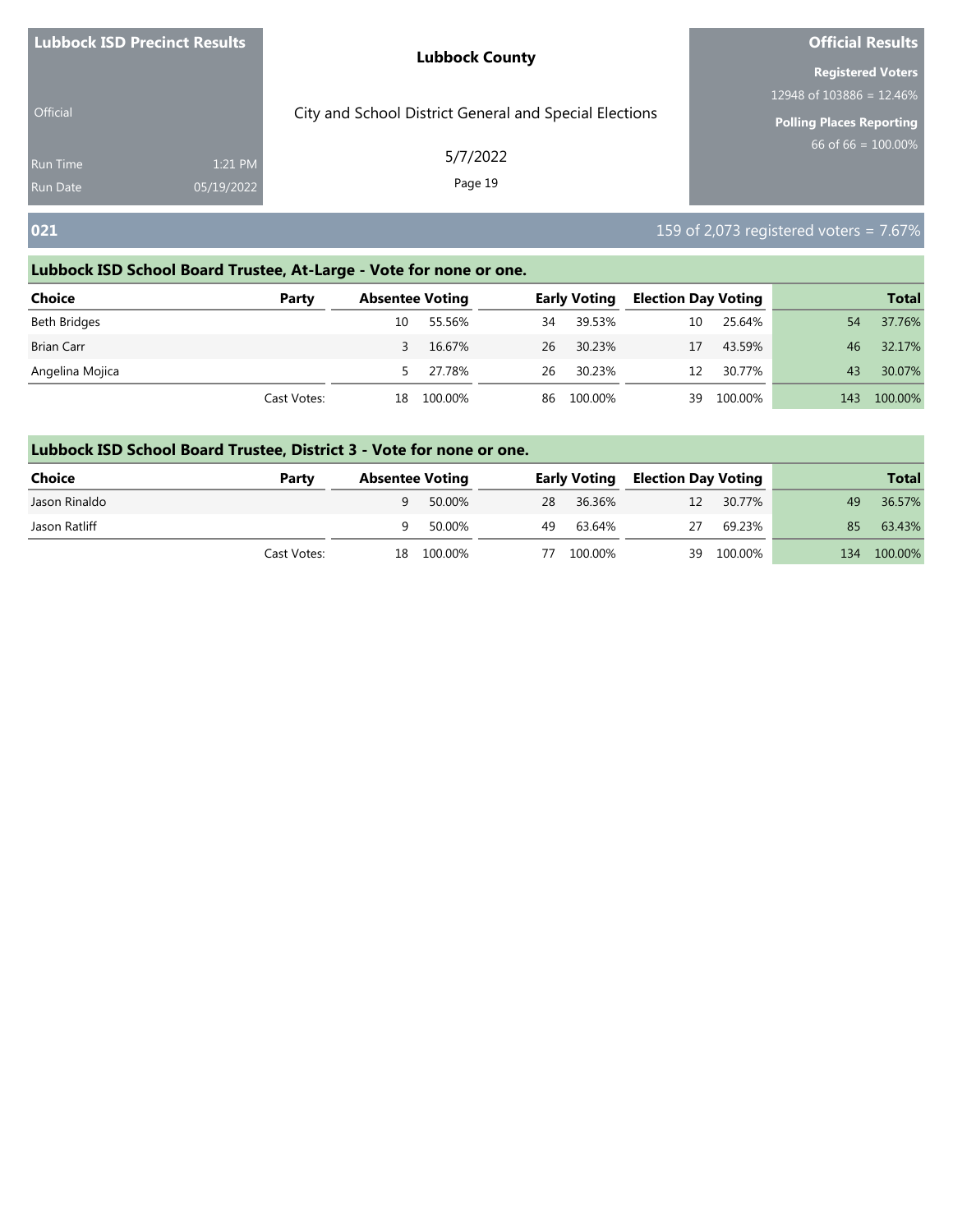**Lubbock ISD Precinct Results**

Official

Run Time 1:21 PM
Run Date 05/19/2022

**Lubbock County**

City and School District General and Special Elections

5/7/2022

**Official Results**

**Registered Voters**
12948 of 103886 = 12.46%

**Polling Places Reporting**
66 of 66 = 100.00%

## 021

159 of 2,073 registered voters = 7.67%

### Lubbock ISD School Board Trustee, At-Large - Vote for none or one.

| Choice | Party | Absentee Voting | | Early Voting | | Election Day Voting | | Total | |
|---|---|---|---|---|---|---|---|---|---|
| Beth Bridges | | 10 | 55.56% | 34 | 39.53% | 10 | 25.64% | 54 | 37.76% |
| Brian Carr | | 3 | 16.67% | 26 | 30.23% | 17 | 43.59% | 46 | 32.17% |
| Angelina Mojica | | 5 | 27.78% | 26 | 30.23% | 12 | 30.77% | 43 | 30.07% |
| | Cast Votes: | 18 | 100.00% | 86 | 100.00% | 39 | 100.00% | 143 | 100.00% |

### Lubbock ISD School Board Trustee, District 3 - Vote for none or one.

| Choice | Party | Absentee Voting | | Early Voting | | Election Day Voting | | Total | |
|---|---|---|---|---|---|---|---|---|---|
| Jason Rinaldo | | 9 | 50.00% | 28 | 36.36% | 12 | 30.77% | 49 | 36.57% |
| Jason Ratliff | | 9 | 50.00% | 49 | 63.64% | 27 | 69.23% | 85 | 63.43% |
| | Cast Votes: | 18 | 100.00% | 77 | 100.00% | 39 | 100.00% | 134 | 100.00% |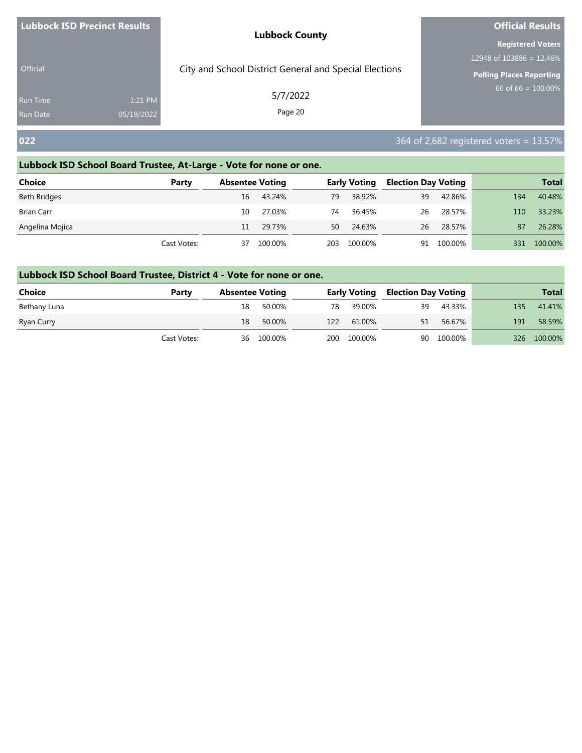| Lubbock ISD Precinct Results | | Lubbock County | Official Results |
|---|---|---|---|
| Official | | City and School District General and Special Elections | Registered Voters 12948 of 103886 = 12.46% |
| Run Time | 1:21 PM | 5/7/2022 | Polling Places Reporting 66 of 66 = 100.00% |
| Run Date | 05/19/2022 | | |

## 022

364 of 2,682 registered voters = 13.57%

### Lubbock ISD School Board Trustee, At-Large - Vote for none or one.

| Choice | Party | Absentee Voting | | Early Voting | | Election Day Voting | | Total | |
|---|---|---|---|---|---|---|---|---|---|
| Beth Bridges | | 16 | 43.24% | 79 | 38.92% | 39 | 42.86% | 134 | 40.48% |
| Brian Carr | | 10 | 27.03% | 74 | 36.45% | 26 | 28.57% | 110 | 33.23% |
| Angelina Mojica | | 11 | 29.73% | 50 | 24.63% | 26 | 28.57% | 87 | 26.28% |
| | Cast Votes: | 37 | 100.00% | 203 | 100.00% | 91 | 100.00% | 331 | 100.00% |

### Lubbock ISD School Board Trustee, District 4 - Vote for none or one.

| Choice | Party | Absentee Voting | | Early Voting | | Election Day Voting | | Total | |
|---|---|---|---|---|---|---|---|---|---|
| Bethany Luna | | 18 | 50.00% | 78 | 39.00% | 39 | 43.33% | 135 | 41.41% |
| Ryan Curry | | 18 | 50.00% | 122 | 61.00% | 51 | 56.67% | 191 | 58.59% |
| | Cast Votes: | 36 | 100.00% | 200 | 100.00% | 90 | 100.00% | 326 | 100.00% |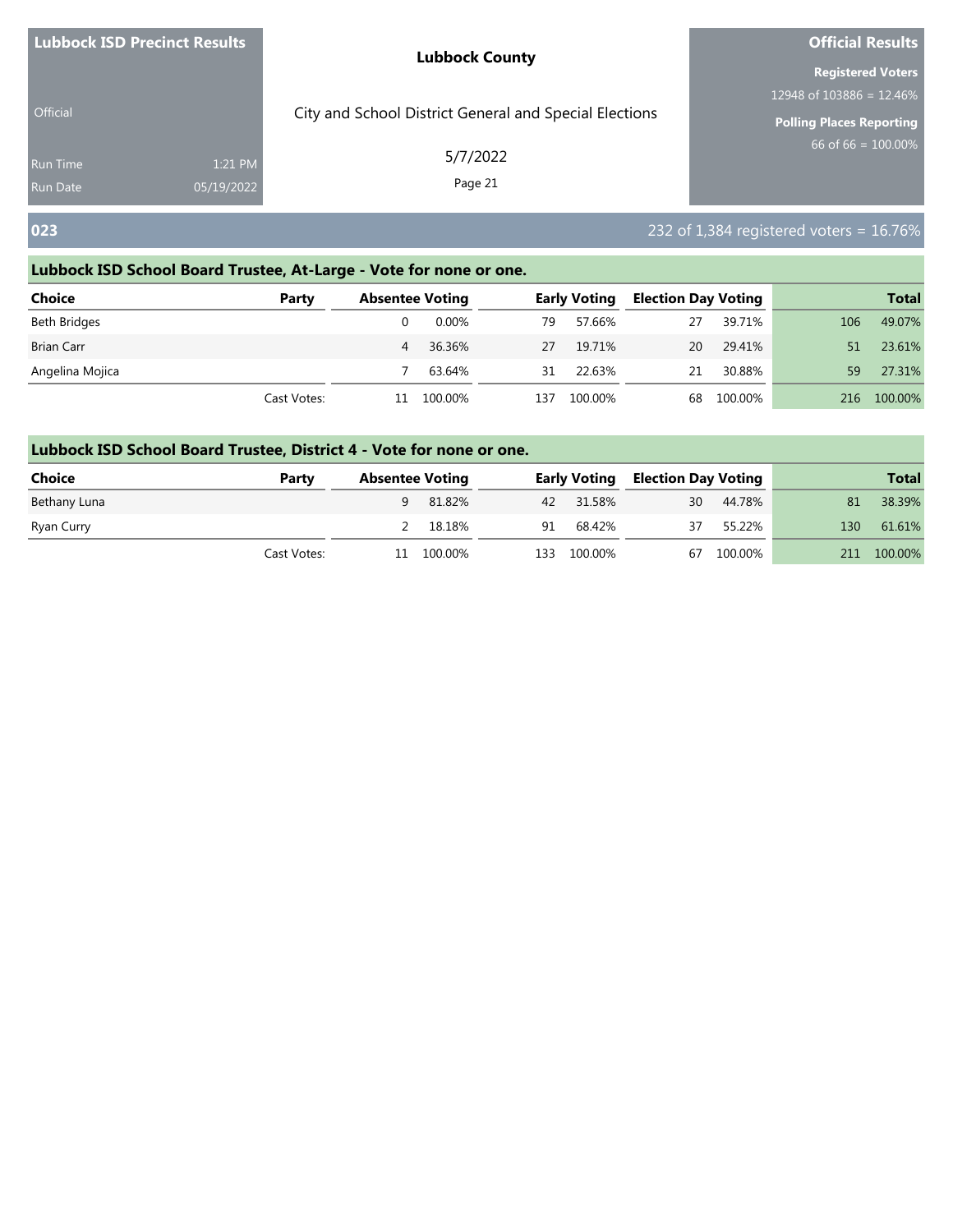## 023

232 of 1,384 registered voters = 16.76%

### Lubbock ISD School Board Trustee, At-Large - Vote for none or one.

| Choice | Party | Absentee Voting | | Early Voting | | Election Day Voting | | Total | |
|---|---|---|---|---|---|---|---|---|---|
| Beth Bridges | | 0 | 0.00% | 79 | 57.66% | 27 | 39.71% | 106 | 49.07% |
| Brian Carr | | 4 | 36.36% | 27 | 19.71% | 20 | 29.41% | 51 | 23.61% |
| Angelina Mojica | | 7 | 63.64% | 31 | 22.63% | 21 | 30.88% | 59 | 27.31% |
| | Cast Votes: | 11 | 100.00% | 137 | 100.00% | 68 | 100.00% | 216 | 100.00% |

### Lubbock ISD School Board Trustee, District 4 - Vote for none or one.

| Choice | Party | Absentee Voting | | Early Voting | | Election Day Voting | | Total | |
|---|---|---|---|---|---|---|---|---|---|
| Bethany Luna | | 9 | 81.82% | 42 | 31.58% | 30 | 44.78% | 81 | 38.39% |
| Ryan Curry | | 2 | 18.18% | 91 | 68.42% | 37 | 55.22% | 130 | 61.61% |
| | Cast Votes: | 11 | 100.00% | 133 | 100.00% | 67 | 100.00% | 211 | 100.00% |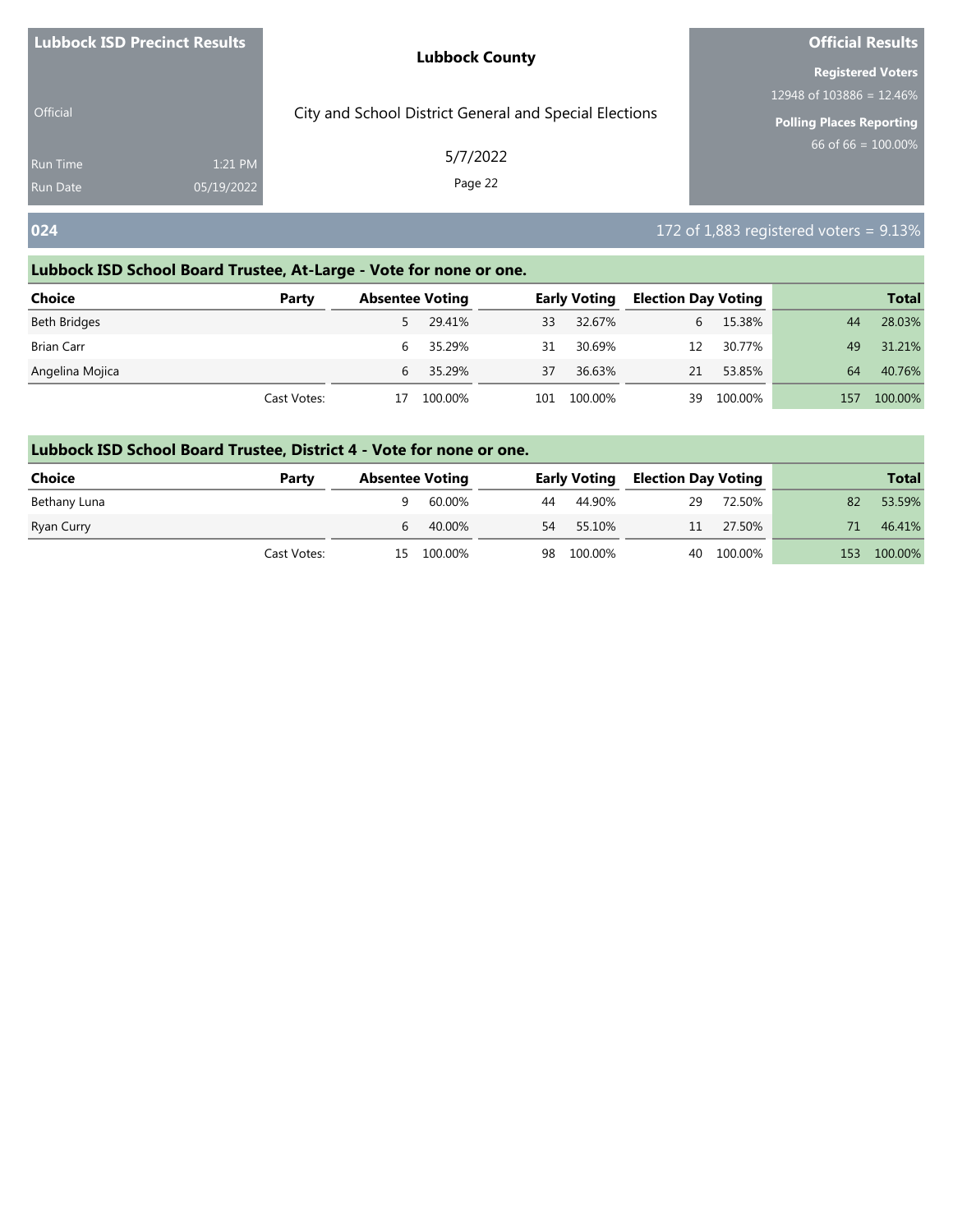| Lubbock ISD Precinct Results | |
|---|---|
| Official | |
| Run Time | 1:21 PM |
| Run Date | 05/19/2022 |

**Lubbock County**

City and School District General and Special Elections

5/7/2022

**Official Results**

**Registered Voters**
12948 of 103886 = 12.46%

**Polling Places Reporting**
66 of 66 = 100.00%

## 024

172 of 1,883 registered voters = 9.13%

### Lubbock ISD School Board Trustee, At-Large - Vote for none or one.

| Choice | Party | Absentee Voting | | Early Voting | | Election Day Voting | | Total | |
|---|---|---|---|---|---|---|---|---|---|
| Beth Bridges | | 5 | 29.41% | 33 | 32.67% | 6 | 15.38% | 44 | 28.03% |
| Brian Carr | | 6 | 35.29% | 31 | 30.69% | 12 | 30.77% | 49 | 31.21% |
| Angelina Mojica | | 6 | 35.29% | 37 | 36.63% | 21 | 53.85% | 64 | 40.76% |
| | Cast Votes: | 17 | 100.00% | 101 | 100.00% | 39 | 100.00% | 157 | 100.00% |

### Lubbock ISD School Board Trustee, District 4 - Vote for none or one.

| Choice | Party | Absentee Voting | | Early Voting | | Election Day Voting | | Total | |
|---|---|---|---|---|---|---|---|---|---|
| Bethany Luna | | 9 | 60.00% | 44 | 44.90% | 29 | 72.50% | 82 | 53.59% |
| Ryan Curry | | 6 | 40.00% | 54 | 55.10% | 11 | 27.50% | 71 | 46.41% |
| | Cast Votes: | 15 | 100.00% | 98 | 100.00% | 40 | 100.00% | 153 | 100.00% |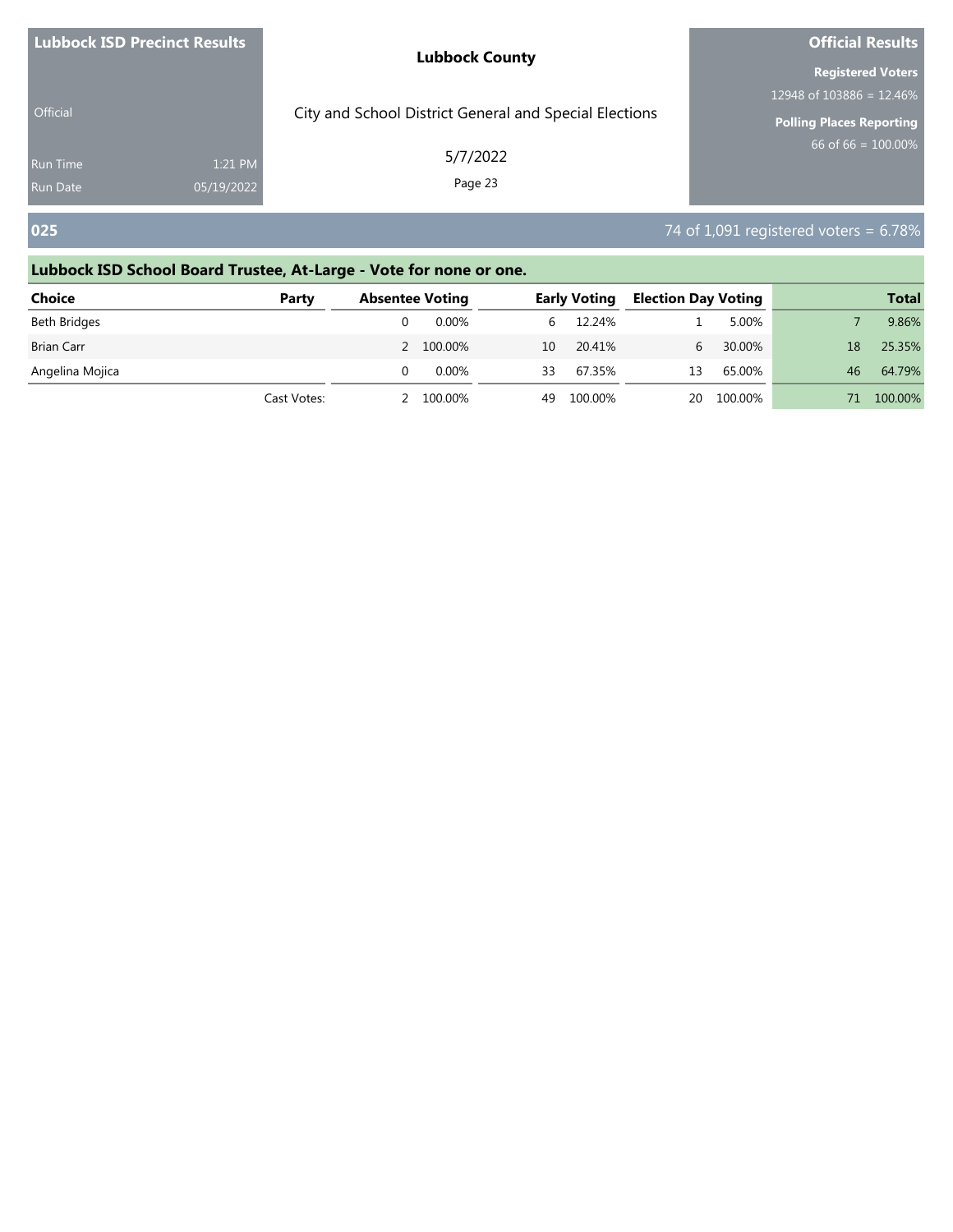**Lubbock ISD Precinct Results**

Official

Run Time 1:21 PM

Run Date 05/19/2022

**Lubbock County**

City and School District General and Special Elections

5/7/2022

**Official Results**

**Registered Voters**

12948 of 103886 = 12.46%

**Polling Places Reporting**

66 of 66 = 100.00%

## 025

74 of 1,091 registered voters = 6.78%

### Lubbock ISD School Board Trustee, At-Large - Vote for none or one.

| Choice | Party | Absentee Voting | | Early Voting | | Election Day Voting | | Total | |
|---|---|---|---|---|---|---|---|---|---|
| Beth Bridges | | 0 | 0.00% | 6 | 12.24% | 1 | 5.00% | 7 | 9.86% |
| Brian Carr | | 2 | 100.00% | 10 | 20.41% | 6 | 30.00% | 18 | 25.35% |
| Angelina Mojica | | 0 | 0.00% | 33 | 67.35% | 13 | 65.00% | 46 | 64.79% |
| | Cast Votes: | 2 | 100.00% | 49 | 100.00% | 20 | 100.00% | 71 | 100.00% |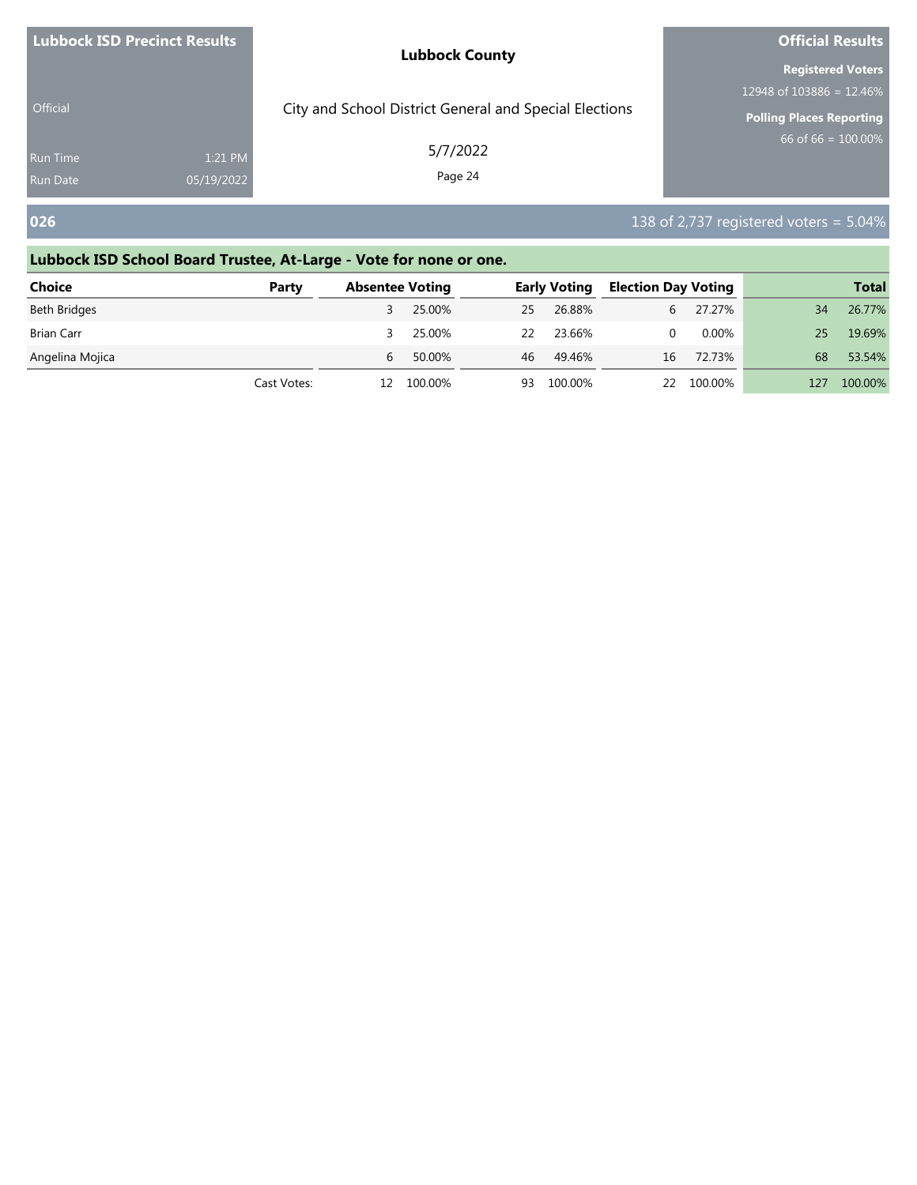**Lubbock ISD Precinct Results**

Official

Run Time 1:21 PM
Run Date 05/19/2022

**Lubbock County**

City and School District General and Special Elections

5/7/2022

**Official Results**

**Registered Voters**
12948 of 103886 = 12.46%

**Polling Places Reporting**
66 of 66 = 100.00%

## 026

138 of 2,737 registered voters = 5.04%

### Lubbock ISD School Board Trustee, At-Large - Vote for none or one.

| Choice | Party | Absentee Voting | | Early Voting | | Election Day Voting | | Total | |
|---|---|---|---|---|---|---|---|---|---|
| Beth Bridges | | 3 | 25.00% | 25 | 26.88% | 6 | 27.27% | 34 | 26.77% |
| Brian Carr | | 3 | 25.00% | 22 | 23.66% | 0 | 0.00% | 25 | 19.69% |
| Angelina Mojica | | 6 | 50.00% | 46 | 49.46% | 16 | 72.73% | 68 | 53.54% |
| | Cast Votes: | 12 | 100.00% | 93 | 100.00% | 22 | 100.00% | 127 | 100.00% |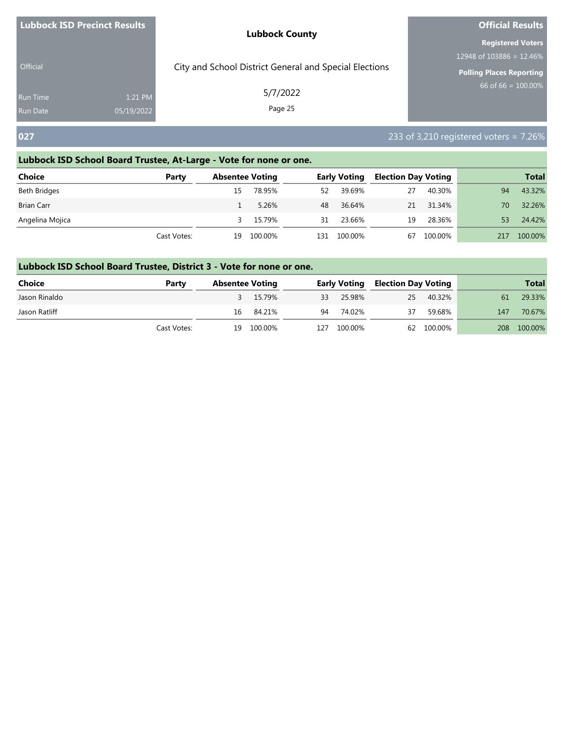**Lubbock ISD Precinct Results**

Official

Run Time 1:21 PM
Run Date 05/19/2022

**Lubbock County**

City and School District General and Special Elections

5/7/2022

**Official Results**

**Registered Voters**
12948 of 103886 = 12.46%

**Polling Places Reporting**
66 of 66 = 100.00%

## 027

233 of 3,210 registered voters = 7.26%

### Lubbock ISD School Board Trustee, At-Large - Vote for none or one.

| Choice | Party | Absentee Voting | | Early Voting | | Election Day Voting | | Total | |
|---|---|---|---|---|---|---|---|---|---|
| Beth Bridges | | 15 | 78.95% | 52 | 39.69% | 27 | 40.30% | 94 | 43.32% |
| Brian Carr | | 1 | 5.26% | 48 | 36.64% | 21 | 31.34% | 70 | 32.26% |
| Angelina Mojica | | 3 | 15.79% | 31 | 23.66% | 19 | 28.36% | 53 | 24.42% |
| | Cast Votes: | 19 | 100.00% | 131 | 100.00% | 67 | 100.00% | 217 | 100.00% |

### Lubbock ISD School Board Trustee, District 3 - Vote for none or one.

| Choice | Party | Absentee Voting | | Early Voting | | Election Day Voting | | Total | |
|---|---|---|---|---|---|---|---|---|---|
| Jason Rinaldo | | 3 | 15.79% | 33 | 25.98% | 25 | 40.32% | 61 | 29.33% |
| Jason Ratliff | | 16 | 84.21% | 94 | 74.02% | 37 | 59.68% | 147 | 70.67% |
| | Cast Votes: | 19 | 100.00% | 127 | 100.00% | 62 | 100.00% | 208 | 100.00% |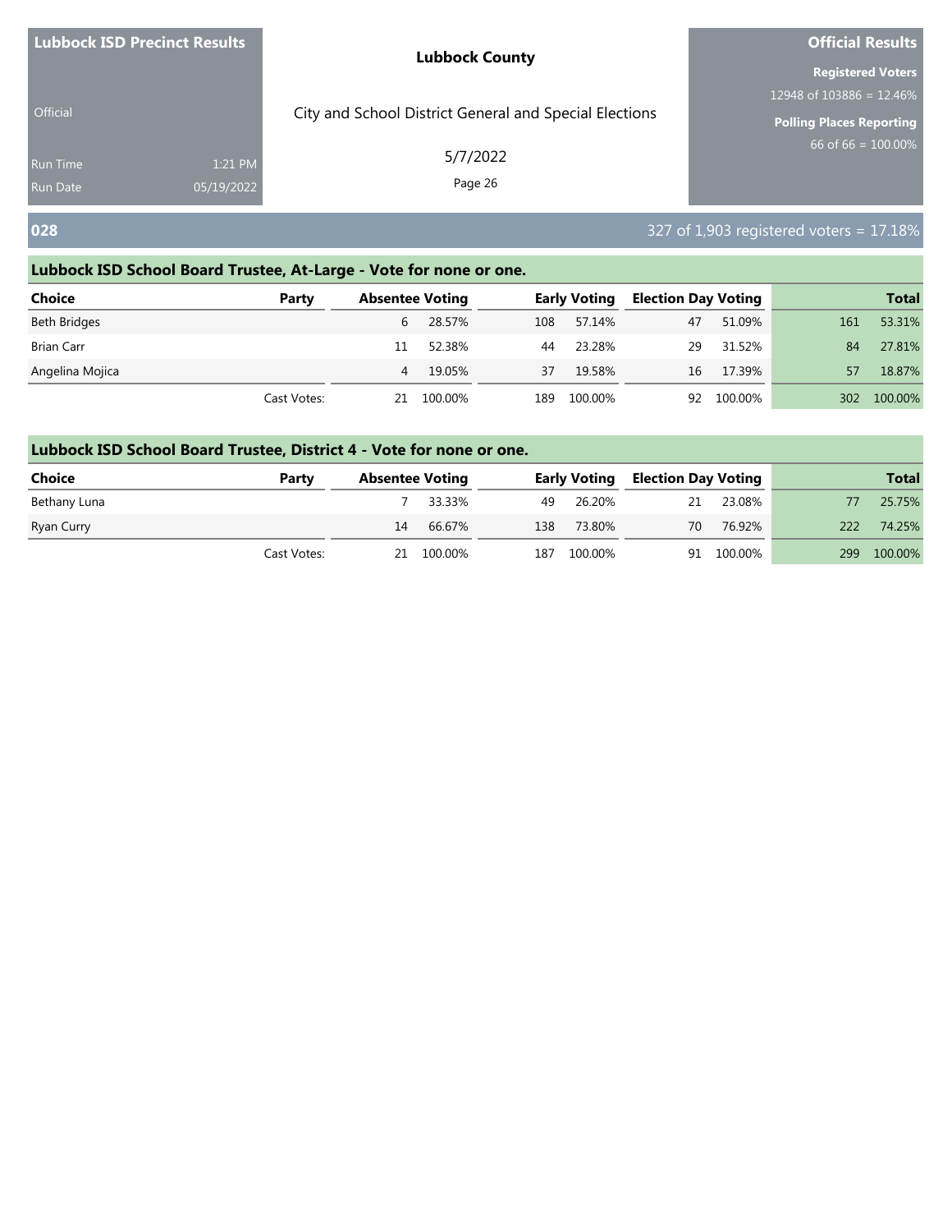**Lubbock ISD Precinct Results**

Official

Run Time 1:21 PM
Run Date 05/19/2022

**Lubbock County**

City and School District General and Special Elections

5/7/2022

**Official Results**

**Registered Voters**
12948 of 103886 = 12.46%

**Polling Places Reporting**
66 of 66 = 100.00%

## 028

327 of 1,903 registered voters = 17.18%

### Lubbock ISD School Board Trustee, At-Large - Vote for none or one.

| Choice | Party | Absentee Voting | | Early Voting | | Election Day Voting | | Total | |
|---|---|---|---|---|---|---|---|---|---|
| Beth Bridges | | 6 | 28.57% | 108 | 57.14% | 47 | 51.09% | 161 | 53.31% |
| Brian Carr | | 11 | 52.38% | 44 | 23.28% | 29 | 31.52% | 84 | 27.81% |
| Angelina Mojica | | 4 | 19.05% | 37 | 19.58% | 16 | 17.39% | 57 | 18.87% |
| | Cast Votes: | 21 | 100.00% | 189 | 100.00% | 92 | 100.00% | 302 | 100.00% |

### Lubbock ISD School Board Trustee, District 4 - Vote for none or one.

| Choice | Party | Absentee Voting | | Early Voting | | Election Day Voting | | Total | |
|---|---|---|---|---|---|---|---|---|---|
| Bethany Luna | | 7 | 33.33% | 49 | 26.20% | 21 | 23.08% | 77 | 25.75% |
| Ryan Curry | | 14 | 66.67% | 138 | 73.80% | 70 | 76.92% | 222 | 74.25% |
| | Cast Votes: | 21 | 100.00% | 187 | 100.00% | 91 | 100.00% | 299 | 100.00% |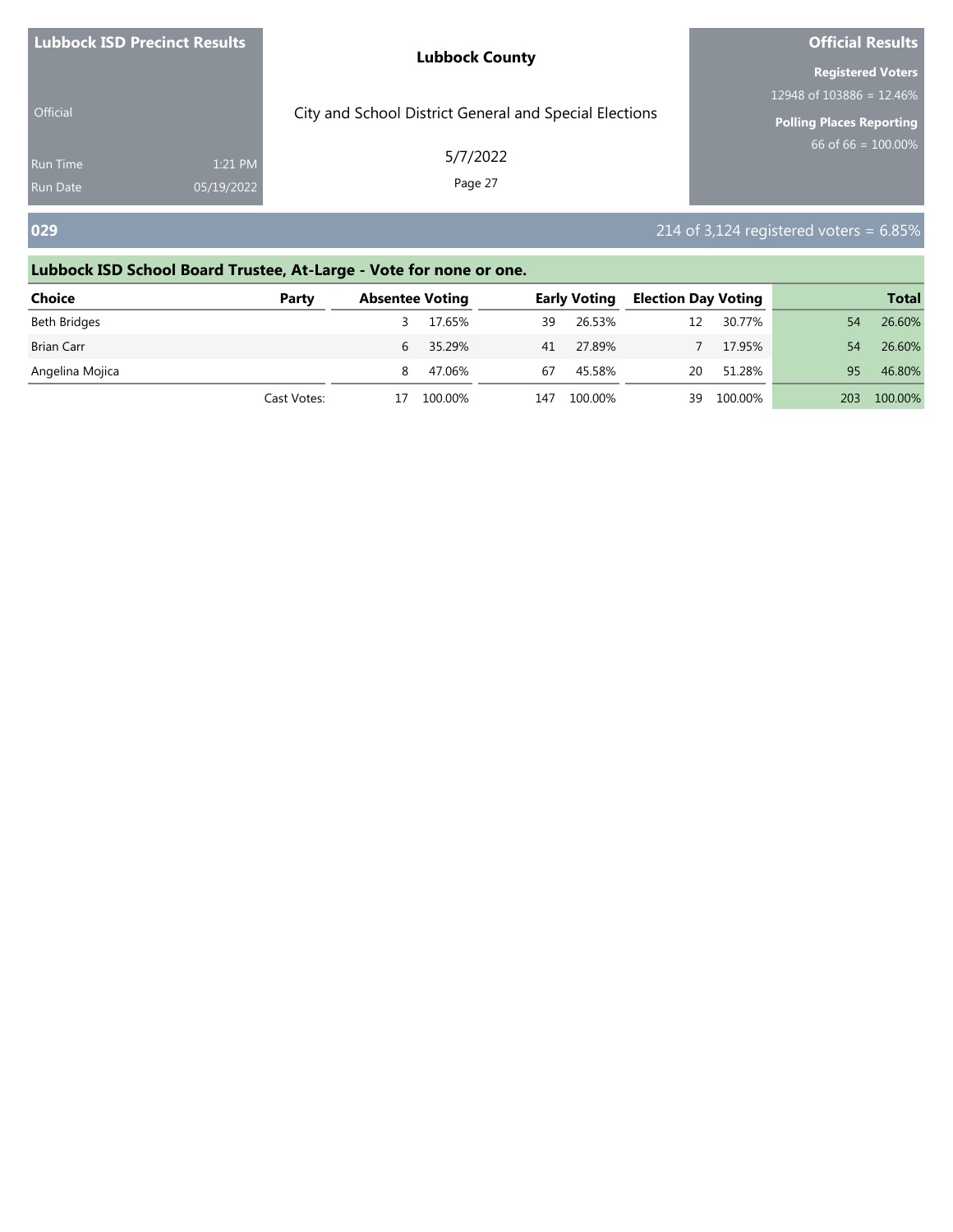**Lubbock ISD Precinct Results**

Official

Run Time 1:21 PM
Run Date 05/19/2022

**Lubbock County**

City and School District General and Special Elections

5/7/2022

**Official Results**

**Registered Voters**
12948 of 103886 = 12.46%

**Polling Places Reporting**
66 of 66 = 100.00%

## 029

214 of 3,124 registered voters = 6.85%

### Lubbock ISD School Board Trustee, At-Large - Vote for none or one.

| Choice | Party | Absentee Voting | | Early Voting | | Election Day Voting | | Total | |
|---|---|---|---|---|---|---|---|---|---|
| Beth Bridges | | 3 | 17.65% | 39 | 26.53% | 12 | 30.77% | 54 | 26.60% |
| Brian Carr | | 6 | 35.29% | 41 | 27.89% | 7 | 17.95% | 54 | 26.60% |
| Angelina Mojica | | 8 | 47.06% | 67 | 45.58% | 20 | 51.28% | 95 | 46.80% |
| | Cast Votes: | 17 | 100.00% | 147 | 100.00% | 39 | 100.00% | 203 | 100.00% |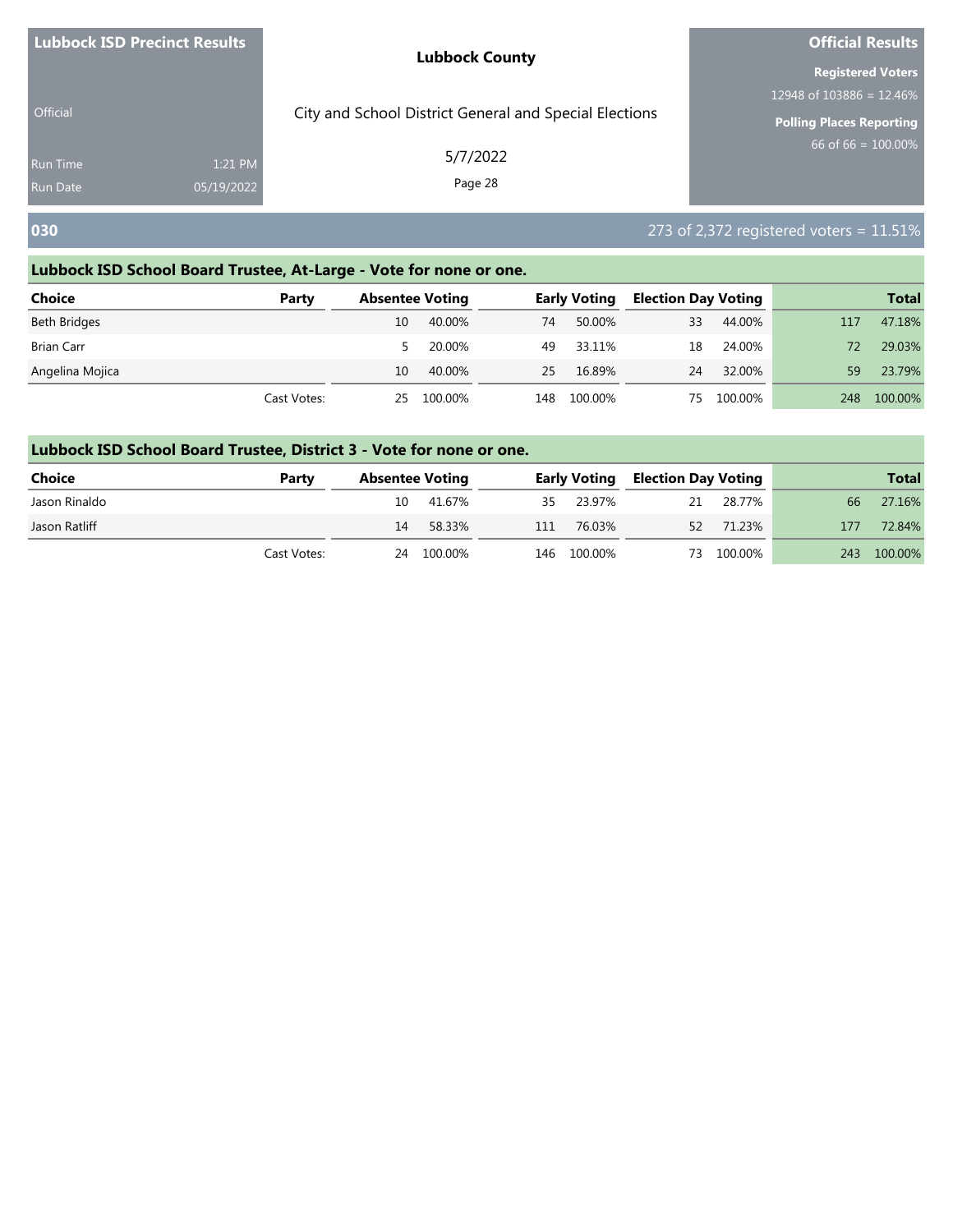**Lubbock ISD Precinct Results**

Official

Run Time 1:21 PM
Run Date 05/19/2022

**Lubbock County**

City and School District General and Special Elections

5/7/2022

**Official Results**

**Registered Voters**
12948 of 103886 = 12.46%

**Polling Places Reporting**
66 of 66 = 100.00%

## 030

273 of 2,372 registered voters = 11.51%

### Lubbock ISD School Board Trustee, At-Large - Vote for none or one.

| Choice | Party | Absentee Voting | | Early Voting | | Election Day Voting | | Total | |
|---|---|---|---|---|---|---|---|---|---|
| Beth Bridges | | 10 | 40.00% | 74 | 50.00% | 33 | 44.00% | 117 | 47.18% |
| Brian Carr | | 5 | 20.00% | 49 | 33.11% | 18 | 24.00% | 72 | 29.03% |
| Angelina Mojica | | 10 | 40.00% | 25 | 16.89% | 24 | 32.00% | 59 | 23.79% |
| | Cast Votes: | 25 | 100.00% | 148 | 100.00% | 75 | 100.00% | 248 | 100.00% |

### Lubbock ISD School Board Trustee, District 3 - Vote for none or one.

| Choice | Party | Absentee Voting | | Early Voting | | Election Day Voting | | Total | |
|---|---|---|---|---|---|---|---|---|---|
| Jason Rinaldo | | 10 | 41.67% | 35 | 23.97% | 21 | 28.77% | 66 | 27.16% |
| Jason Ratliff | | 14 | 58.33% | 111 | 76.03% | 52 | 71.23% | 177 | 72.84% |
| | Cast Votes: | 24 | 100.00% | 146 | 100.00% | 73 | 100.00% | 243 | 100.00% |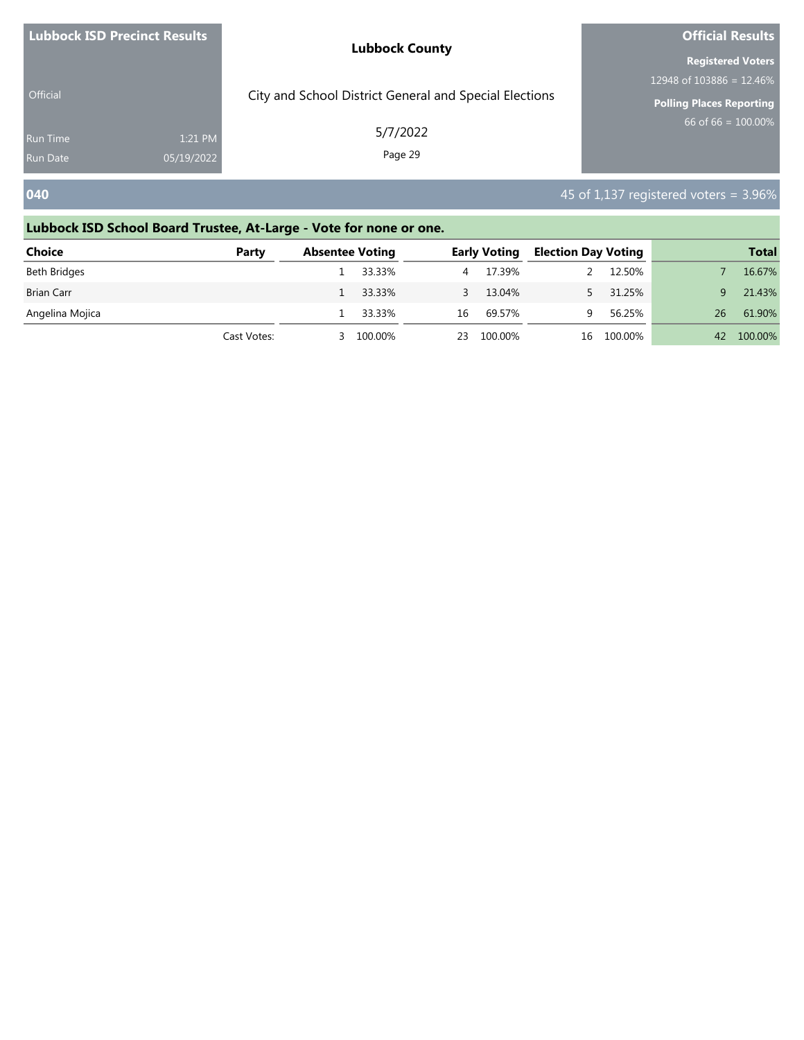**Lubbock ISD Precinct Results**

Official

Run Time 1:21 PM

Run Date 05/19/2022

**Lubbock County**

City and School District General and Special Elections

5/7/2022

**Official Results**

**Registered Voters**

12948 of 103886 = 12.46%

**Polling Places Reporting**

66 of 66 = 100.00%

## 040

45 of 1,137 registered voters = 3.96%

### Lubbock ISD School Board Trustee, At-Large - Vote for none or one.

| Choice | Party | Absentee Voting | | Early Voting | | Election Day Voting | | Total | |
|---|---|---|---|---|---|---|---|---|---|
| Beth Bridges | | 1 | 33.33% | 4 | 17.39% | 2 | 12.50% | 7 | 16.67% |
| Brian Carr | | 1 | 33.33% | 3 | 13.04% | 5 | 31.25% | 9 | 21.43% |
| Angelina Mojica | | 1 | 33.33% | 16 | 69.57% | 9 | 56.25% | 26 | 61.90% |
| | Cast Votes: | 3 | 100.00% | 23 | 100.00% | 16 | 100.00% | 42 | 100.00% |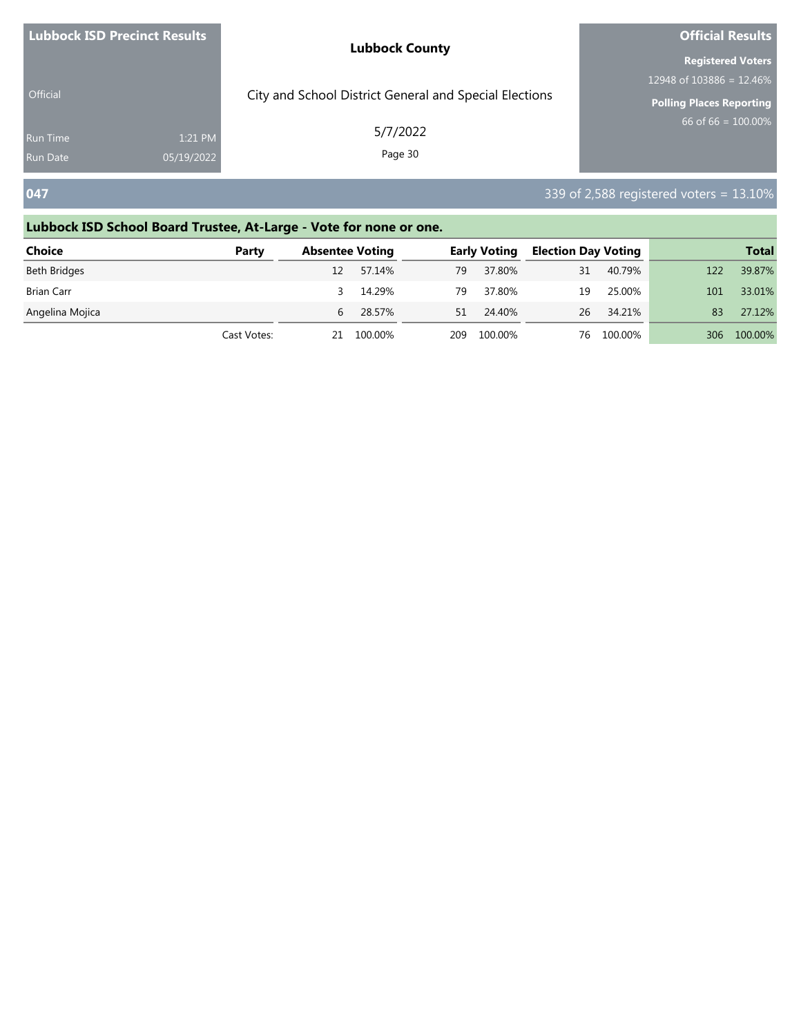**Lubbock ISD Precinct Results**

Official

Run Time 1:21 PM
Run Date 05/19/2022

**Lubbock County**

City and School District General and Special Elections

5/7/2022

**Official Results**

**Registered Voters**
12948 of 103886 = 12.46%

**Polling Places Reporting**
66 of 66 = 100.00%

## 047

339 of 2,588 registered voters = 13.10%

### Lubbock ISD School Board Trustee, At-Large - Vote for none or one.

| Choice | Party | Absentee Voting | | Early Voting | | Election Day Voting | | Total | |
|---|---|---|---|---|---|---|---|---|---|
| Beth Bridges | | 12 | 57.14% | 79 | 37.80% | 31 | 40.79% | 122 | 39.87% |
| Brian Carr | | 3 | 14.29% | 79 | 37.80% | 19 | 25.00% | 101 | 33.01% |
| Angelina Mojica | | 6 | 28.57% | 51 | 24.40% | 26 | 34.21% | 83 | 27.12% |
| | Cast Votes: | 21 | 100.00% | 209 | 100.00% | 76 | 100.00% | 306 | 100.00% |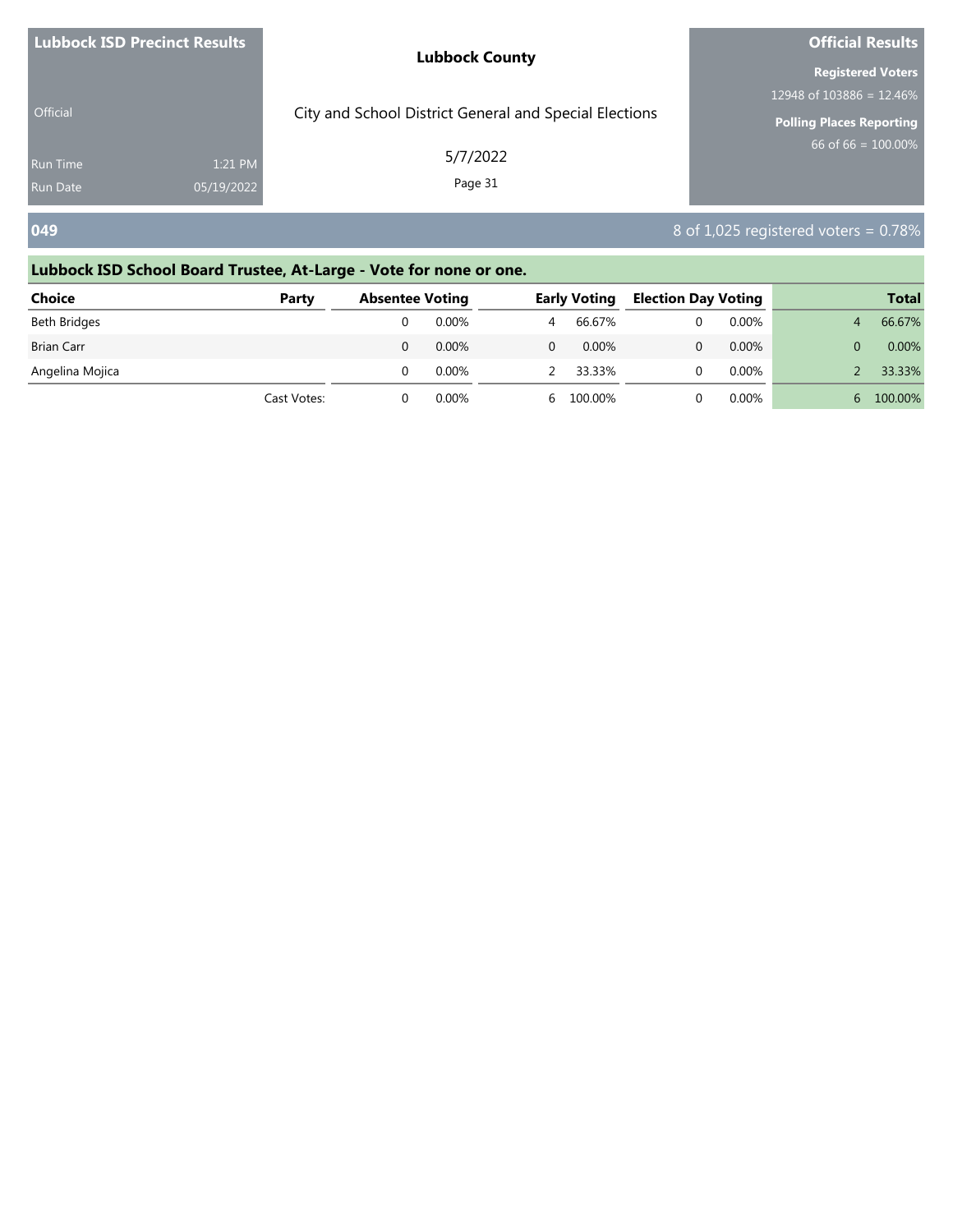**Lubbock ISD Precinct Results**

Official

Run Time 1:21 PM

Run Date 05/19/2022

**Lubbock County**

City and School District General and Special Elections

5/7/2022

**Official Results**

**Registered Voters**

12948 of 103886 = 12.46%

**Polling Places Reporting**

66 of 66 = 100.00%

## 049

8 of 1,025 registered voters = 0.78%

### Lubbock ISD School Board Trustee, At-Large - Vote for none or one.

| Choice | Party | Absentee Voting | | Early Voting | | Election Day Voting | | Total | |
|---|---|---|---|---|---|---|---|---|---|
| Beth Bridges | | 0 | 0.00% | 4 | 66.67% | 0 | 0.00% | 4 | 66.67% |
| Brian Carr | | 0 | 0.00% | 0 | 0.00% | 0 | 0.00% | 0 | 0.00% |
| Angelina Mojica | | 0 | 0.00% | 2 | 33.33% | 0 | 0.00% | 2 | 33.33% |
| | Cast Votes: | 0 | 0.00% | 6 | 100.00% | 0 | 0.00% | 6 | 100.00% |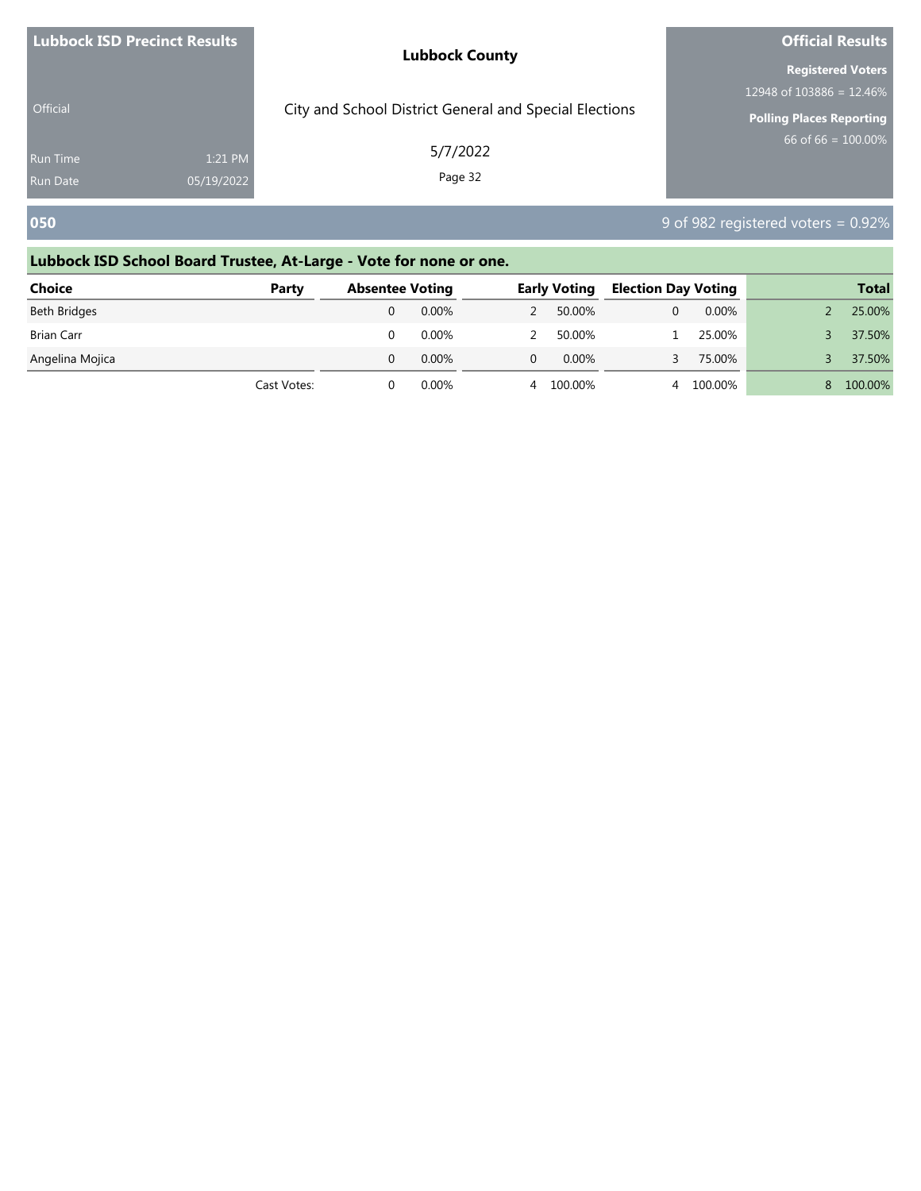**050** 9 of 982 registered voters = 0.92%

### Lubbock ISD School Board Trustee, At-Large - Vote for none or one.

| Choice | Party | Absentee Voting | | Early Voting | | Election Day Voting | | Total | |
|---|---|---|---|---|---|---|---|---|---|
| Beth Bridges | | 0 | 0.00% | 2 | 50.00% | 0 | 0.00% | 2 | 25.00% |
| Brian Carr | | 0 | 0.00% | 2 | 50.00% | 1 | 25.00% | 3 | 37.50% |
| Angelina Mojica | | 0 | 0.00% | 0 | 0.00% | 3 | 75.00% | 3 | 37.50% |
| | Cast Votes: | 0 | 0.00% | 4 | 100.00% | 4 | 100.00% | 8 | 100.00% |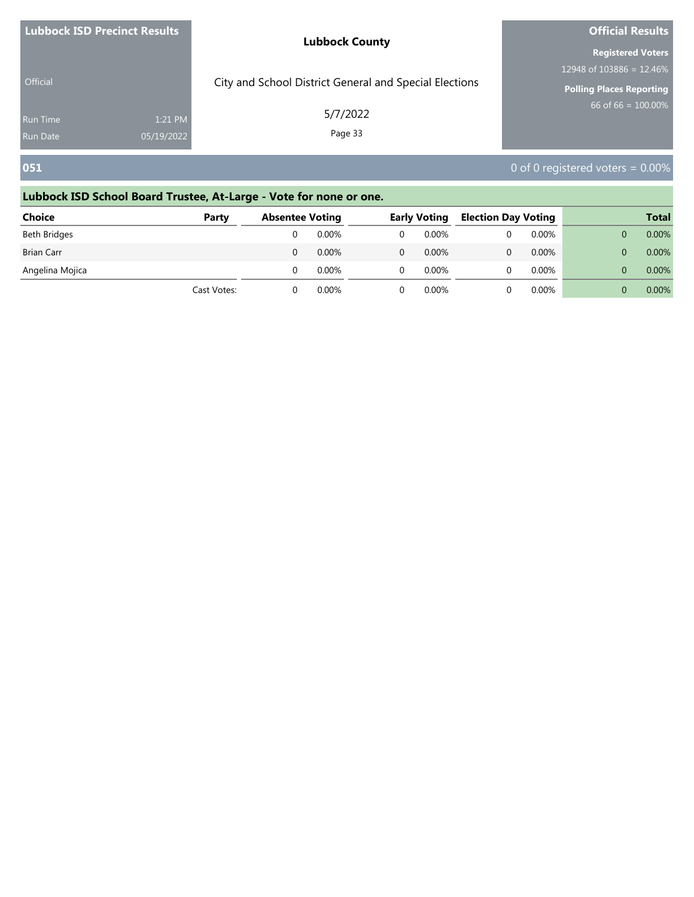## 051

0 of 0 registered voters = 0.00%

### Lubbock ISD School Board Trustee, At-Large - Vote for none or one.

| Choice | Party | Absentee Voting | | Early Voting | | Election Day Voting | | Total | |
|---|---|---|---|---|---|---|---|---|---|
| Beth Bridges | | 0 | 0.00% | 0 | 0.00% | 0 | 0.00% | 0 | 0.00% |
| Brian Carr | | 0 | 0.00% | 0 | 0.00% | 0 | 0.00% | 0 | 0.00% |
| Angelina Mojica | | 0 | 0.00% | 0 | 0.00% | 0 | 0.00% | 0 | 0.00% |
| | Cast Votes: | 0 | 0.00% | 0 | 0.00% | 0 | 0.00% | 0 | 0.00% |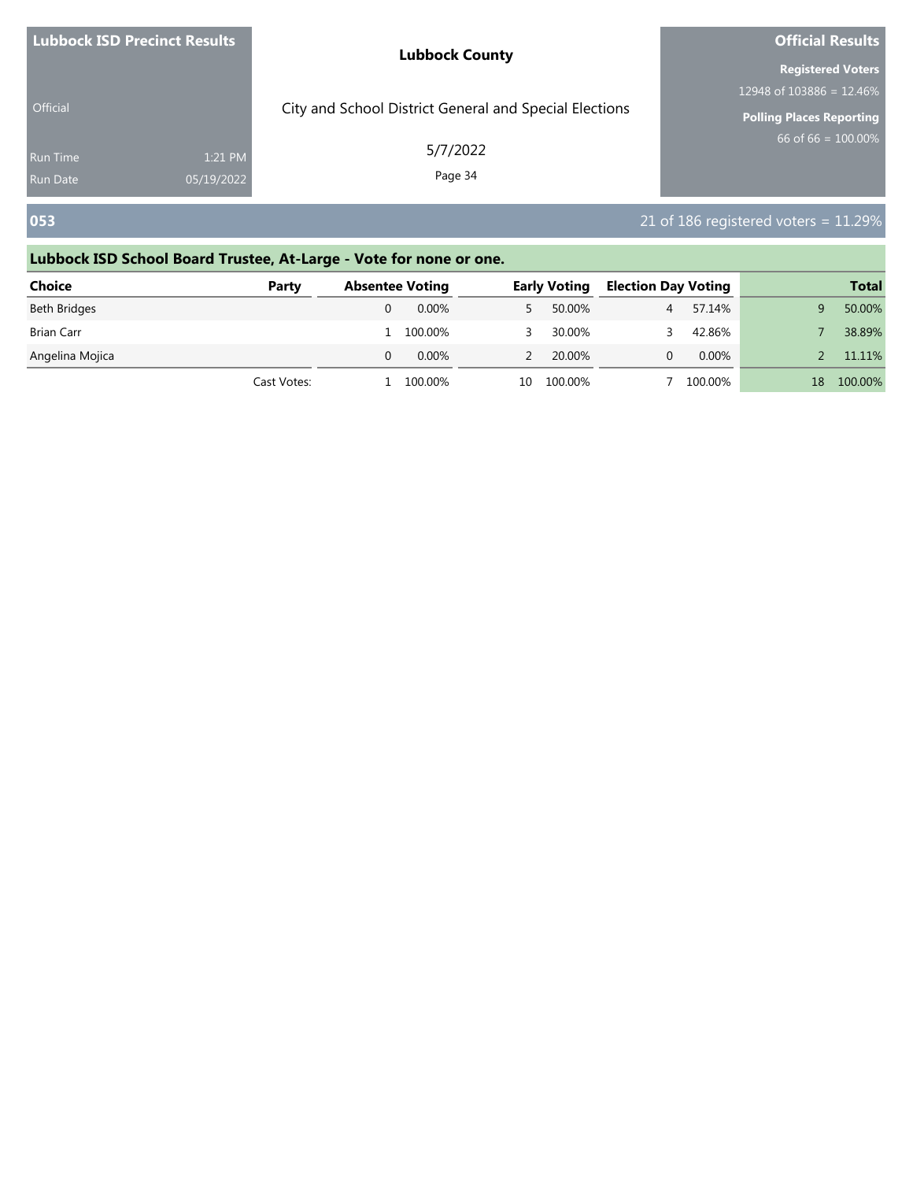| Lubbock ISD Precinct Results | | Lubbock County | Official Results |
|---|---|---|---|
| Official | | City and School District General and Special Elections | Registered Voters 12948 of 103886 = 12.46% |
| Run Time | 1:21 PM | 5/7/2022 | Polling Places Reporting 66 of 66 = 100.00% |
| Run Date | 05/19/2022 | | |

## 053

21 of 186 registered voters = 11.29%

### Lubbock ISD School Board Trustee, At-Large - Vote for none or one.

| Choice | Party | Absentee Voting | | Early Voting | | Election Day Voting | | Total | |
|---|---|---|---|---|---|---|---|---|---|
| Beth Bridges | | 0 | 0.00% | 5 | 50.00% | 4 | 57.14% | 9 | 50.00% |
| Brian Carr | | 1 | 100.00% | 3 | 30.00% | 3 | 42.86% | 7 | 38.89% |
| Angelina Mojica | | 0 | 0.00% | 2 | 20.00% | 0 | 0.00% | 2 | 11.11% |
| | Cast Votes: | 1 | 100.00% | 10 | 100.00% | 7 | 100.00% | 18 | 100.00% |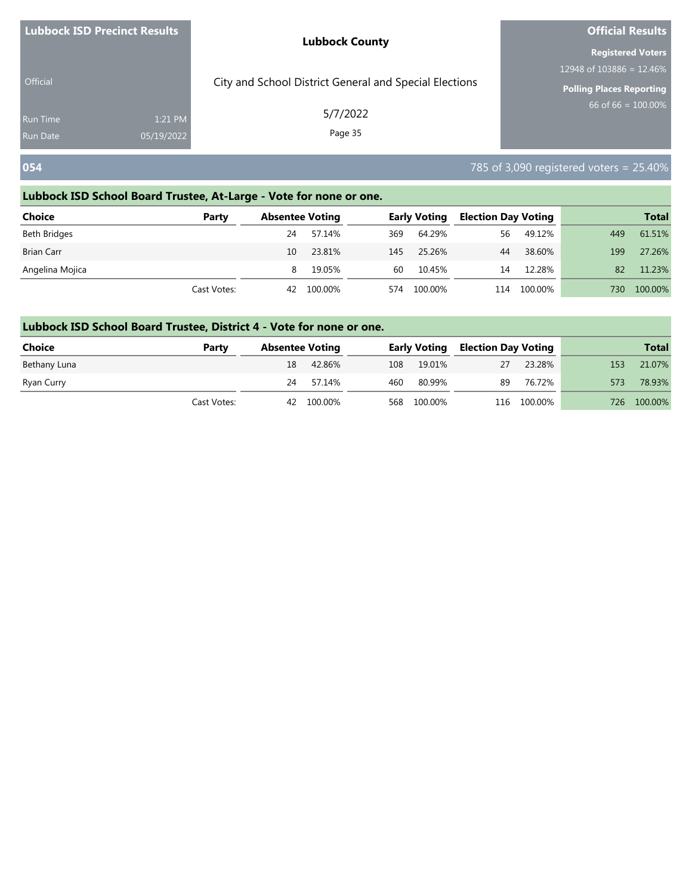| Lubbock ISD Precinct Results | | Lubbock County | Official Results |
|---|---|---|---|
| Official | | City and School District General and Special Elections | Registered Voters 12948 of 103886 = 12.46% |
| Run Time | 1:21 PM | 5/7/2022 | Polling Places Reporting 66 of 66 = 100.00% |
| Run Date | 05/19/2022 | | |

## 054

785 of 3,090 registered voters = 25.40%

### Lubbock ISD School Board Trustee, At-Large - Vote for none or one.

| Choice | Party | Absentee Voting | | Early Voting | | Election Day Voting | | Total | |
|---|---|---|---|---|---|---|---|---|---|
| Beth Bridges | | 24 | 57.14% | 369 | 64.29% | 56 | 49.12% | 449 | 61.51% |
| Brian Carr | | 10 | 23.81% | 145 | 25.26% | 44 | 38.60% | 199 | 27.26% |
| Angelina Mojica | | 8 | 19.05% | 60 | 10.45% | 14 | 12.28% | 82 | 11.23% |
| | Cast Votes: | 42 | 100.00% | 574 | 100.00% | 114 | 100.00% | 730 | 100.00% |

### Lubbock ISD School Board Trustee, District 4 - Vote for none or one.

| Choice | Party | Absentee Voting | | Early Voting | | Election Day Voting | | Total | |
|---|---|---|---|---|---|---|---|---|---|
| Bethany Luna | | 18 | 42.86% | 108 | 19.01% | 27 | 23.28% | 153 | 21.07% |
| Ryan Curry | | 24 | 57.14% | 460 | 80.99% | 89 | 76.72% | 573 | 78.93% |
| | Cast Votes: | 42 | 100.00% | 568 | 100.00% | 116 | 100.00% | 726 | 100.00% |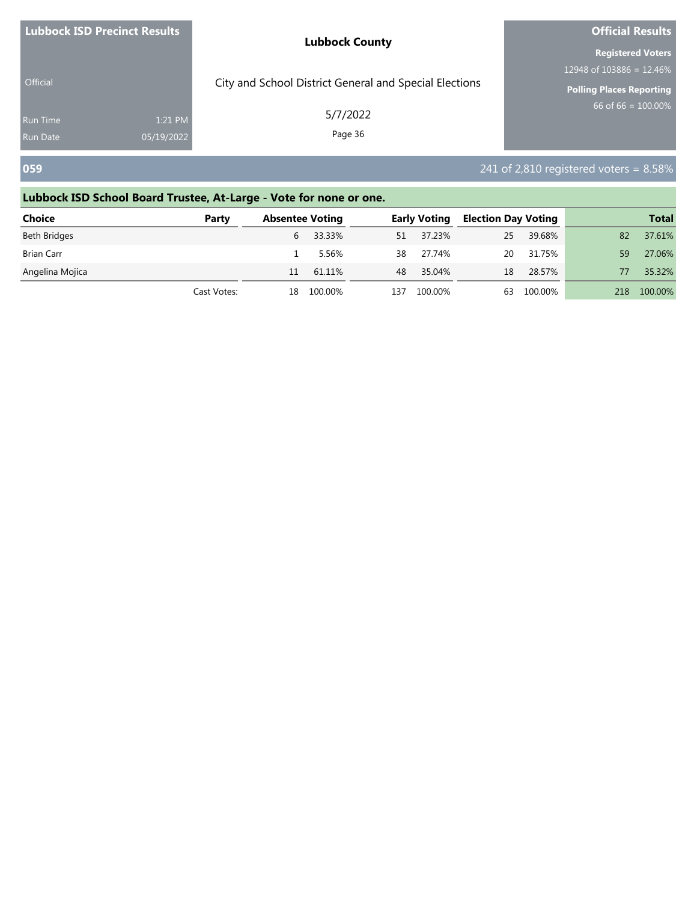**Lubbock ISD Precinct Results**

Official

Run Time 1:21 PM
Run Date 05/19/2022

**Lubbock County**

City and School District General and Special Elections

5/7/2022

**Official Results**

**Registered Voters**
12948 of 103886 = 12.46%

**Polling Places Reporting**
66 of 66 = 100.00%

## 059

241 of 2,810 registered voters = 8.58%

### Lubbock ISD School Board Trustee, At-Large - Vote for none or one.

| Choice | Party | Absentee Voting | | Early Voting | | Election Day Voting | | Total | |
|---|---|---|---|---|---|---|---|---|---|
| Beth Bridges | | 6 | 33.33% | 51 | 37.23% | 25 | 39.68% | 82 | 37.61% |
| Brian Carr | | 1 | 5.56% | 38 | 27.74% | 20 | 31.75% | 59 | 27.06% |
| Angelina Mojica | | 11 | 61.11% | 48 | 35.04% | 18 | 28.57% | 77 | 35.32% |
| | Cast Votes: | 18 | 100.00% | 137 | 100.00% | 63 | 100.00% | 218 | 100.00% |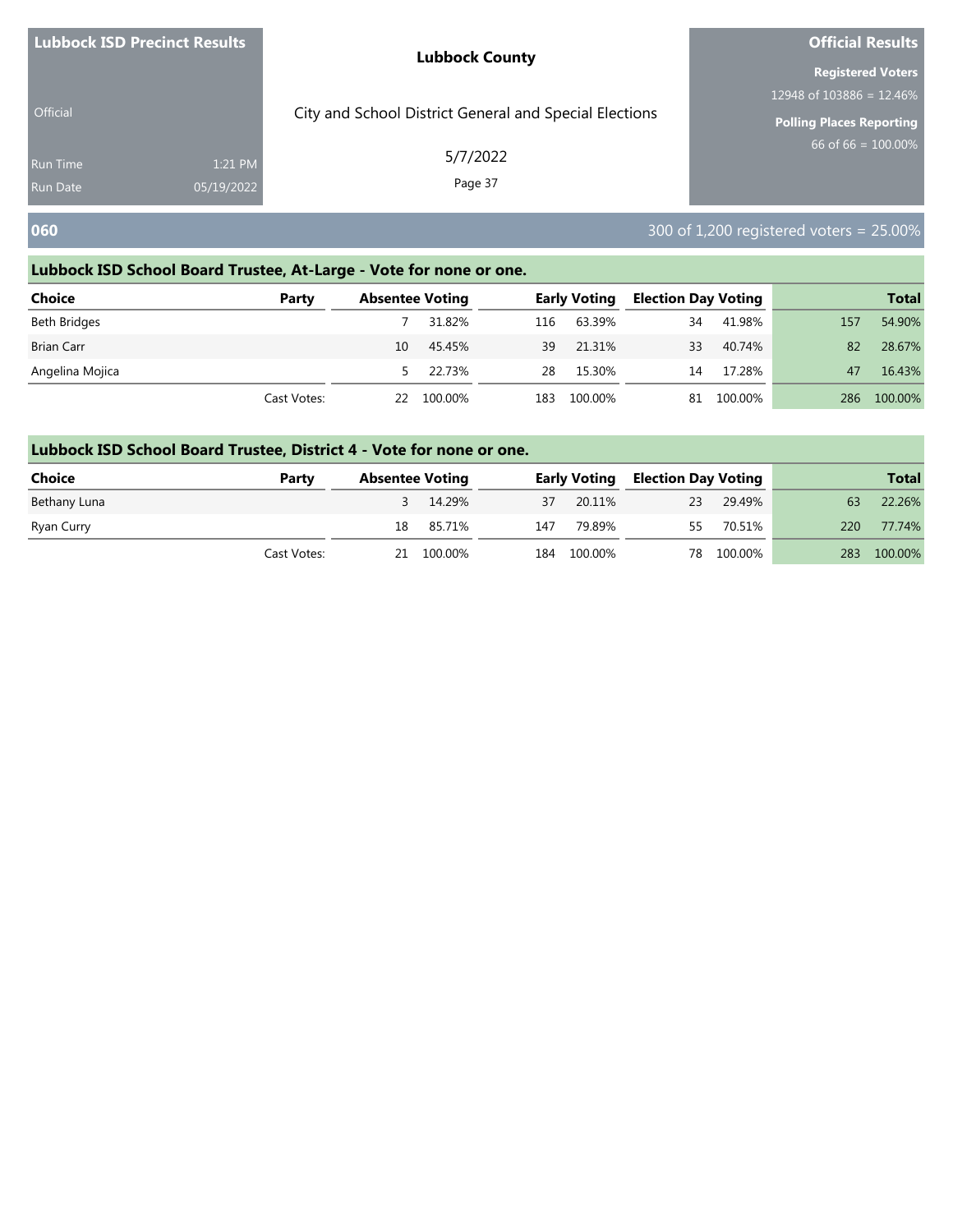**Lubbock ISD Precinct Results**

Official

Run Time 1:21 PM
Run Date 05/19/2022

**Lubbock County**

City and School District General and Special Elections

5/7/2022

**Official Results**

**Registered Voters**
12948 of 103886 = 12.46%

**Polling Places Reporting**
66 of 66 = 100.00%

## 060

300 of 1,200 registered voters = 25.00%

### Lubbock ISD School Board Trustee, At-Large - Vote for none or one.

| Choice | Party | Absentee Voting | | Early Voting | | Election Day Voting | | Total | |
|---|---|---|---|---|---|---|---|---|---|
| Beth Bridges | | 7 | 31.82% | 116 | 63.39% | 34 | 41.98% | 157 | 54.90% |
| Brian Carr | | 10 | 45.45% | 39 | 21.31% | 33 | 40.74% | 82 | 28.67% |
| Angelina Mojica | | 5 | 22.73% | 28 | 15.30% | 14 | 17.28% | 47 | 16.43% |
| | Cast Votes: | 22 | 100.00% | 183 | 100.00% | 81 | 100.00% | 286 | 100.00% |

### Lubbock ISD School Board Trustee, District 4 - Vote for none or one.

| Choice | Party | Absentee Voting | | Early Voting | | Election Day Voting | | Total | |
|---|---|---|---|---|---|---|---|---|---|
| Bethany Luna | | 3 | 14.29% | 37 | 20.11% | 23 | 29.49% | 63 | 22.26% |
| Ryan Curry | | 18 | 85.71% | 147 | 79.89% | 55 | 70.51% | 220 | 77.74% |
| | Cast Votes: | 21 | 100.00% | 184 | 100.00% | 78 | 100.00% | 283 | 100.00% |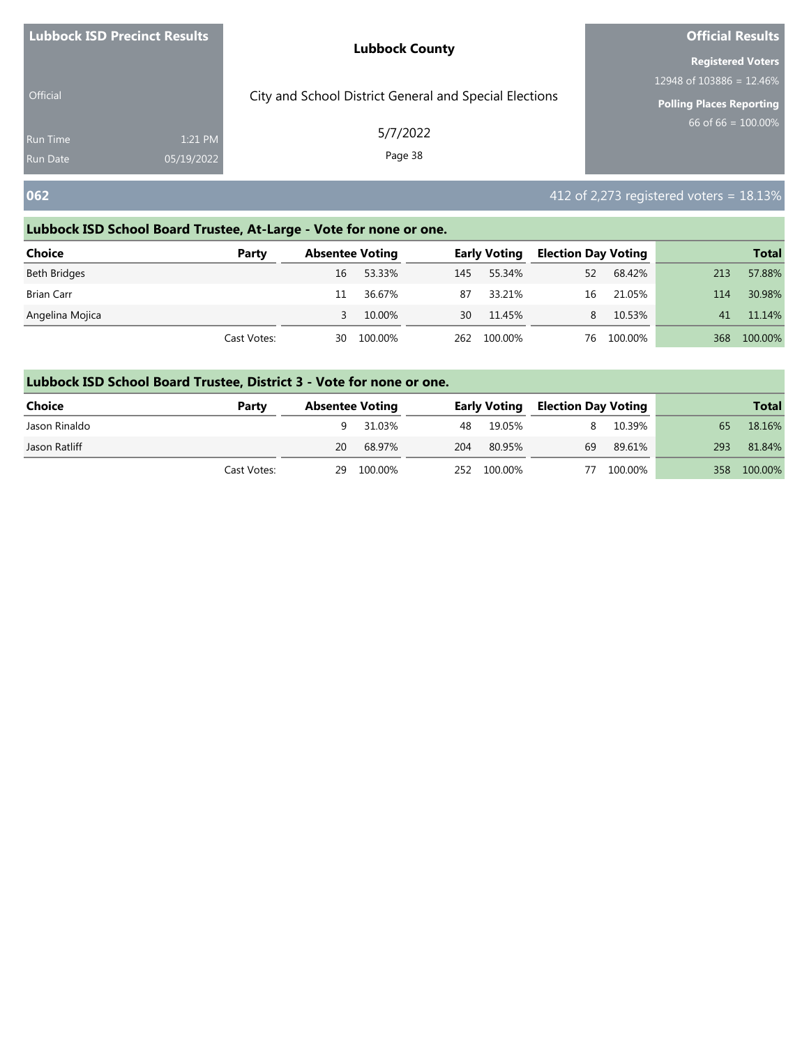**Lubbock ISD Precinct Results**

Official

Run Time 1:21 PM

Run Date 05/19/2022

**Lubbock County**

City and School District General and Special Elections

5/7/2022

**Official Results**

**Registered Voters**

12948 of 103886 = 12.46%

**Polling Places Reporting**

66 of 66 = 100.00%

## 062

412 of 2,273 registered voters = 18.13%

### Lubbock ISD School Board Trustee, At-Large - Vote for none or one.

| Choice | Party | Absentee Voting | | Early Voting | | Election Day Voting | | Total | |
|---|---|---|---|---|---|---|---|---|---|
| Beth Bridges | | 16 | 53.33% | 145 | 55.34% | 52 | 68.42% | 213 | 57.88% |
| Brian Carr | | 11 | 36.67% | 87 | 33.21% | 16 | 21.05% | 114 | 30.98% |
| Angelina Mojica | | 3 | 10.00% | 30 | 11.45% | 8 | 10.53% | 41 | 11.14% |
| | Cast Votes: | 30 | 100.00% | 262 | 100.00% | 76 | 100.00% | 368 | 100.00% |

### Lubbock ISD School Board Trustee, District 3 - Vote for none or one.

| Choice | Party | Absentee Voting | | Early Voting | | Election Day Voting | | Total | |
|---|---|---|---|---|---|---|---|---|---|
| Jason Rinaldo | | 9 | 31.03% | 48 | 19.05% | 8 | 10.39% | 65 | 18.16% |
| Jason Ratliff | | 20 | 68.97% | 204 | 80.95% | 69 | 89.61% | 293 | 81.84% |
| | Cast Votes: | 29 | 100.00% | 252 | 100.00% | 77 | 100.00% | 358 | 100.00% |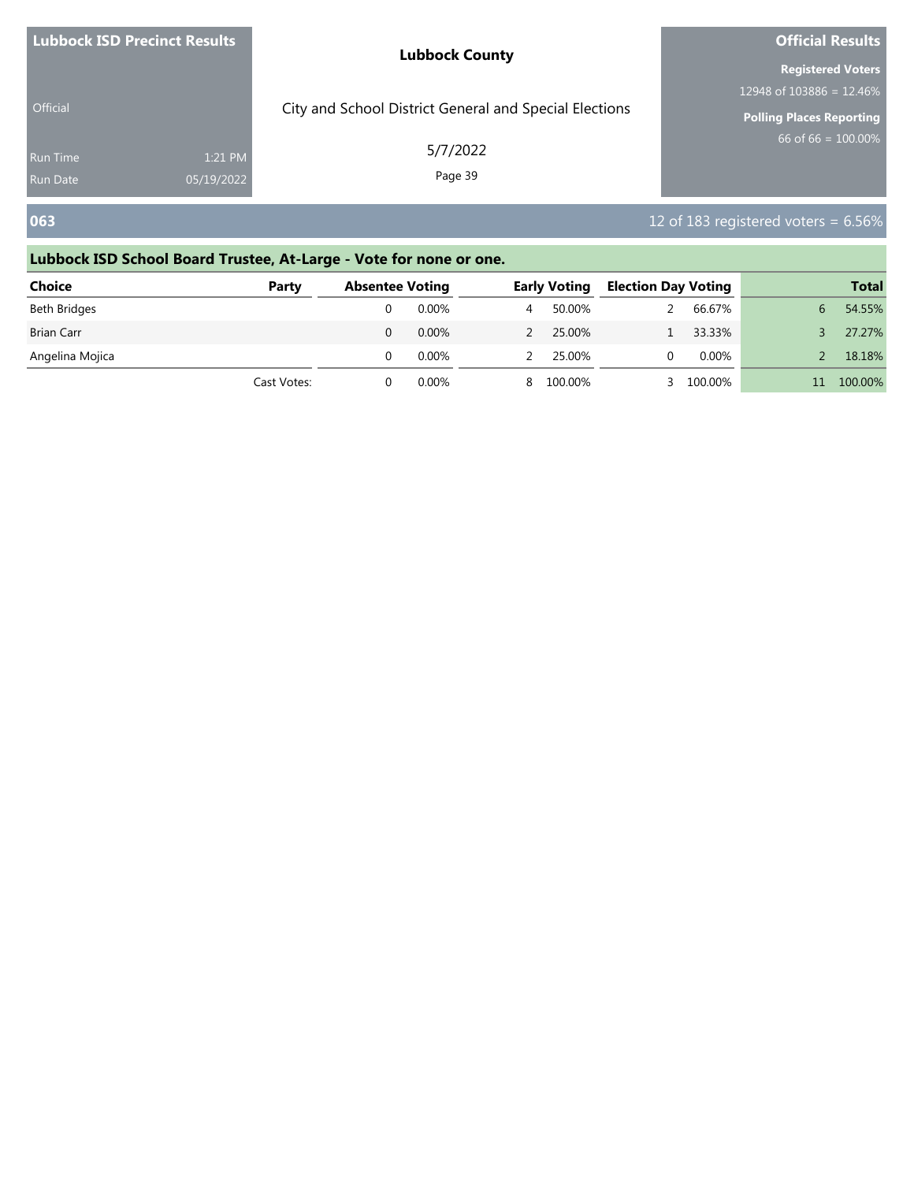| Lubbock ISD Precinct Results | | Lubbock County | Official Results |
|---|---|---|---|
| Official | | City and School District General and Special Elections | Registered Voters 12948 of 103886 = 12.46% |
| Run Time | 1:21 PM | 5/7/2022 | Polling Places Reporting 66 of 66 = 100.00% |
| Run Date | 05/19/2022 | | |

## 063

12 of 183 registered voters = 6.56%

### Lubbock ISD School Board Trustee, At-Large - Vote for none or one.

| Choice | Party | Absentee Voting | | Early Voting | | Election Day Voting | | Total | |
|---|---|---|---|---|---|---|---|---|---|
| Beth Bridges | | 0 | 0.00% | 4 | 50.00% | 2 | 66.67% | 6 | 54.55% |
| Brian Carr | | 0 | 0.00% | 2 | 25.00% | 1 | 33.33% | 3 | 27.27% |
| Angelina Mojica | | 0 | 0.00% | 2 | 25.00% | 0 | 0.00% | 2 | 18.18% |
| | Cast Votes: | 0 | 0.00% | 8 | 100.00% | 3 | 100.00% | 11 | 100.00% |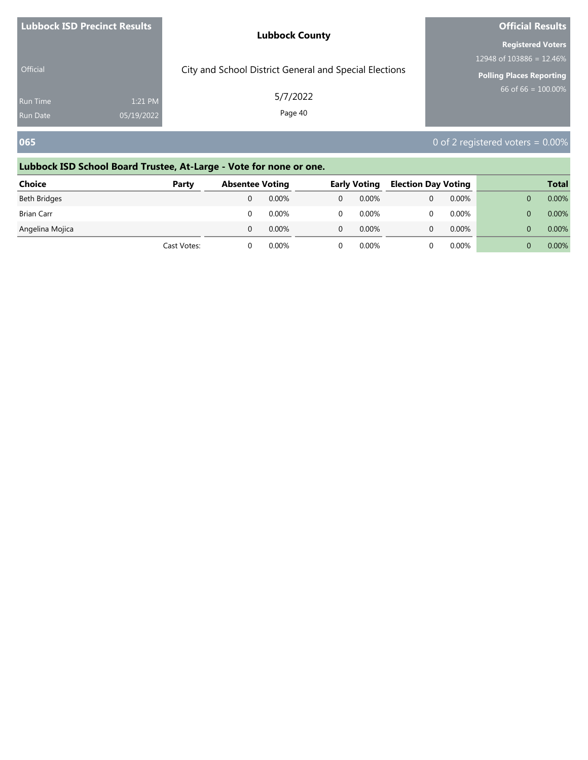**065** 0 of 2 registered voters = 0.00%

### Lubbock ISD School Board Trustee, At-Large - Vote for none or one.

| Choice | Party | Absentee Voting | | Early Voting | | Election Day Voting | | Total | |
|---|---|---|---|---|---|---|---|---|---|
| Beth Bridges | | 0 | 0.00% | 0 | 0.00% | 0 | 0.00% | 0 | 0.00% |
| Brian Carr | | 0 | 0.00% | 0 | 0.00% | 0 | 0.00% | 0 | 0.00% |
| Angelina Mojica | | 0 | 0.00% | 0 | 0.00% | 0 | 0.00% | 0 | 0.00% |
| | Cast Votes: | 0 | 0.00% | 0 | 0.00% | 0 | 0.00% | 0 | 0.00% |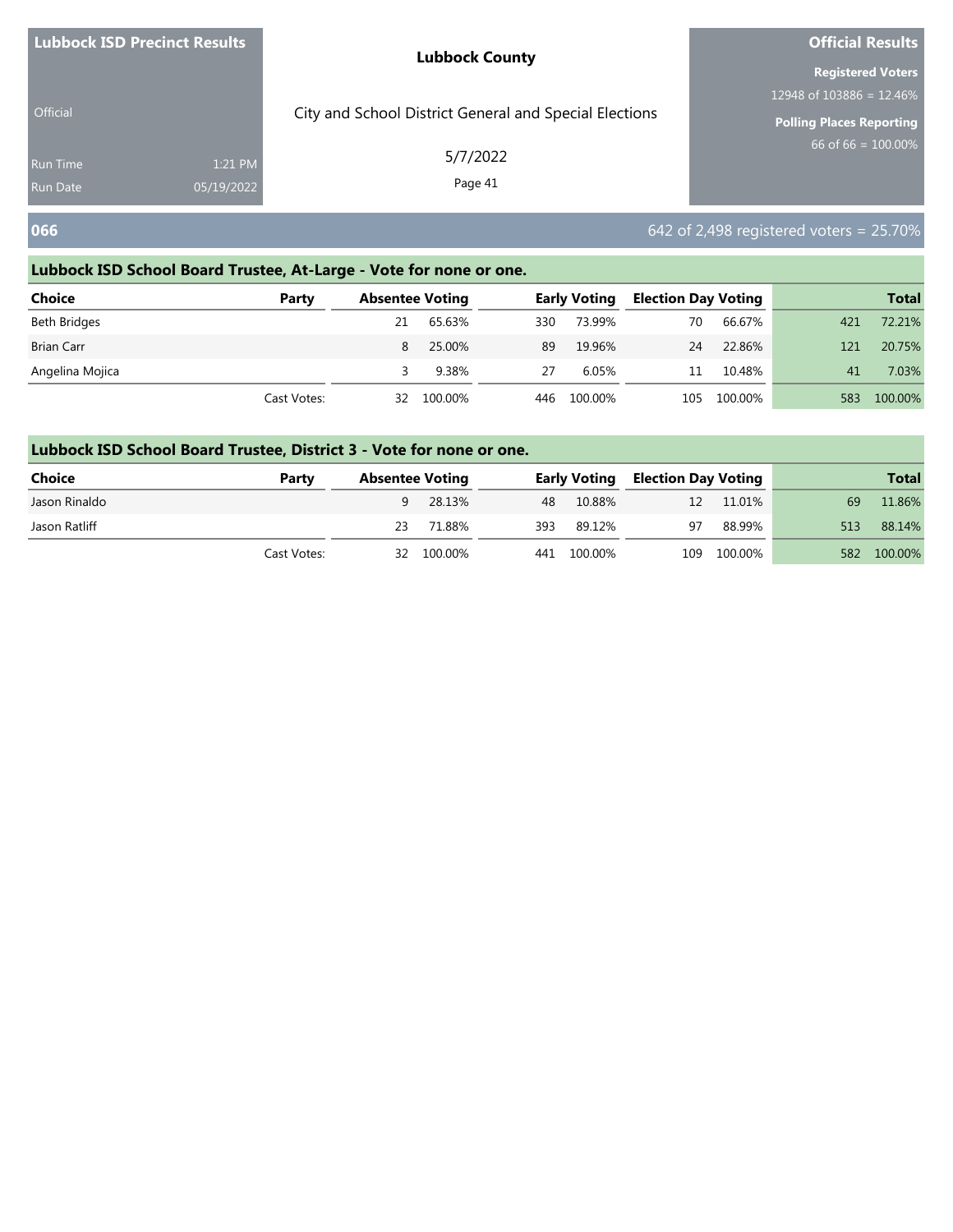| Lubbock ISD Precinct Results | |
|---|---|
| Official | |
| Run Time | 1:21 PM |
| Run Date | 05/19/2022 |

**Lubbock County**

City and School District General and Special Elections

5/7/2022

**Official Results**

**Registered Voters**
12948 of 103886 = 12.46%

**Polling Places Reporting**
66 of 66 = 100.00%

## 066

642 of 2,498 registered voters = 25.70%

### Lubbock ISD School Board Trustee, At-Large - Vote for none or one.

| Choice | Party | Absentee Voting | | Early Voting | | Election Day Voting | | Total | |
|---|---|---|---|---|---|---|---|---|---|
| Beth Bridges | | 21 | 65.63% | 330 | 73.99% | 70 | 66.67% | 421 | 72.21% |
| Brian Carr | | 8 | 25.00% | 89 | 19.96% | 24 | 22.86% | 121 | 20.75% |
| Angelina Mojica | | 3 | 9.38% | 27 | 6.05% | 11 | 10.48% | 41 | 7.03% |
| | Cast Votes: | 32 | 100.00% | 446 | 100.00% | 105 | 100.00% | 583 | 100.00% |

### Lubbock ISD School Board Trustee, District 3 - Vote for none or one.

| Choice | Party | Absentee Voting | | Early Voting | | Election Day Voting | | Total | |
|---|---|---|---|---|---|---|---|---|---|
| Jason Rinaldo | | 9 | 28.13% | 48 | 10.88% | 12 | 11.01% | 69 | 11.86% |
| Jason Ratliff | | 23 | 71.88% | 393 | 89.12% | 97 | 88.99% | 513 | 88.14% |
| | Cast Votes: | 32 | 100.00% | 441 | 100.00% | 109 | 100.00% | 582 | 100.00% |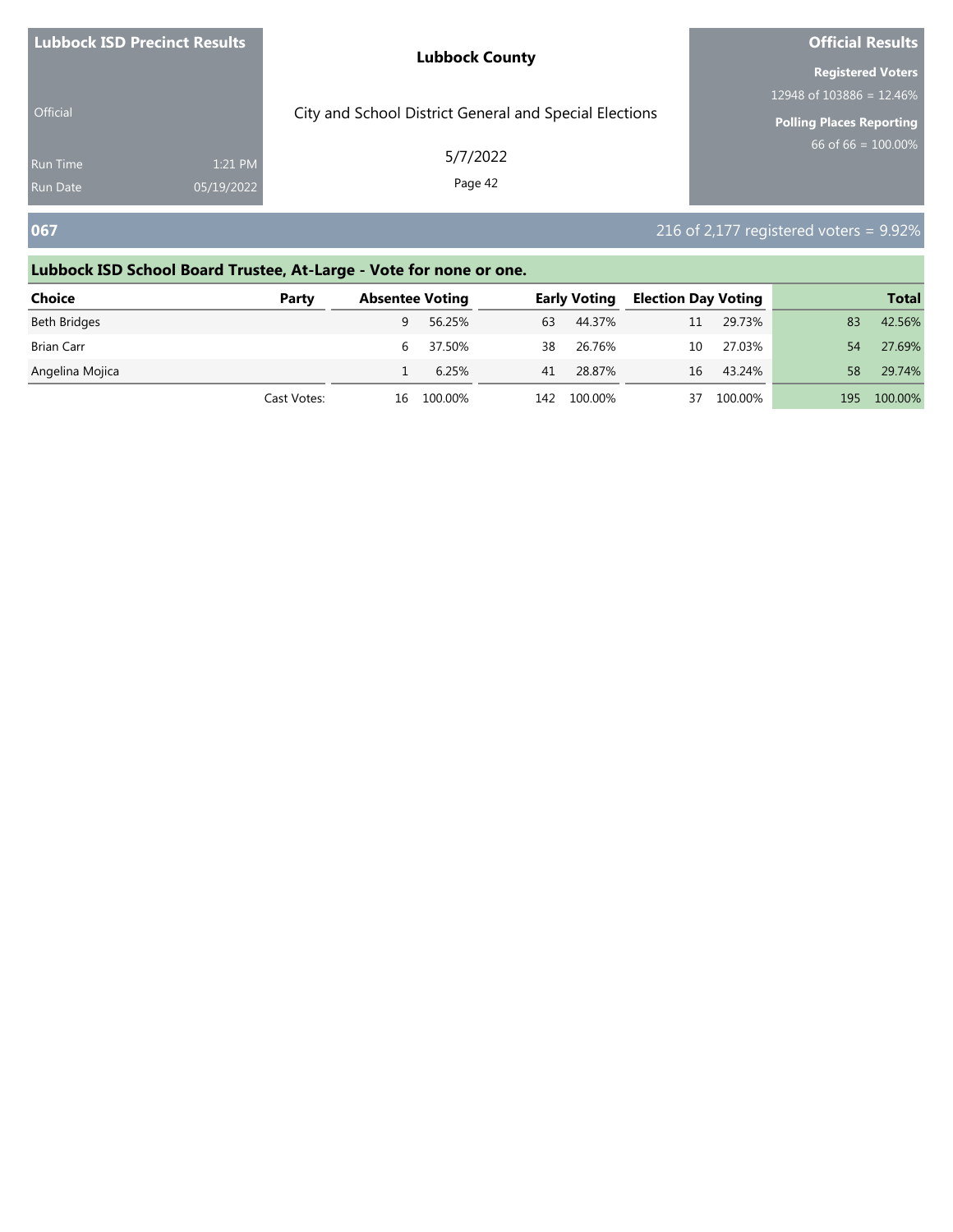| Lubbock ISD Precinct Results | | Lubbock County | Official Results |
|---|---|---|---|
| Official | | City and School District General and Special Elections | Registered Voters 12948 of 103886 = 12.46% |
| Run Time | 1:21 PM | 5/7/2022 | Polling Places Reporting 66 of 66 = 100.00% |
| Run Date | 05/19/2022 | | |

## 067

216 of 2,177 registered voters = 9.92%

### Lubbock ISD School Board Trustee, At-Large - Vote for none or one.

| Choice | Party | Absentee Voting | | Early Voting | | Election Day Voting | | Total | |
|---|---|---|---|---|---|---|---|---|---|
| Beth Bridges | | 9 | 56.25% | 63 | 44.37% | 11 | 29.73% | 83 | 42.56% |
| Brian Carr | | 6 | 37.50% | 38 | 26.76% | 10 | 27.03% | 54 | 27.69% |
| Angelina Mojica | | 1 | 6.25% | 41 | 28.87% | 16 | 43.24% | 58 | 29.74% |
| | Cast Votes: | 16 | 100.00% | 142 | 100.00% | 37 | 100.00% | 195 | 100.00% |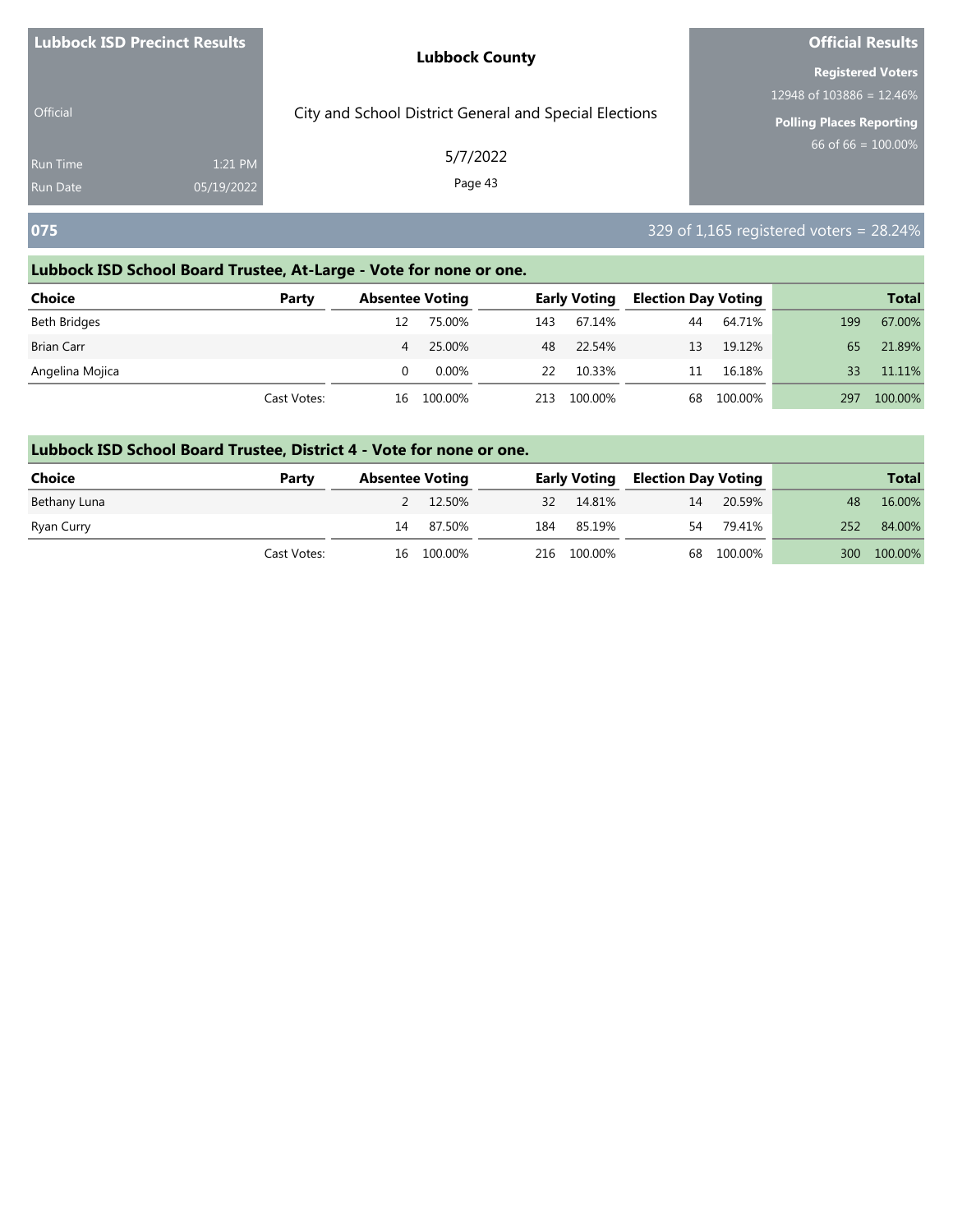**Lubbock ISD Precinct Results**

Official

Run Time 1:21 PM

Run Date 05/19/2022

**Lubbock County**

City and School District General and Special Elections

5/7/2022

**Official Results**

**Registered Voters**

12948 of 103886 = 12.46%

**Polling Places Reporting**

66 of 66 = 100.00%

## 075

329 of 1,165 registered voters = 28.24%

### Lubbock ISD School Board Trustee, At-Large - Vote for none or one.

| Choice | Party | Absentee Voting | | Early Voting | | Election Day Voting | | Total | |
|---|---|---|---|---|---|---|---|---|---|
| Beth Bridges | | 12 | 75.00% | 143 | 67.14% | 44 | 64.71% | 199 | 67.00% |
| Brian Carr | | 4 | 25.00% | 48 | 22.54% | 13 | 19.12% | 65 | 21.89% |
| Angelina Mojica | | 0 | 0.00% | 22 | 10.33% | 11 | 16.18% | 33 | 11.11% |
| | Cast Votes: | 16 | 100.00% | 213 | 100.00% | 68 | 100.00% | 297 | 100.00% |

### Lubbock ISD School Board Trustee, District 4 - Vote for none or one.

| Choice | Party | Absentee Voting | | Early Voting | | Election Day Voting | | Total | |
|---|---|---|---|---|---|---|---|---|---|
| Bethany Luna | | 2 | 12.50% | 32 | 14.81% | 14 | 20.59% | 48 | 16.00% |
| Ryan Curry | | 14 | 87.50% | 184 | 85.19% | 54 | 79.41% | 252 | 84.00% |
| | Cast Votes: | 16 | 100.00% | 216 | 100.00% | 68 | 100.00% | 300 | 100.00% |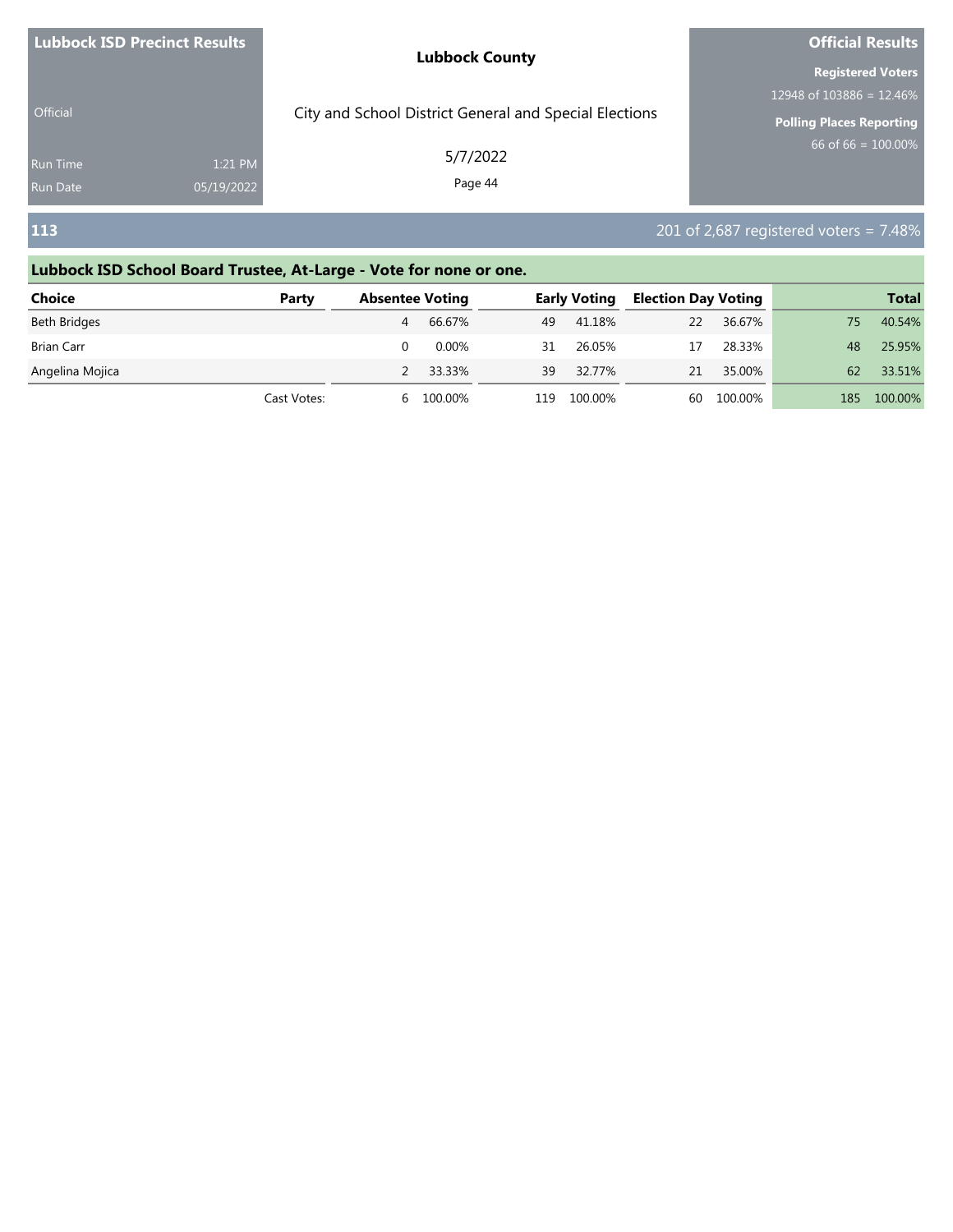| Lubbock ISD Precinct Results | | Lubbock County | Official Results |
|---|---|---|---|
| | | | Registered Voters |
| | | | 12948 of 103886 = 12.46% |
| Official | | City and School District General and Special Elections | Polling Places Reporting |
| | | | 66 of 66 = 100.00% |
| Run Time | 1:21 PM | 5/7/2022 | |
| Run Date | 05/19/2022 | | |

## 113

201 of 2,687 registered voters = 7.48%

### Lubbock ISD School Board Trustee, At-Large - Vote for none or one.

| Choice | Party | Absentee Voting | | Early Voting | | Election Day Voting | | Total | |
|---|---|---|---|---|---|---|---|---|---|
| Beth Bridges | | 4 | 66.67% | 49 | 41.18% | 22 | 36.67% | 75 | 40.54% |
| Brian Carr | | 0 | 0.00% | 31 | 26.05% | 17 | 28.33% | 48 | 25.95% |
| Angelina Mojica | | 2 | 33.33% | 39 | 32.77% | 21 | 35.00% | 62 | 33.51% |
| | Cast Votes: | 6 | 100.00% | 119 | 100.00% | 60 | 100.00% | 185 | 100.00% |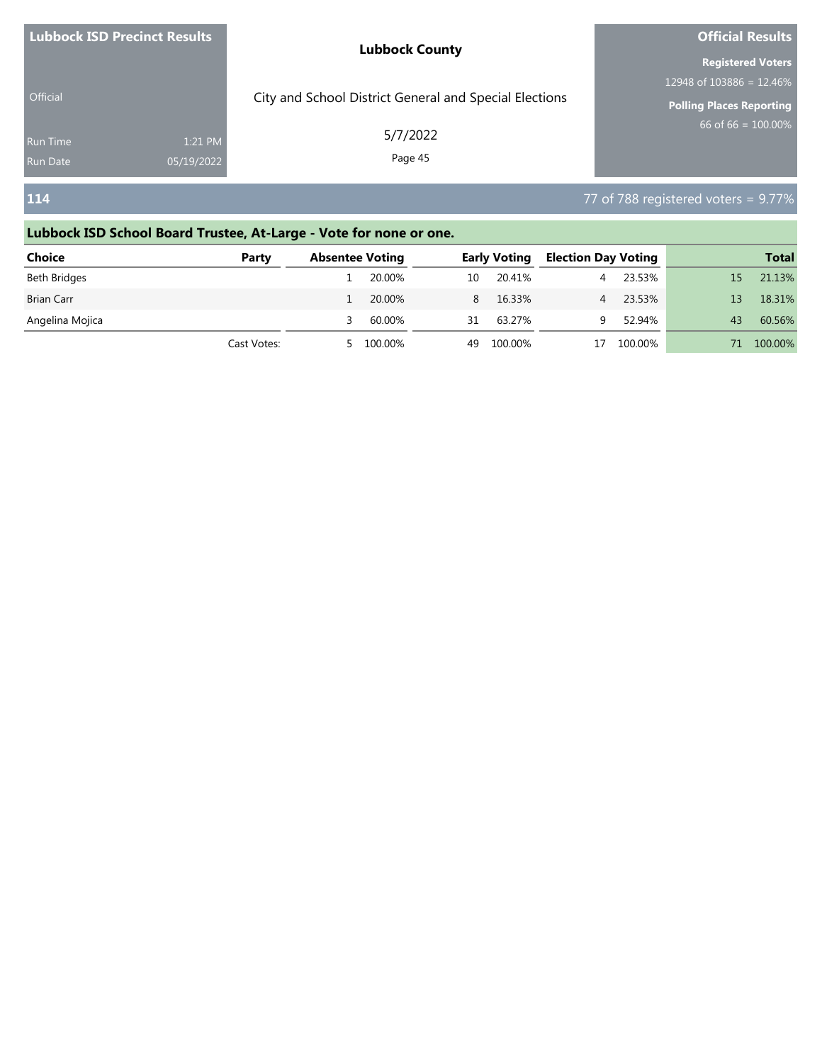**Lubbock ISD Precinct Results**

Official

Run Time 1:21 PM
Run Date 05/19/2022

**Lubbock County**

City and School District General and Special Elections

5/7/2022

**Official Results**

**Registered Voters**
12948 of 103886 = 12.46%

**Polling Places Reporting**
66 of 66 = 100.00%

## 114

77 of 788 registered voters = 9.77%

### Lubbock ISD School Board Trustee, At-Large - Vote for none or one.

| Choice | Party | Absentee Voting | | Early Voting | | Election Day Voting | | Total | |
|---|---|---|---|---|---|---|---|---|---|
| Beth Bridges | | 1 | 20.00% | 10 | 20.41% | 4 | 23.53% | 15 | 21.13% |
| Brian Carr | | 1 | 20.00% | 8 | 16.33% | 4 | 23.53% | 13 | 18.31% |
| Angelina Mojica | | 3 | 60.00% | 31 | 63.27% | 9 | 52.94% | 43 | 60.56% |
| | Cast Votes: | 5 | 100.00% | 49 | 100.00% | 17 | 100.00% | 71 | 100.00% |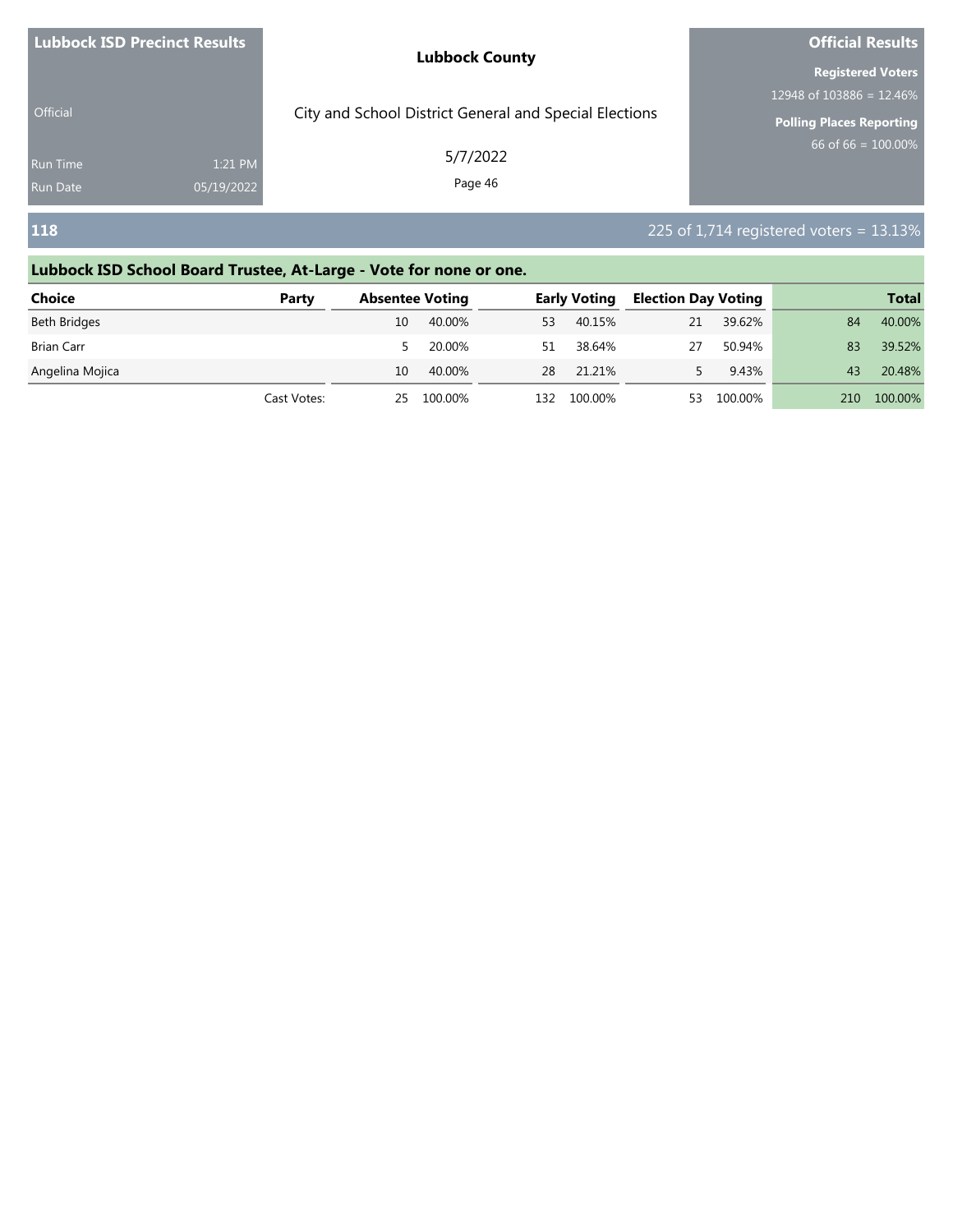Lubbock ISD Precinct Results

Official

Run Time 1:21 PM

Run Date 05/19/2022

**Lubbock County**

City and School District General and Special Elections

5/7/2022

**Official Results**

**Registered Voters**

12948 of 103886 = 12.46%

**Polling Places Reporting**

66 of 66 = 100.00%

## 118

225 of 1,714 registered voters = 13.13%

### Lubbock ISD School Board Trustee, At-Large - Vote for none or one.

| Choice | Party | Absentee Voting | | Early Voting | | Election Day Voting | | Total | |
|---|---|---|---|---|---|---|---|---|---|
| Beth Bridges | | 10 | 40.00% | 53 | 40.15% | 21 | 39.62% | 84 | 40.00% |
| Brian Carr | | 5 | 20.00% | 51 | 38.64% | 27 | 50.94% | 83 | 39.52% |
| Angelina Mojica | | 10 | 40.00% | 28 | 21.21% | 5 | 9.43% | 43 | 20.48% |
| | Cast Votes: | 25 | 100.00% | 132 | 100.00% | 53 | 100.00% | 210 | 100.00% |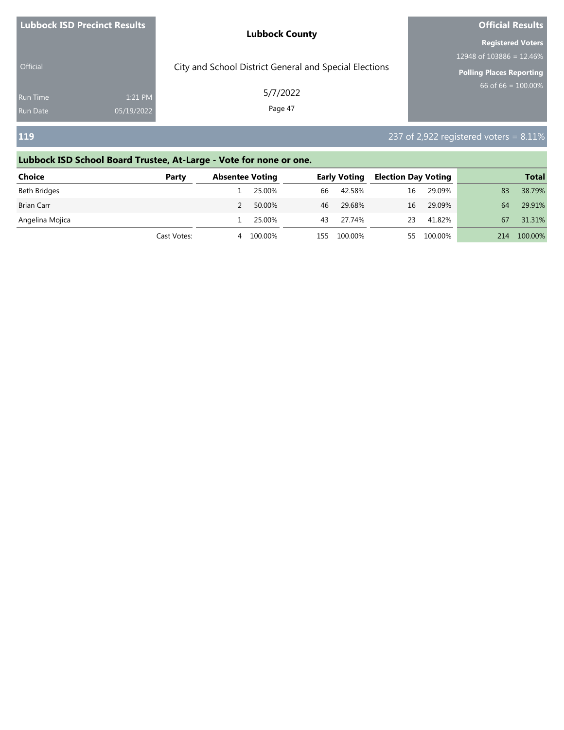**Lubbock ISD Precinct Results**

Official

Run Time 1:21 PM

Run Date 05/19/2022

**Lubbock County**

City and School District General and Special Elections

5/7/2022

**Official Results**

**Registered Voters**

12948 of 103886 = 12.46%

**Polling Places Reporting**

66 of 66 = 100.00%

## 119

237 of 2,922 registered voters = 8.11%

### Lubbock ISD School Board Trustee, At-Large - Vote for none or one.

| Choice | Party | Absentee Voting | | Early Voting | | Election Day Voting | | Total | |
|---|---|---|---|---|---|---|---|---|---|
| Beth Bridges | | 1 | 25.00% | 66 | 42.58% | 16 | 29.09% | 83 | 38.79% |
| Brian Carr | | 2 | 50.00% | 46 | 29.68% | 16 | 29.09% | 64 | 29.91% |
| Angelina Mojica | | 1 | 25.00% | 43 | 27.74% | 23 | 41.82% | 67 | 31.31% |
| | Cast Votes: | 4 | 100.00% | 155 | 100.00% | 55 | 100.00% | 214 | 100.00% |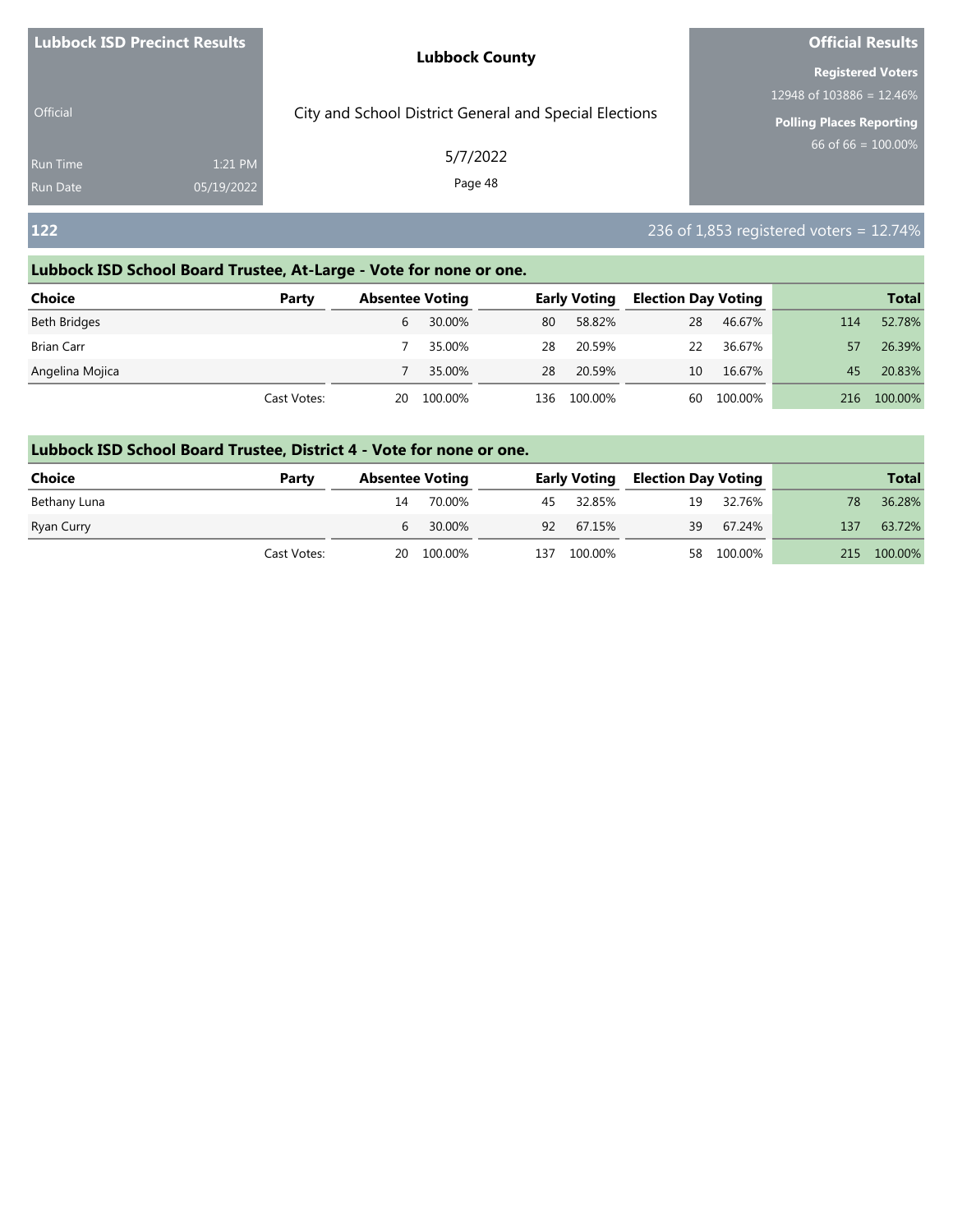**Lubbock ISD Precinct Results**

Official

Run Time 1:21 PM

Run Date 05/19/2022

**Lubbock County**

City and School District General and Special Elections

5/7/2022

**Official Results**

**Registered Voters**

12948 of 103886 = 12.46%

**Polling Places Reporting**

66 of 66 = 100.00%

## 122

236 of 1,853 registered voters = 12.74%

### Lubbock ISD School Board Trustee, At-Large - Vote for none or one.

| Choice | Party | Absentee Voting | | Early Voting | | Election Day Voting | | Total | |
|---|---|---|---|---|---|---|---|---|---|
| Beth Bridges | | 6 | 30.00% | 80 | 58.82% | 28 | 46.67% | 114 | 52.78% |
| Brian Carr | | 7 | 35.00% | 28 | 20.59% | 22 | 36.67% | 57 | 26.39% |
| Angelina Mojica | | 7 | 35.00% | 28 | 20.59% | 10 | 16.67% | 45 | 20.83% |
| | Cast Votes: | 20 | 100.00% | 136 | 100.00% | 60 | 100.00% | 216 | 100.00% |

### Lubbock ISD School Board Trustee, District 4 - Vote for none or one.

| Choice | Party | Absentee Voting | | Early Voting | | Election Day Voting | | Total | |
|---|---|---|---|---|---|---|---|---|---|
| Bethany Luna | | 14 | 70.00% | 45 | 32.85% | 19 | 32.76% | 78 | 36.28% |
| Ryan Curry | | 6 | 30.00% | 92 | 67.15% | 39 | 67.24% | 137 | 63.72% |
| | Cast Votes: | 20 | 100.00% | 137 | 100.00% | 58 | 100.00% | 215 | 100.00% |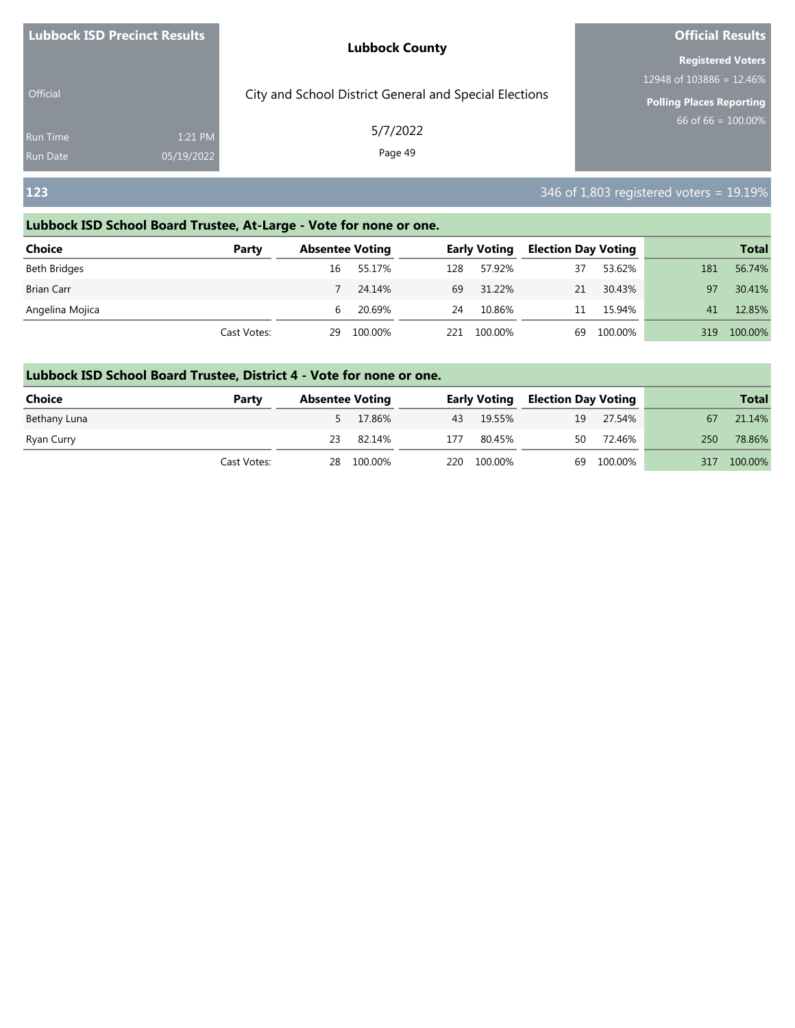| Lubbock ISD Precinct Results | | Lubbock County | Official Results |
|---|---|---|---|
| Official | | City and School District General and Special Elections | Registered Voters 12948 of 103886 = 12.46% |
| Run Time | 1:21 PM | 5/7/2022 | Polling Places Reporting 66 of 66 = 100.00% |
| Run Date | 05/19/2022 | | |

## 123

346 of 1,803 registered voters = 19.19%

### Lubbock ISD School Board Trustee, At-Large - Vote for none or one.

| Choice | Party | Absentee Voting | | Early Voting | | Election Day Voting | | Total | |
|---|---|---|---|---|---|---|---|---|---|
| Beth Bridges | | 16 | 55.17% | 128 | 57.92% | 37 | 53.62% | 181 | 56.74% |
| Brian Carr | | 7 | 24.14% | 69 | 31.22% | 21 | 30.43% | 97 | 30.41% |
| Angelina Mojica | | 6 | 20.69% | 24 | 10.86% | 11 | 15.94% | 41 | 12.85% |
| | Cast Votes: | 29 | 100.00% | 221 | 100.00% | 69 | 100.00% | 319 | 100.00% |

### Lubbock ISD School Board Trustee, District 4 - Vote for none or one.

| Choice | Party | Absentee Voting | | Early Voting | | Election Day Voting | | Total | |
|---|---|---|---|---|---|---|---|---|---|
| Bethany Luna | | 5 | 17.86% | 43 | 19.55% | 19 | 27.54% | 67 | 21.14% |
| Ryan Curry | | 23 | 82.14% | 177 | 80.45% | 50 | 72.46% | 250 | 78.86% |
| | Cast Votes: | 28 | 100.00% | 220 | 100.00% | 69 | 100.00% | 317 | 100.00% |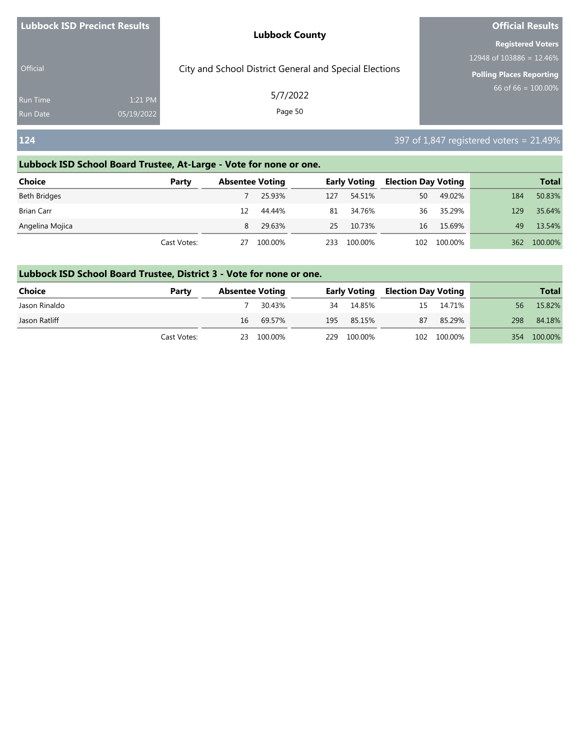**124** 397 of 1,847 registered voters = 21.49%

## Lubbock ISD School Board Trustee, At-Large - Vote for none or one.

| Choice | Party | Absentee Voting | | Early Voting | | Election Day Voting | | Total | |
|---|---|---|---|---|---|---|---|---|---|
| Beth Bridges | | 7 | 25.93% | 127 | 54.51% | 50 | 49.02% | 184 | 50.83% |
| Brian Carr | | 12 | 44.44% | 81 | 34.76% | 36 | 35.29% | 129 | 35.64% |
| Angelina Mojica | | 8 | 29.63% | 25 | 10.73% | 16 | 15.69% | 49 | 13.54% |
| | Cast Votes: | 27 | 100.00% | 233 | 100.00% | 102 | 100.00% | 362 | 100.00% |

## Lubbock ISD School Board Trustee, District 3 - Vote for none or one.

| Choice | Party | Absentee Voting | | Early Voting | | Election Day Voting | | Total | |
|---|---|---|---|---|---|---|---|---|---|
| Jason Rinaldo | | 7 | 30.43% | 34 | 14.85% | 15 | 14.71% | 56 | 15.82% |
| Jason Ratliff | | 16 | 69.57% | 195 | 85.15% | 87 | 85.29% | 298 | 84.18% |
| | Cast Votes: | 23 | 100.00% | 229 | 100.00% | 102 | 100.00% | 354 | 100.00% |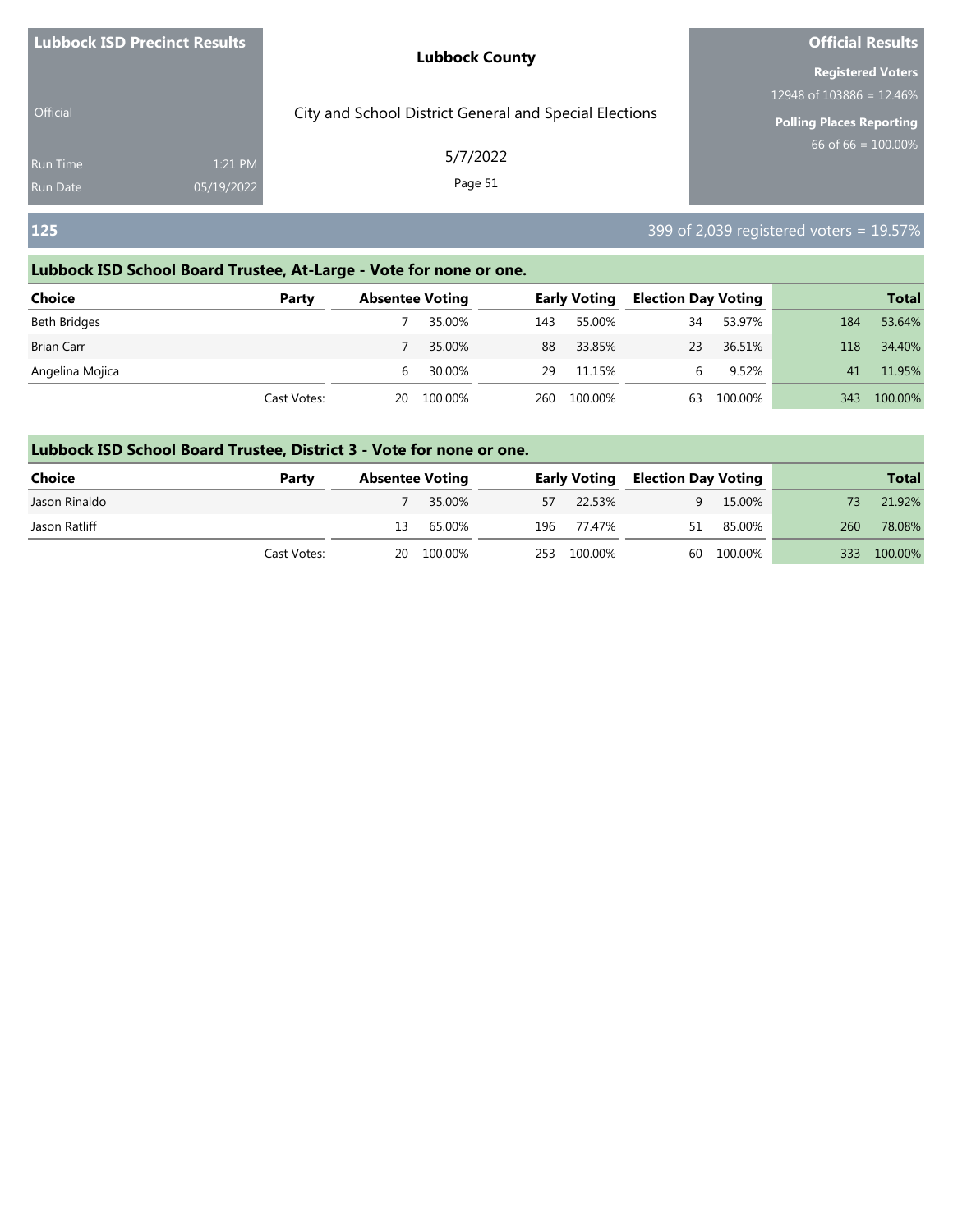| Lubbock ISD Precinct Results | | Lubbock County | Official Results |
|---|---|---|---|
| Official | | City and School District General and Special Elections | Registered Voters 12948 of 103886 = 12.46% |
| Run Time | 1:21 PM | 5/7/2022 | Polling Places Reporting 66 of 66 = 100.00% |
| Run Date | 05/19/2022 | | |

## 125

399 of 2,039 registered voters = 19.57%

### Lubbock ISD School Board Trustee, At-Large - Vote for none or one.

| Choice | Party | Absentee Voting | | Early Voting | | Election Day Voting | | Total | |
|---|---|---|---|---|---|---|---|---|---|
| Beth Bridges | | 7 | 35.00% | 143 | 55.00% | 34 | 53.97% | 184 | 53.64% |
| Brian Carr | | 7 | 35.00% | 88 | 33.85% | 23 | 36.51% | 118 | 34.40% |
| Angelina Mojica | | 6 | 30.00% | 29 | 11.15% | 6 | 9.52% | 41 | 11.95% |
| | Cast Votes: | 20 | 100.00% | 260 | 100.00% | 63 | 100.00% | 343 | 100.00% |

### Lubbock ISD School Board Trustee, District 3 - Vote for none or one.

| Choice | Party | Absentee Voting | | Early Voting | | Election Day Voting | | Total | |
|---|---|---|---|---|---|---|---|---|---|
| Jason Rinaldo | | 7 | 35.00% | 57 | 22.53% | 9 | 15.00% | 73 | 21.92% |
| Jason Ratliff | | 13 | 65.00% | 196 | 77.47% | 51 | 85.00% | 260 | 78.08% |
| | Cast Votes: | 20 | 100.00% | 253 | 100.00% | 60 | 100.00% | 333 | 100.00% |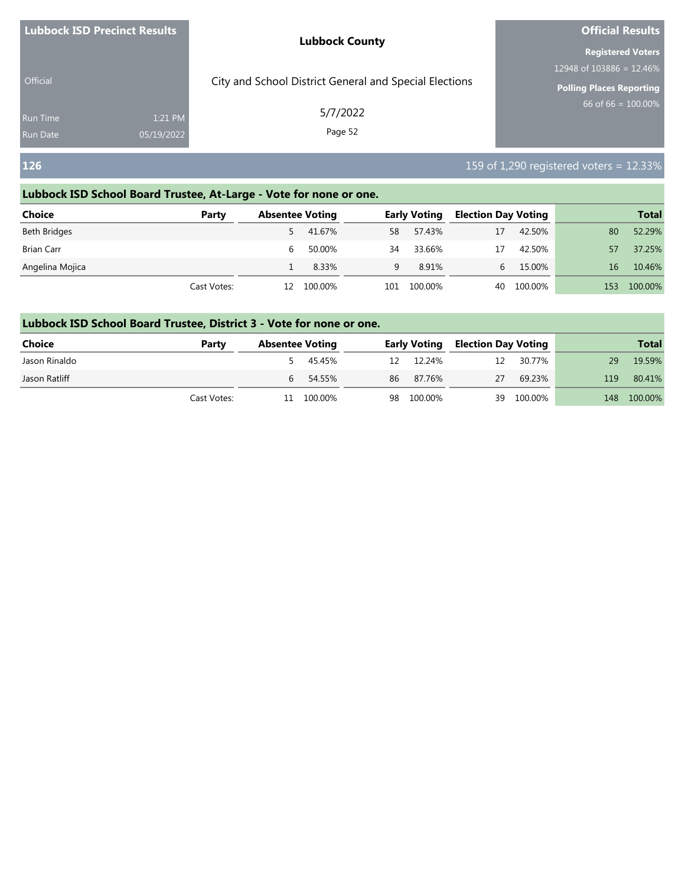**Lubbock ISD Precinct Results**

Official

Run Time 1:21 PM
Run Date 05/19/2022

**Lubbock County**

City and School District General and Special Elections

5/7/2022

**Official Results**

**Registered Voters**
12948 of 103886 = 12.46%

**Polling Places Reporting**
66 of 66 = 100.00%

## 126

159 of 1,290 registered voters = 12.33%

### Lubbock ISD School Board Trustee, At-Large - Vote for none or one.

| Choice | Party | Absentee Voting | | Early Voting | | Election Day Voting | | Total | |
|---|---|---|---|---|---|---|---|---|---|
| Beth Bridges | | 5 | 41.67% | 58 | 57.43% | 17 | 42.50% | 80 | 52.29% |
| Brian Carr | | 6 | 50.00% | 34 | 33.66% | 17 | 42.50% | 57 | 37.25% |
| Angelina Mojica | | 1 | 8.33% | 9 | 8.91% | 6 | 15.00% | 16 | 10.46% |
| | Cast Votes: | 12 | 100.00% | 101 | 100.00% | 40 | 100.00% | 153 | 100.00% |

### Lubbock ISD School Board Trustee, District 3 - Vote for none or one.

| Choice | Party | Absentee Voting | | Early Voting | | Election Day Voting | | Total | |
|---|---|---|---|---|---|---|---|---|---|
| Jason Rinaldo | | 5 | 45.45% | 12 | 12.24% | 12 | 30.77% | 29 | 19.59% |
| Jason Ratliff | | 6 | 54.55% | 86 | 87.76% | 27 | 69.23% | 119 | 80.41% |
| | Cast Votes: | 11 | 100.00% | 98 | 100.00% | 39 | 100.00% | 148 | 100.00% |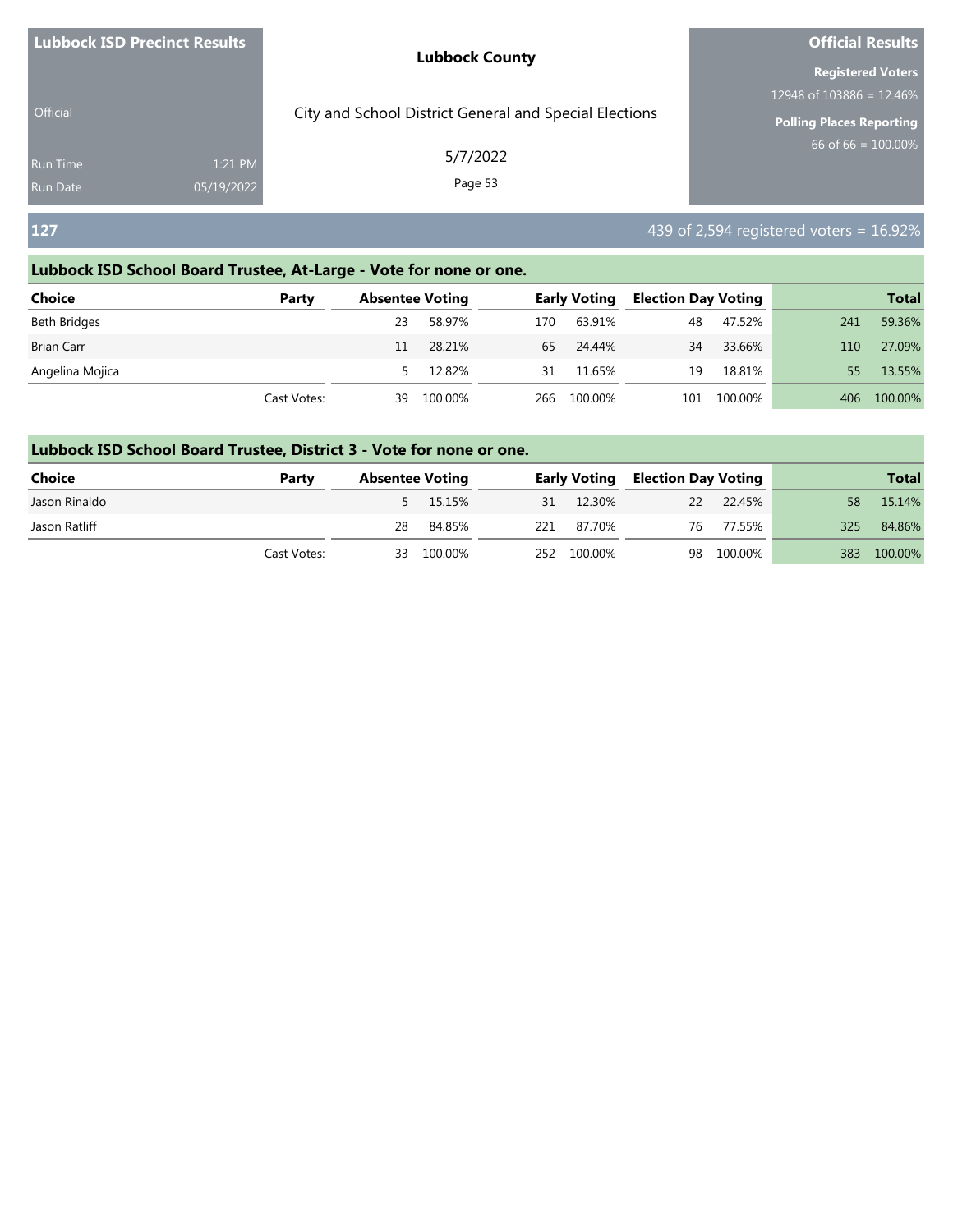**127** 439 of 2,594 registered voters = 16.92%

## Lubbock ISD School Board Trustee, At-Large - Vote for none or one.

| Choice | Party | Absentee Voting | | Early Voting | | Election Day Voting | | Total | |
|---|---|---|---|---|---|---|---|---|---|
| Beth Bridges | | 23 | 58.97% | 170 | 63.91% | 48 | 47.52% | 241 | 59.36% |
| Brian Carr | | 11 | 28.21% | 65 | 24.44% | 34 | 33.66% | 110 | 27.09% |
| Angelina Mojica | | 5 | 12.82% | 31 | 11.65% | 19 | 18.81% | 55 | 13.55% |
| | Cast Votes: | 39 | 100.00% | 266 | 100.00% | 101 | 100.00% | 406 | 100.00% |

## Lubbock ISD School Board Trustee, District 3 - Vote for none or one.

| Choice | Party | Absentee Voting | | Early Voting | | Election Day Voting | | Total | |
|---|---|---|---|---|---|---|---|---|---|
| Jason Rinaldo | | 5 | 15.15% | 31 | 12.30% | 22 | 22.45% | 58 | 15.14% |
| Jason Ratliff | | 28 | 84.85% | 221 | 87.70% | 76 | 77.55% | 325 | 84.86% |
| | Cast Votes: | 33 | 100.00% | 252 | 100.00% | 98 | 100.00% | 383 | 100.00% |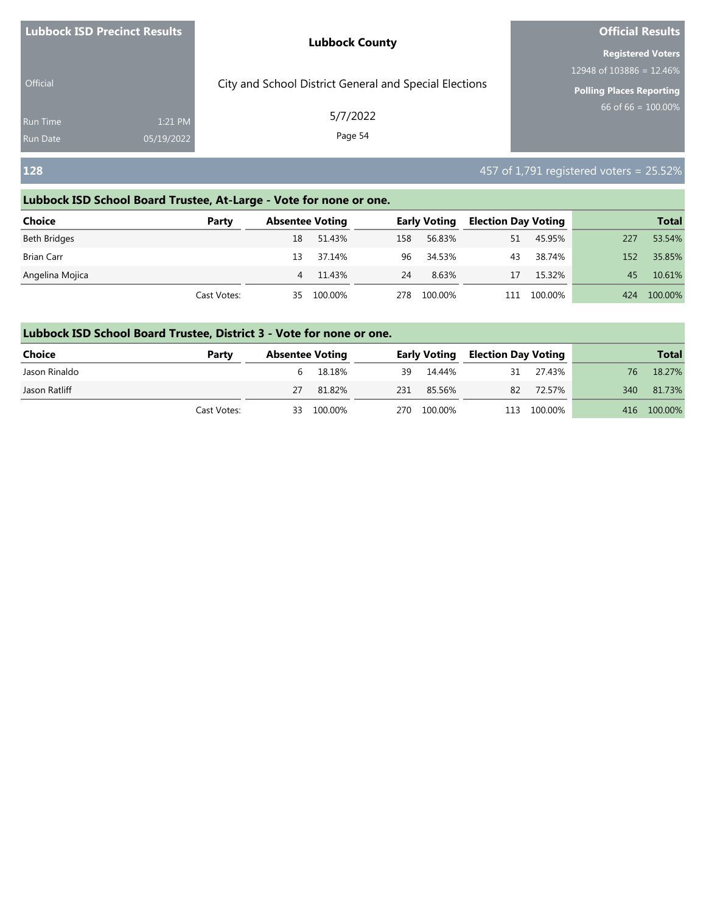## Lubbock ISD Precinct Results

**Lubbock County**

Official

City and School District General and Special Elections

5/7/2022

Run Time 1:21 PM

Run Date 05/19/2022

**Official Results**

**Registered Voters**

12948 of 103886 = 12.46%

**Polling Places Reporting**

66 of 66 = 100.00%

## 128

457 of 1,791 registered voters = 25.52%

### Lubbock ISD School Board Trustee, At-Large - Vote for none or one.

| Choice | Party | Absentee Voting | | Early Voting | | Election Day Voting | | Total | |
|---|---|---|---|---|---|---|---|---|---|
| Beth Bridges | | 18 | 51.43% | 158 | 56.83% | 51 | 45.95% | 227 | 53.54% |
| Brian Carr | | 13 | 37.14% | 96 | 34.53% | 43 | 38.74% | 152 | 35.85% |
| Angelina Mojica | | 4 | 11.43% | 24 | 8.63% | 17 | 15.32% | 45 | 10.61% |
| | Cast Votes: | 35 | 100.00% | 278 | 100.00% | 111 | 100.00% | 424 | 100.00% |

### Lubbock ISD School Board Trustee, District 3 - Vote for none or one.

| Choice | Party | Absentee Voting | | Early Voting | | Election Day Voting | | Total | |
|---|---|---|---|---|---|---|---|---|---|
| Jason Rinaldo | | 6 | 18.18% | 39 | 14.44% | 31 | 27.43% | 76 | 18.27% |
| Jason Ratliff | | 27 | 81.82% | 231 | 85.56% | 82 | 72.57% | 340 | 81.73% |
| | Cast Votes: | 33 | 100.00% | 270 | 100.00% | 113 | 100.00% | 416 | 100.00% |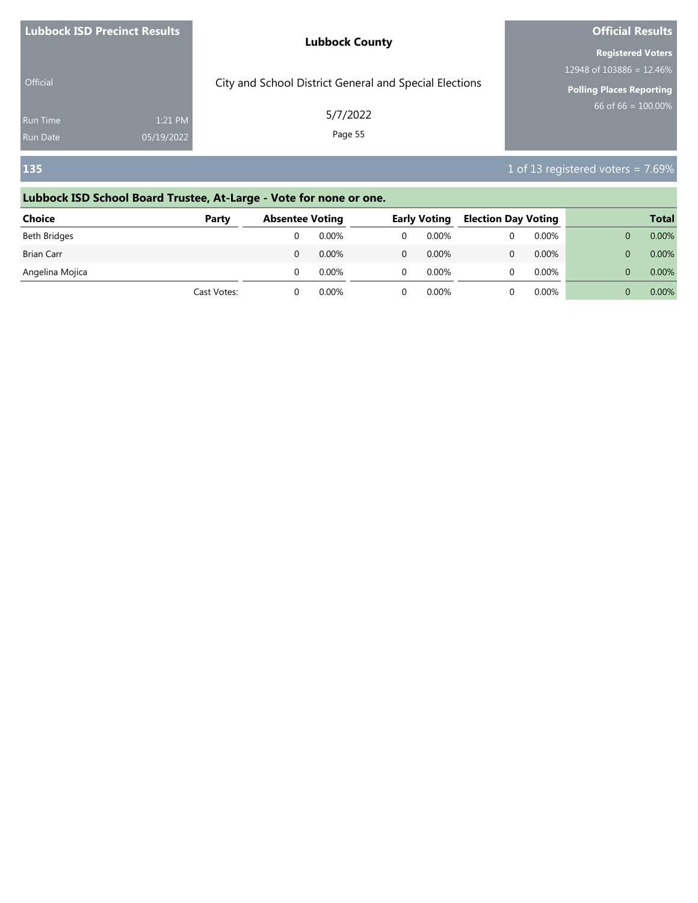| Lubbock ISD Precinct Results | | Lubbock County | Official Results |
|---|---|---|---|
| Official | | City and School District General and Special Elections | Registered Voters 12948 of 103886 = 12.46% |
| Run Time | 1:21 PM | 5/7/2022 | Polling Places Reporting 66 of 66 = 100.00% |
| Run Date | 05/19/2022 | | |

## 135

1 of 13 registered voters = 7.69%

### Lubbock ISD School Board Trustee, At-Large - Vote for none or one.

| Choice | Party | Absentee Voting | | Early Voting | | Election Day Voting | | Total | |
|---|---|---|---|---|---|---|---|---|---|
| Beth Bridges | | 0 | 0.00% | 0 | 0.00% | 0 | 0.00% | 0 | 0.00% |
| Brian Carr | | 0 | 0.00% | 0 | 0.00% | 0 | 0.00% | 0 | 0.00% |
| Angelina Mojica | | 0 | 0.00% | 0 | 0.00% | 0 | 0.00% | 0 | 0.00% |
| | Cast Votes: | 0 | 0.00% | 0 | 0.00% | 0 | 0.00% | 0 | 0.00% |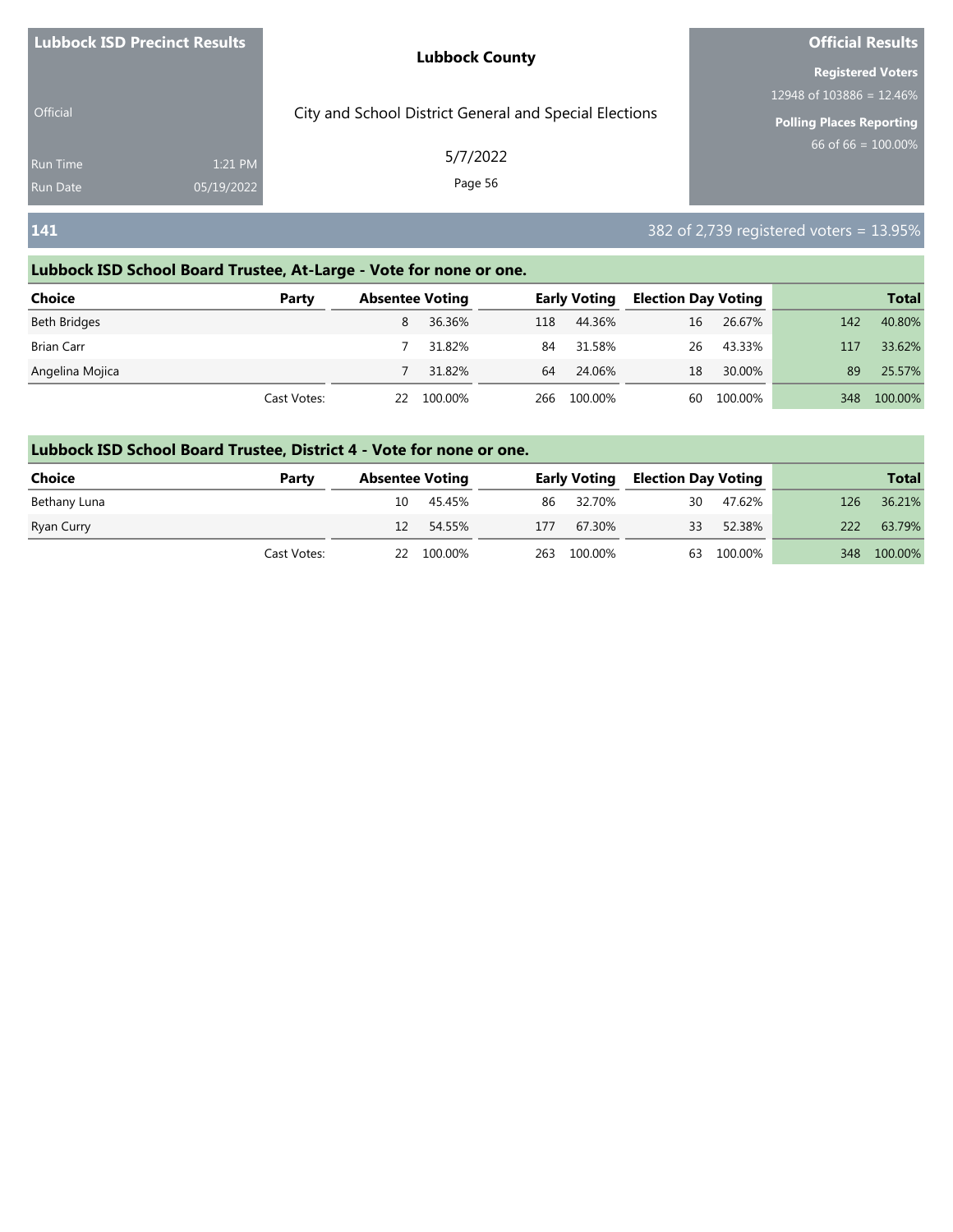**141** — 382 of 2,739 registered voters = 13.95%

## Lubbock ISD School Board Trustee, At-Large - Vote for none or one.

| Choice | Party | Absentee Voting | | Early Voting | | Election Day Voting | | Total | |
|---|---|---|---|---|---|---|---|---|---|
| Beth Bridges | | 8 | 36.36% | 118 | 44.36% | 16 | 26.67% | 142 | 40.80% |
| Brian Carr | | 7 | 31.82% | 84 | 31.58% | 26 | 43.33% | 117 | 33.62% |
| Angelina Mojica | | 7 | 31.82% | 64 | 24.06% | 18 | 30.00% | 89 | 25.57% |
| | Cast Votes: | 22 | 100.00% | 266 | 100.00% | 60 | 100.00% | 348 | 100.00% |

## Lubbock ISD School Board Trustee, District 4 - Vote for none or one.

| Choice | Party | Absentee Voting | | Early Voting | | Election Day Voting | | Total | |
|---|---|---|---|---|---|---|---|---|---|
| Bethany Luna | | 10 | 45.45% | 86 | 32.70% | 30 | 47.62% | 126 | 36.21% |
| Ryan Curry | | 12 | 54.55% | 177 | 67.30% | 33 | 52.38% | 222 | 63.79% |
| | Cast Votes: | 22 | 100.00% | 263 | 100.00% | 63 | 100.00% | 348 | 100.00% |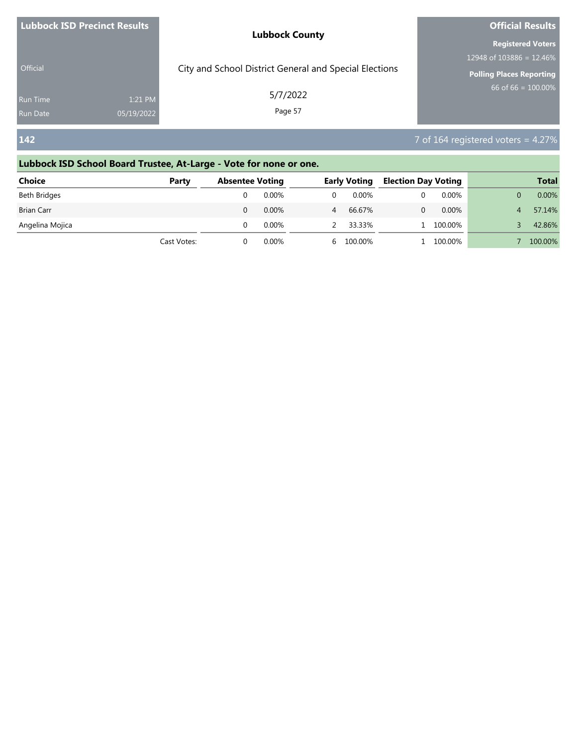**142** — 7 of 164 registered voters = 4.27%

### Lubbock ISD School Board Trustee, At-Large - Vote for none or one.

| Choice | Party | Absentee Voting | | Early Voting | | Election Day Voting | | Total | |
|---|---|---|---|---|---|---|---|---|---|
| Beth Bridges | | 0 | 0.00% | 0 | 0.00% | 0 | 0.00% | 0 | 0.00% |
| Brian Carr | | 0 | 0.00% | 4 | 66.67% | 0 | 0.00% | 4 | 57.14% |
| Angelina Mojica | | 0 | 0.00% | 2 | 33.33% | 1 | 100.00% | 3 | 42.86% |
| | Cast Votes: | 0 | 0.00% | 6 | 100.00% | 1 | 100.00% | 7 | 100.00% |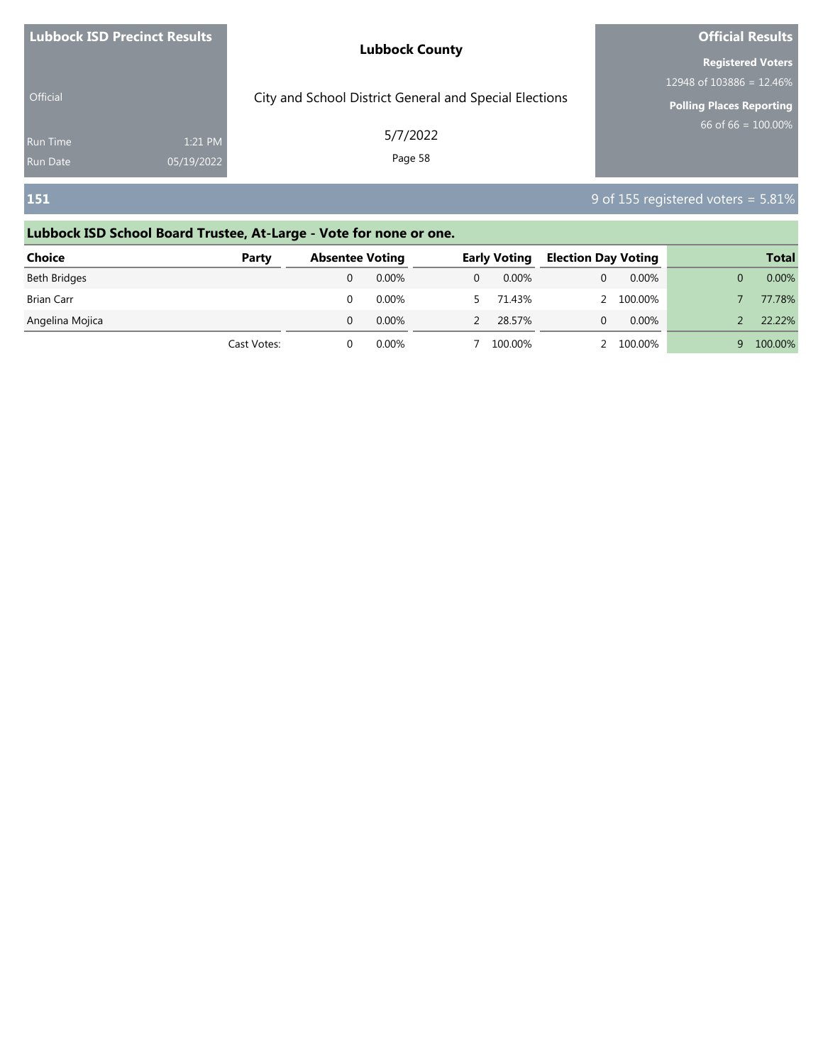**Lubbock ISD Precinct Results**

Official

Run Time 1:21 PM

Run Date 05/19/2022

**Lubbock County**

City and School District General and Special Elections

5/7/2022

**Official Results**

**Registered Voters**

12948 of 103886 = 12.46%

**Polling Places Reporting**

66 of 66 = 100.00%

## 151

9 of 155 registered voters = 5.81%

### Lubbock ISD School Board Trustee, At-Large - Vote for none or one.

| Choice | Party | Absentee Voting | | Early Voting | | Election Day Voting | | Total | |
|---|---|---|---|---|---|---|---|---|---|
| Beth Bridges | | 0 | 0.00% | 0 | 0.00% | 0 | 0.00% | 0 | 0.00% |
| Brian Carr | | 0 | 0.00% | 5 | 71.43% | 2 | 100.00% | 7 | 77.78% |
| Angelina Mojica | | 0 | 0.00% | 2 | 28.57% | 0 | 0.00% | 2 | 22.22% |
| | Cast Votes: | 0 | 0.00% | 7 | 100.00% | 2 | 100.00% | 9 | 100.00% |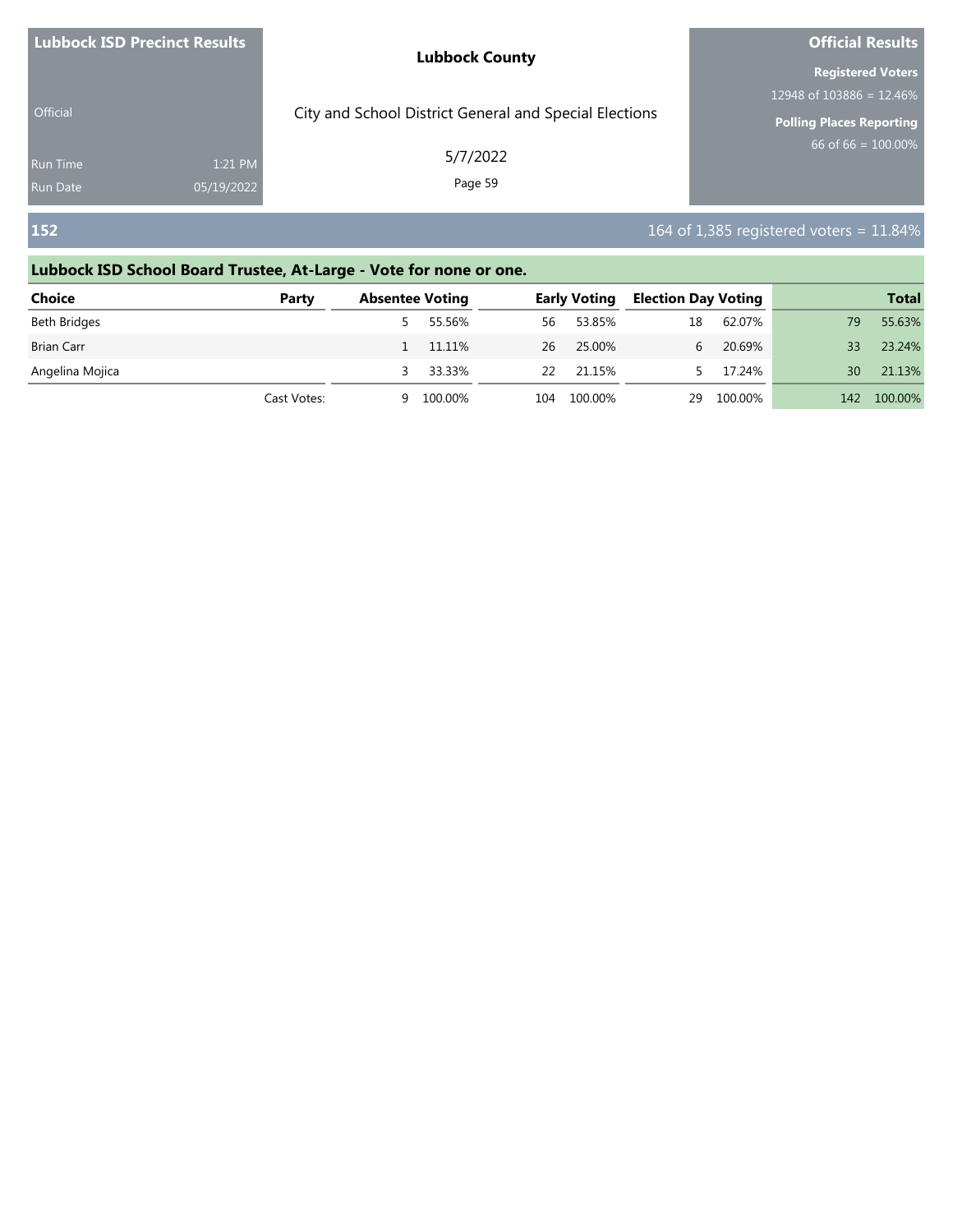| Lubbock ISD Precinct Results | | Lubbock County | Official Results |
|---|---|---|---|
| Official | | City and School District General and Special Elections | Registered Voters 12948 of 103886 = 12.46% |
| Run Time | 1:21 PM | 5/7/2022 | Polling Places Reporting 66 of 66 = 100.00% |
| Run Date | 05/19/2022 | | |

## 152

164 of 1,385 registered voters = 11.84%

### Lubbock ISD School Board Trustee, At-Large - Vote for none or one.

| Choice | Party | Absentee Voting | | Early Voting | | Election Day Voting | | Total | |
|---|---|---|---|---|---|---|---|---|---|
| Beth Bridges | | 5 | 55.56% | 56 | 53.85% | 18 | 62.07% | 79 | 55.63% |
| Brian Carr | | 1 | 11.11% | 26 | 25.00% | 6 | 20.69% | 33 | 23.24% |
| Angelina Mojica | | 3 | 33.33% | 22 | 21.15% | 5 | 17.24% | 30 | 21.13% |
| | Cast Votes: | 9 | 100.00% | 104 | 100.00% | 29 | 100.00% | 142 | 100.00% |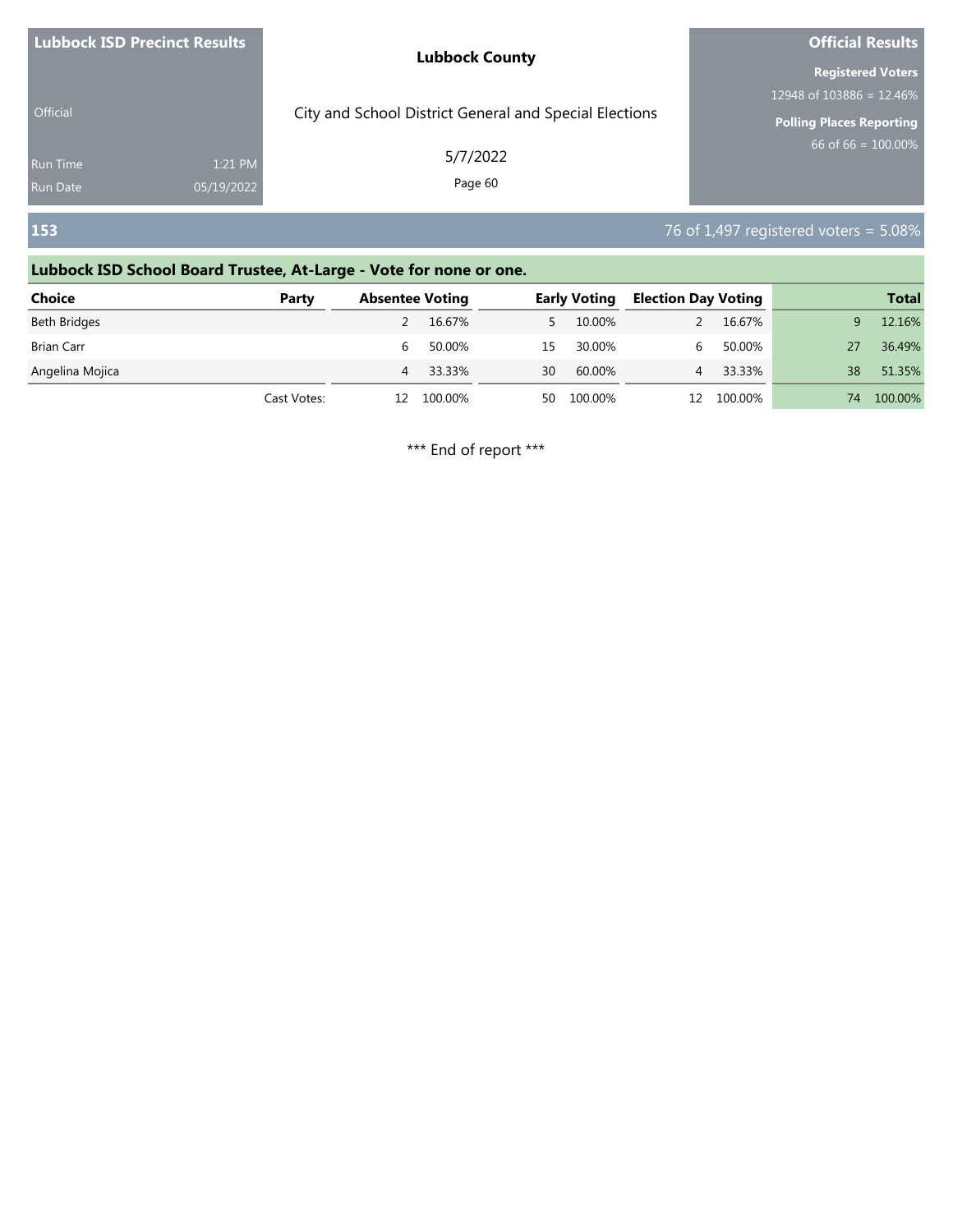**153** — 76 of 1,497 registered voters = 5.08%

## Lubbock ISD School Board Trustee, At-Large - Vote for none or one.

| Choice | Party | Absentee Voting | | Early Voting | | Election Day Voting | | Total | |
|---|---|---|---|---|---|---|---|---|---|
| Beth Bridges | | 2 | 16.67% | 5 | 10.00% | 2 | 16.67% | 9 | 12.16% |
| Brian Carr | | 6 | 50.00% | 15 | 30.00% | 6 | 50.00% | 27 | 36.49% |
| Angelina Mojica | | 4 | 33.33% | 30 | 60.00% | 4 | 33.33% | 38 | 51.35% |
| | Cast Votes: | 12 | 100.00% | 50 | 100.00% | 12 | 100.00% | 74 | 100.00% |

*** End of report ***